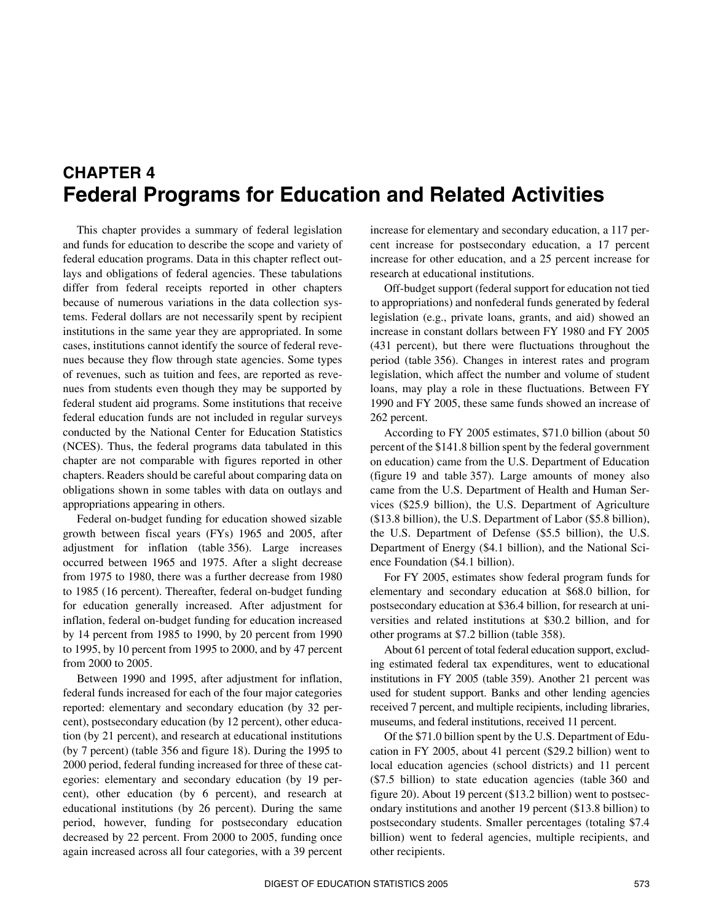# CHAPTER 4
# Federal Programs for Education and Related Activities

This chapter provides a summary of federal legislation and funds for education to describe the scope and variety of federal education programs. Data in this chapter reflect outlays and obligations of federal agencies. These tabulations differ from federal receipts reported in other chapters because of numerous variations in the data collection systems. Federal dollars are not necessarily spent by recipient institutions in the same year they are appropriated. In some cases, institutions cannot identify the source of federal revenues because they flow through state agencies. Some types of revenues, such as tuition and fees, are reported as revenues from students even though they may be supported by federal student aid programs. Some institutions that receive federal education funds are not included in regular surveys conducted by the National Center for Education Statistics (NCES). Thus, the federal programs data tabulated in this chapter are not comparable with figures reported in other chapters. Readers should be careful about comparing data on obligations shown in some tables with data on outlays and appropriations appearing in others.

Federal on-budget funding for education showed sizable growth between fiscal years (FYs) 1965 and 2005, after adjustment for inflation (table 356). Large increases occurred between 1965 and 1975. After a slight decrease from 1975 to 1980, there was a further decrease from 1980 to 1985 (16 percent). Thereafter, federal on-budget funding for education generally increased. After adjustment for inflation, federal on-budget funding for education increased by 14 percent from 1985 to 1990, by 20 percent from 1990 to 1995, by 10 percent from 1995 to 2000, and by 47 percent from 2000 to 2005.

Between 1990 and 1995, after adjustment for inflation, federal funds increased for each of the four major categories reported: elementary and secondary education (by 32 percent), postsecondary education (by 12 percent), other education (by 21 percent), and research at educational institutions (by 7 percent) (table 356 and figure 18). During the 1995 to 2000 period, federal funding increased for three of these categories: elementary and secondary education (by 19 percent), other education (by 6 percent), and research at educational institutions (by 26 percent). During the same period, however, funding for postsecondary education decreased by 22 percent. From 2000 to 2005, funding once again increased across all four categories, with a 39 percent increase for elementary and secondary education, a 117 percent increase for postsecondary education, a 17 percent increase for other education, and a 25 percent increase for research at educational institutions.

Off-budget support (federal support for education not tied to appropriations) and nonfederal funds generated by federal legislation (e.g., private loans, grants, and aid) showed an increase in constant dollars between FY 1980 and FY 2005 (431 percent), but there were fluctuations throughout the period (table 356). Changes in interest rates and program legislation, which affect the number and volume of student loans, may play a role in these fluctuations. Between FY 1990 and FY 2005, these same funds showed an increase of 262 percent.

According to FY 2005 estimates, $71.0 billion (about 50 percent of the $141.8 billion spent by the federal government on education) came from the U.S. Department of Education (figure 19 and table 357). Large amounts of money also came from the U.S. Department of Health and Human Services ($25.9 billion), the U.S. Department of Agriculture ($13.8 billion), the U.S. Department of Labor ($5.8 billion), the U.S. Department of Defense ($5.5 billion), the U.S. Department of Energy ($4.1 billion), and the National Science Foundation ($4.1 billion).

For FY 2005, estimates show federal program funds for elementary and secondary education at $68.0 billion, for postsecondary education at $36.4 billion, for research at universities and related institutions at $30.2 billion, and for other programs at $7.2 billion (table 358).

About 61 percent of total federal education support, excluding estimated federal tax expenditures, went to educational institutions in FY 2005 (table 359). Another 21 percent was used for student support. Banks and other lending agencies received 7 percent, and multiple recipients, including libraries, museums, and federal institutions, received 11 percent.

Of the $71.0 billion spent by the U.S. Department of Education in FY 2005, about 41 percent ($29.2 billion) went to local education agencies (school districts) and 11 percent ($7.5 billion) to state education agencies (table 360 and figure 20). About 19 percent ($13.2 billion) went to postsecondary institutions and another 19 percent ($13.8 billion) to postsecondary students. Smaller percentages (totaling $7.4 billion) went to federal agencies, multiple recipients, and other recipients.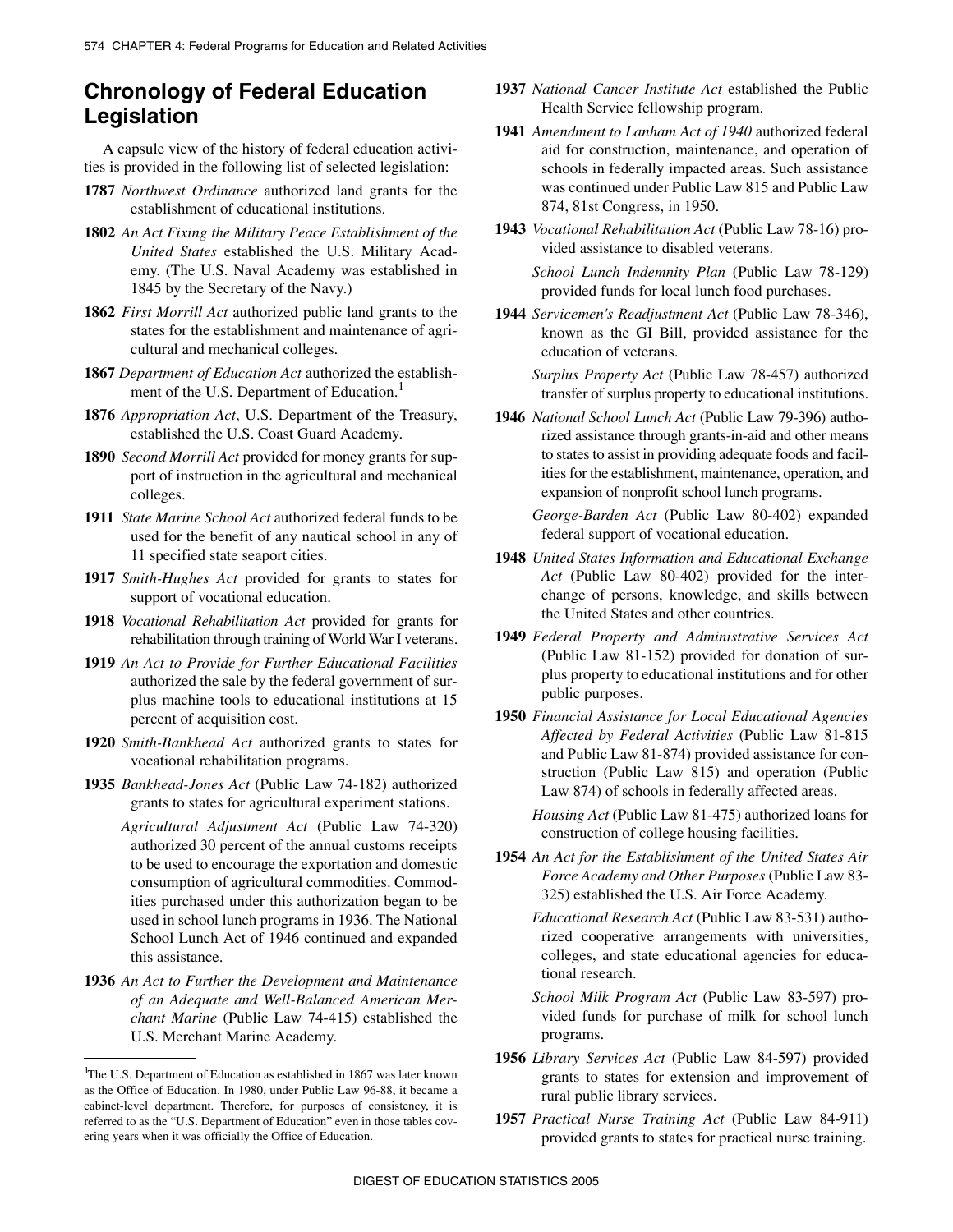## Chronology of Federal Education Legislation

A capsule view of the history of federal education activities is provided in the following list of selected legislation:

**1787** *Northwest Ordinance* authorized land grants for the establishment of educational institutions.

**1802** *An Act Fixing the Military Peace Establishment of the United States* established the U.S. Military Academy. (The U.S. Naval Academy was established in 1845 by the Secretary of the Navy.)

**1862** *First Morrill Act* authorized public land grants to the states for the establishment and maintenance of agricultural and mechanical colleges.

**1867** *Department of Education Act* authorized the establishment of the U.S. Department of Education.[1]

**1876** *Appropriation Act*, U.S. Department of the Treasury, established the U.S. Coast Guard Academy.

**1890** *Second Morrill Act* provided for money grants for support of instruction in the agricultural and mechanical colleges.

**1911** *State Marine School Act* authorized federal funds to be used for the benefit of any nautical school in any of 11 specified state seaport cities.

**1917** *Smith-Hughes Act* provided for grants to states for support of vocational education.

**1918** *Vocational Rehabilitation Act* provided for grants for rehabilitation through training of World War I veterans.

**1919** *An Act to Provide for Further Educational Facilities* authorized the sale by the federal government of surplus machine tools to educational institutions at 15 percent of acquisition cost.

**1920** *Smith-Bankhead Act* authorized grants to states for vocational rehabilitation programs.

**1935** *Bankhead-Jones Act* (Public Law 74-182) authorized grants to states for agricultural experiment stations.

*Agricultural Adjustment Act* (Public Law 74-320) authorized 30 percent of the annual customs receipts to be used to encourage the exportation and domestic consumption of agricultural commodities. Commodities purchased under this authorization began to be used in school lunch programs in 1936. The National School Lunch Act of 1946 continued and expanded this assistance.

**1936** *An Act to Further the Development and Maintenance of an Adequate and Well-Balanced American Merchant Marine* (Public Law 74-415) established the U.S. Merchant Marine Academy.

**1937** *National Cancer Institute Act* established the Public Health Service fellowship program.

**1941** *Amendment to Lanham Act of 1940* authorized federal aid for construction, maintenance, and operation of schools in federally impacted areas. Such assistance was continued under Public Law 815 and Public Law 874, 81st Congress, in 1950.

**1943** *Vocational Rehabilitation Act* (Public Law 78-16) provided assistance to disabled veterans.

*School Lunch Indemnity Plan* (Public Law 78-129) provided funds for local lunch food purchases.

**1944** *Servicemen's Readjustment Act* (Public Law 78-346), known as the GI Bill, provided assistance for the education of veterans.

*Surplus Property Act* (Public Law 78-457) authorized transfer of surplus property to educational institutions.

**1946** *National School Lunch Act* (Public Law 79-396) authorized assistance through grants-in-aid and other means to states to assist in providing adequate foods and facilities for the establishment, maintenance, operation, and expansion of nonprofit school lunch programs.

*George-Barden Act* (Public Law 80-402) expanded federal support of vocational education.

**1948** *United States Information and Educational Exchange Act* (Public Law 80-402) provided for the interchange of persons, knowledge, and skills between the United States and other countries.

**1949** *Federal Property and Administrative Services Act* (Public Law 81-152) provided for donation of surplus property to educational institutions and for other public purposes.

**1950** *Financial Assistance for Local Educational Agencies Affected by Federal Activities* (Public Law 81-815 and Public Law 81-874) provided assistance for construction (Public Law 815) and operation (Public Law 874) of schools in federally affected areas.

*Housing Act* (Public Law 81-475) authorized loans for construction of college housing facilities.

**1954** *An Act for the Establishment of the United States Air Force Academy and Other Purposes* (Public Law 83-325) established the U.S. Air Force Academy.

*Educational Research Act* (Public Law 83-531) authorized cooperative arrangements with universities, colleges, and state educational agencies for educational research.

*School Milk Program Act* (Public Law 83-597) provided funds for purchase of milk for school lunch programs.

**1956** *Library Services Act* (Public Law 84-597) provided grants to states for extension and improvement of rural public library services.

**1957** *Practical Nurse Training Act* (Public Law 84-911) provided grants to states for practical nurse training.

---

[1]The U.S. Department of Education as established in 1867 was later known as the Office of Education. In 1980, under Public Law 96-88, it became a cabinet-level department. Therefore, for purposes of consistency, it is referred to as the "U.S. Department of Education" even in those tables covering years when it was officially the Office of Education.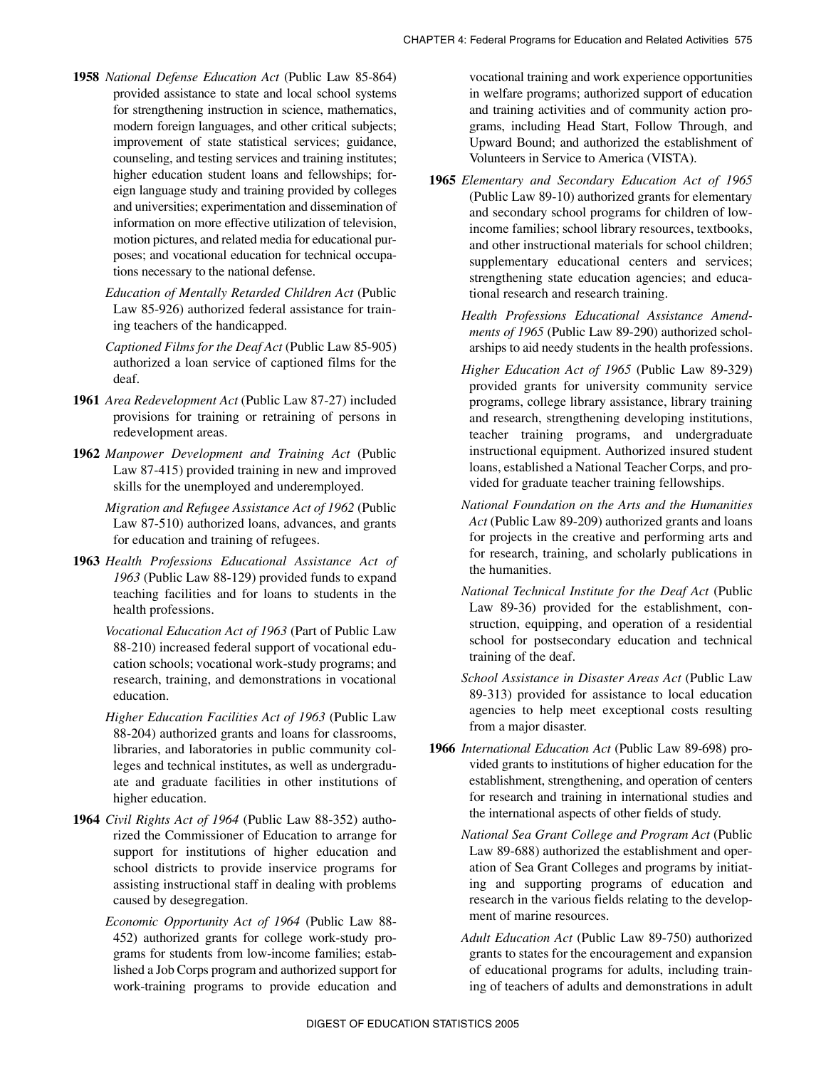**1958** *National Defense Education Act* (Public Law 85-864) provided assistance to state and local school systems for strengthening instruction in science, mathematics, modern foreign languages, and other critical subjects; improvement of state statistical services; guidance, counseling, and testing services and training institutes; higher education student loans and fellowships; foreign language study and training provided by colleges and universities; experimentation and dissemination of information on more effective utilization of television, motion pictures, and related media for educational purposes; and vocational education for technical occupations necessary to the national defense.

*Education of Mentally Retarded Children Act* (Public Law 85-926) authorized federal assistance for training teachers of the handicapped.

*Captioned Films for the Deaf Act* (Public Law 85-905) authorized a loan service of captioned films for the deaf.

**1961** *Area Redevelopment Act* (Public Law 87-27) included provisions for training or retraining of persons in redevelopment areas.

**1962** *Manpower Development and Training Act* (Public Law 87-415) provided training in new and improved skills for the unemployed and underemployed.

*Migration and Refugee Assistance Act of 1962* (Public Law 87-510) authorized loans, advances, and grants for education and training of refugees.

**1963** *Health Professions Educational Assistance Act of 1963* (Public Law 88-129) provided funds to expand teaching facilities and for loans to students in the health professions.

*Vocational Education Act of 1963* (Part of Public Law 88-210) increased federal support of vocational education schools; vocational work-study programs; and research, training, and demonstrations in vocational education.

*Higher Education Facilities Act of 1963* (Public Law 88-204) authorized grants and loans for classrooms, libraries, and laboratories in public community colleges and technical institutes, as well as undergraduate and graduate facilities in other institutions of higher education.

**1964** *Civil Rights Act of 1964* (Public Law 88-352) authorized the Commissioner of Education to arrange for support for institutions of higher education and school districts to provide inservice programs for assisting instructional staff in dealing with problems caused by desegregation.

*Economic Opportunity Act of 1964* (Public Law 88-452) authorized grants for college work-study programs for students from low-income families; established a Job Corps program and authorized support for work-training programs to provide education and vocational training and work experience opportunities in welfare programs; authorized support of education and training activities and of community action programs, including Head Start, Follow Through, and Upward Bound; and authorized the establishment of Volunteers in Service to America (VISTA).

**1965** *Elementary and Secondary Education Act of 1965* (Public Law 89-10) authorized grants for elementary and secondary school programs for children of low-income families; school library resources, textbooks, and other instructional materials for school children; supplementary educational centers and services; strengthening state education agencies; and educational research and research training.

*Health Professions Educational Assistance Amendments of 1965* (Public Law 89-290) authorized scholarships to aid needy students in the health professions.

*Higher Education Act of 1965* (Public Law 89-329) provided grants for university community service programs, college library assistance, library training and research, strengthening developing institutions, teacher training programs, and undergraduate instructional equipment. Authorized insured student loans, established a National Teacher Corps, and provided for graduate teacher training fellowships.

*National Foundation on the Arts and the Humanities Act* (Public Law 89-209) authorized grants and loans for projects in the creative and performing arts and for research, training, and scholarly publications in the humanities.

*National Technical Institute for the Deaf Act* (Public Law 89-36) provided for the establishment, construction, equipping, and operation of a residential school for postsecondary education and technical training of the deaf.

*School Assistance in Disaster Areas Act* (Public Law 89-313) provided for assistance to local education agencies to help meet exceptional costs resulting from a major disaster.

**1966** *International Education Act* (Public Law 89-698) provided grants to institutions of higher education for the establishment, strengthening, and operation of centers for research and training in international studies and the international aspects of other fields of study.

*National Sea Grant College and Program Act* (Public Law 89-688) authorized the establishment and operation of Sea Grant Colleges and programs by initiating and supporting programs of education and research in the various fields relating to the development of marine resources.

*Adult Education Act* (Public Law 89-750) authorized grants to states for the encouragement and expansion of educational programs for adults, including training of teachers of adults and demonstrations in adult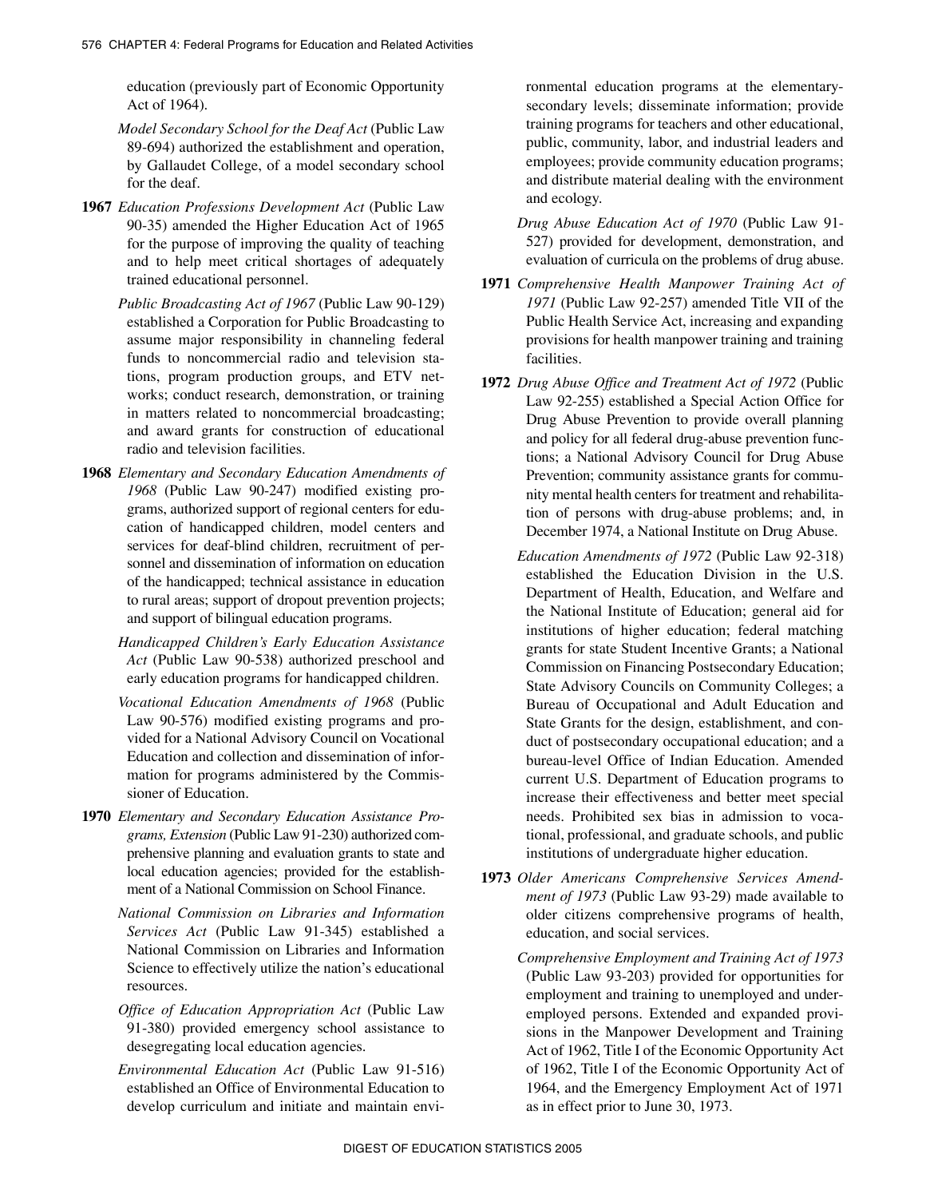education (previously part of Economic Opportunity Act of 1964).

*Model Secondary School for the Deaf Act* (Public Law 89-694) authorized the establishment and operation, by Gallaudet College, of a model secondary school for the deaf.

**1967** *Education Professions Development Act* (Public Law 90-35) amended the Higher Education Act of 1965 for the purpose of improving the quality of teaching and to help meet critical shortages of adequately trained educational personnel.

*Public Broadcasting Act of 1967* (Public Law 90-129) established a Corporation for Public Broadcasting to assume major responsibility in channeling federal funds to noncommercial radio and television stations, program production groups, and ETV networks; conduct research, demonstration, or training in matters related to noncommercial broadcasting; and award grants for construction of educational radio and television facilities.

**1968** *Elementary and Secondary Education Amendments of 1968* (Public Law 90-247) modified existing programs, authorized support of regional centers for education of handicapped children, model centers and services for deaf-blind children, recruitment of personnel and dissemination of information on education of the handicapped; technical assistance in education to rural areas; support of dropout prevention projects; and support of bilingual education programs.

*Handicapped Children's Early Education Assistance Act* (Public Law 90-538) authorized preschool and early education programs for handicapped children.

*Vocational Education Amendments of 1968* (Public Law 90-576) modified existing programs and provided for a National Advisory Council on Vocational Education and collection and dissemination of information for programs administered by the Commissioner of Education.

**1970** *Elementary and Secondary Education Assistance Programs, Extension* (Public Law 91-230) authorized comprehensive planning and evaluation grants to state and local education agencies; provided for the establishment of a National Commission on School Finance.

*National Commission on Libraries and Information Services Act* (Public Law 91-345) established a National Commission on Libraries and Information Science to effectively utilize the nation's educational resources.

*Office of Education Appropriation Act* (Public Law 91-380) provided emergency school assistance to desegregating local education agencies.

*Environmental Education Act* (Public Law 91-516) established an Office of Environmental Education to develop curriculum and initiate and maintain environmental education programs at the elementary-secondary levels; disseminate information; provide training programs for teachers and other educational, public, community, labor, and industrial leaders and employees; provide community education programs; and distribute material dealing with the environment and ecology.

*Drug Abuse Education Act of 1970* (Public Law 91-527) provided for development, demonstration, and evaluation of curricula on the problems of drug abuse.

**1971** *Comprehensive Health Manpower Training Act of 1971* (Public Law 92-257) amended Title VII of the Public Health Service Act, increasing and expanding provisions for health manpower training and training facilities.

**1972** *Drug Abuse Office and Treatment Act of 1972* (Public Law 92-255) established a Special Action Office for Drug Abuse Prevention to provide overall planning and policy for all federal drug-abuse prevention functions; a National Advisory Council for Drug Abuse Prevention; community assistance grants for community mental health centers for treatment and rehabilitation of persons with drug-abuse problems; and, in December 1974, a National Institute on Drug Abuse.

*Education Amendments of 1972* (Public Law 92-318) established the Education Division in the U.S. Department of Health, Education, and Welfare and the National Institute of Education; general aid for institutions of higher education; federal matching grants for state Student Incentive Grants; a National Commission on Financing Postsecondary Education; State Advisory Councils on Community Colleges; a Bureau of Occupational and Adult Education and State Grants for the design, establishment, and conduct of postsecondary occupational education; and a bureau-level Office of Indian Education. Amended current U.S. Department of Education programs to increase their effectiveness and better meet special needs. Prohibited sex bias in admission to vocational, professional, and graduate schools, and public institutions of undergraduate higher education.

**1973** *Older Americans Comprehensive Services Amendment of 1973* (Public Law 93-29) made available to older citizens comprehensive programs of health, education, and social services.

*Comprehensive Employment and Training Act of 1973* (Public Law 93-203) provided for opportunities for employment and training to unemployed and underemployed persons. Extended and expanded provisions in the Manpower Development and Training Act of 1962, Title I of the Economic Opportunity Act of 1962, Title I of the Economic Opportunity Act of 1964, and the Emergency Employment Act of 1971 as in effect prior to June 30, 1973.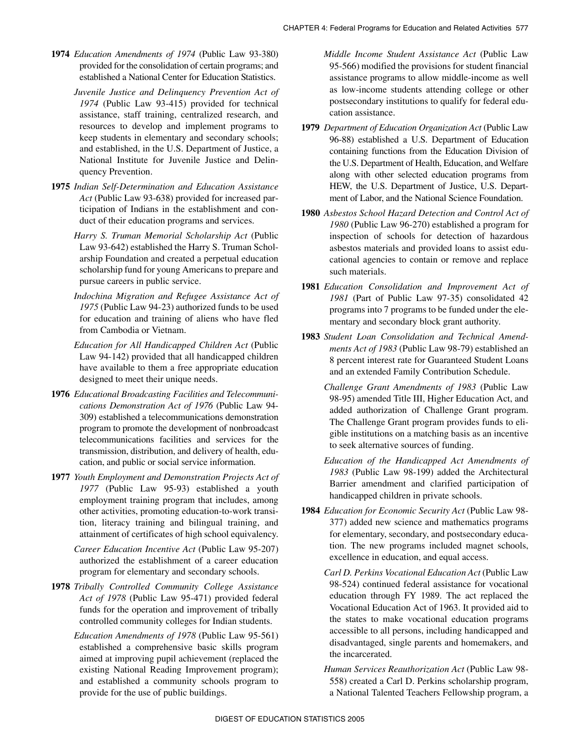**1974** *Education Amendments of 1974* (Public Law 93-380) provided for the consolidation of certain programs; and established a National Center for Education Statistics.

*Juvenile Justice and Delinquency Prevention Act of 1974* (Public Law 93-415) provided for technical assistance, staff training, centralized research, and resources to develop and implement programs to keep students in elementary and secondary schools; and established, in the U.S. Department of Justice, a National Institute for Juvenile Justice and Delinquency Prevention.

**1975** *Indian Self-Determination and Education Assistance Act* (Public Law 93-638) provided for increased participation of Indians in the establishment and conduct of their education programs and services.

*Harry S. Truman Memorial Scholarship Act* (Public Law 93-642) established the Harry S. Truman Scholarship Foundation and created a perpetual education scholarship fund for young Americans to prepare and pursue careers in public service.

*Indochina Migration and Refugee Assistance Act of 1975* (Public Law 94-23) authorized funds to be used for education and training of aliens who have fled from Cambodia or Vietnam.

*Education for All Handicapped Children Act* (Public Law 94-142) provided that all handicapped children have available to them a free appropriate education designed to meet their unique needs.

**1976** *Educational Broadcasting Facilities and Telecommunications Demonstration Act of 1976* (Public Law 94-309) established a telecommunications demonstration program to promote the development of nonbroadcast telecommunications facilities and services for the transmission, distribution, and delivery of health, education, and public or social service information.

**1977** *Youth Employment and Demonstration Projects Act of 1977* (Public Law 95-93) established a youth employment training program that includes, among other activities, promoting education-to-work transition, literacy training and bilingual training, and attainment of certificates of high school equivalency.

*Career Education Incentive Act* (Public Law 95-207) authorized the establishment of a career education program for elementary and secondary schools.

**1978** *Tribally Controlled Community College Assistance Act of 1978* (Public Law 95-471) provided federal funds for the operation and improvement of tribally controlled community colleges for Indian students.

*Education Amendments of 1978* (Public Law 95-561) established a comprehensive basic skills program aimed at improving pupil achievement (replaced the existing National Reading Improvement program); and established a community schools program to provide for the use of public buildings.

*Middle Income Student Assistance Act* (Public Law 95-566) modified the provisions for student financial assistance programs to allow middle-income as well as low-income students attending college or other postsecondary institutions to qualify for federal education assistance.

**1979** *Department of Education Organization Act* (Public Law 96-88) established a U.S. Department of Education containing functions from the Education Division of the U.S. Department of Health, Education, and Welfare along with other selected education programs from HEW, the U.S. Department of Justice, U.S. Department of Labor, and the National Science Foundation.

**1980** *Asbestos School Hazard Detection and Control Act of 1980* (Public Law 96-270) established a program for inspection of schools for detection of hazardous asbestos materials and provided loans to assist educational agencies to contain or remove and replace such materials.

**1981** *Education Consolidation and Improvement Act of 1981* (Part of Public Law 97-35) consolidated 42 programs into 7 programs to be funded under the elementary and secondary block grant authority.

**1983** *Student Loan Consolidation and Technical Amendments Act of 1983* (Public Law 98-79) established an 8 percent interest rate for Guaranteed Student Loans and an extended Family Contribution Schedule.

*Challenge Grant Amendments of 1983* (Public Law 98-95) amended Title III, Higher Education Act, and added authorization of Challenge Grant program. The Challenge Grant program provides funds to eligible institutions on a matching basis as an incentive to seek alternative sources of funding.

*Education of the Handicapped Act Amendments of 1983* (Public Law 98-199) added the Architectural Barrier amendment and clarified participation of handicapped children in private schools.

**1984** *Education for Economic Security Act* (Public Law 98-377) added new science and mathematics programs for elementary, secondary, and postsecondary education. The new programs included magnet schools, excellence in education, and equal access.

*Carl D. Perkins Vocational Education Act* (Public Law 98-524) continued federal assistance for vocational education through FY 1989. The act replaced the Vocational Education Act of 1963. It provided aid to the states to make vocational education programs accessible to all persons, including handicapped and disadvantaged, single parents and homemakers, and the incarcerated.

*Human Services Reauthorization Act* (Public Law 98-558) created a Carl D. Perkins scholarship program, a National Talented Teachers Fellowship program, a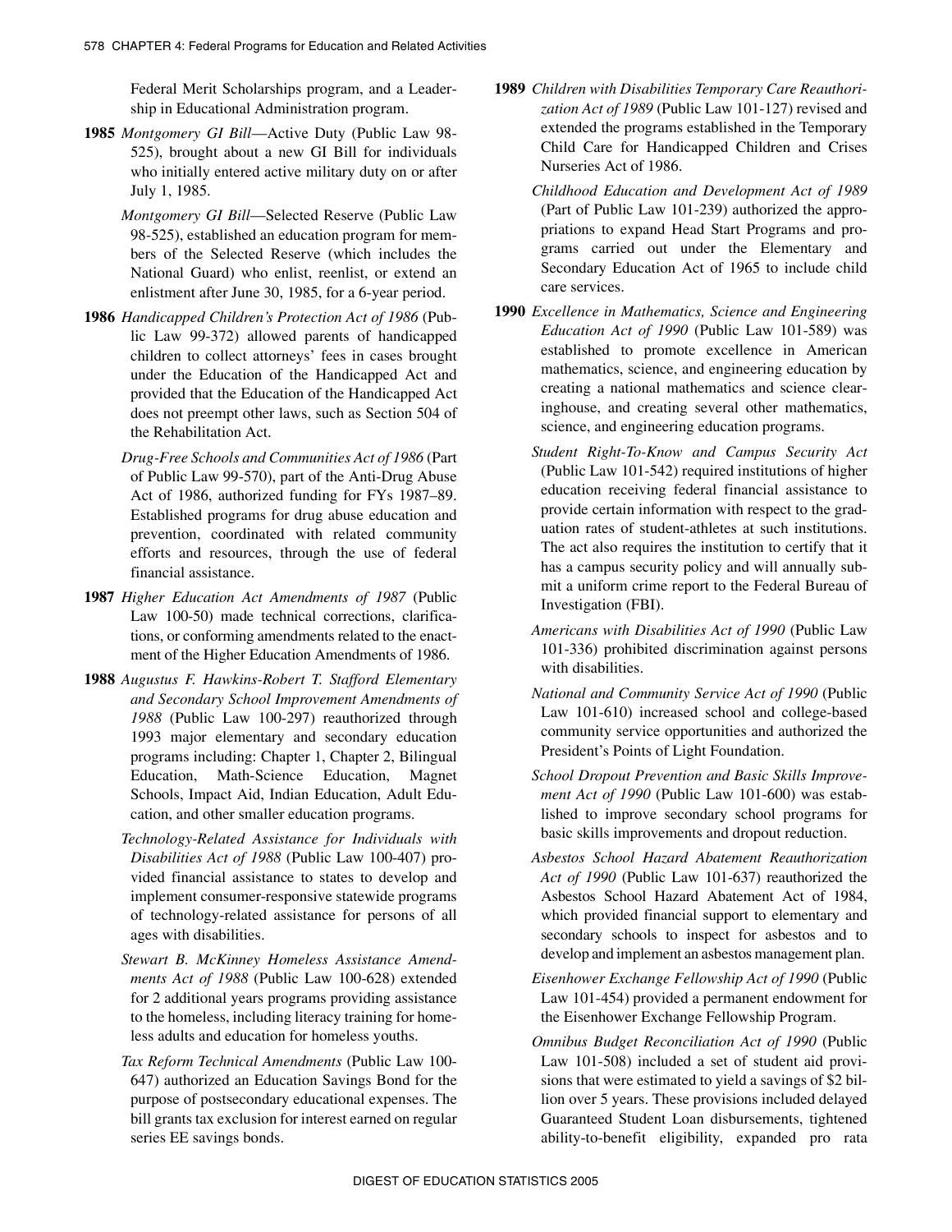Federal Merit Scholarships program, and a Leadership in Educational Administration program.

**1985** *Montgomery GI Bill*—Active Duty (Public Law 98-525), brought about a new GI Bill for individuals who initially entered active military duty on or after July 1, 1985.

*Montgomery GI Bill*—Selected Reserve (Public Law 98-525), established an education program for members of the Selected Reserve (which includes the National Guard) who enlist, reenlist, or extend an enlistment after June 30, 1985, for a 6-year period.

**1986** *Handicapped Children's Protection Act of 1986* (Public Law 99-372) allowed parents of handicapped children to collect attorneys' fees in cases brought under the Education of the Handicapped Act and provided that the Education of the Handicapped Act does not preempt other laws, such as Section 504 of the Rehabilitation Act.

*Drug-Free Schools and Communities Act of 1986* (Part of Public Law 99-570), part of the Anti-Drug Abuse Act of 1986, authorized funding for FYs 1987–89. Established programs for drug abuse education and prevention, coordinated with related community efforts and resources, through the use of federal financial assistance.

**1987** *Higher Education Act Amendments of 1987* (Public Law 100-50) made technical corrections, clarifications, or conforming amendments related to the enactment of the Higher Education Amendments of 1986.

**1988** *Augustus F. Hawkins-Robert T. Stafford Elementary and Secondary School Improvement Amendments of 1988* (Public Law 100-297) reauthorized through 1993 major elementary and secondary education programs including: Chapter 1, Chapter 2, Bilingual Education, Math-Science Education, Magnet Schools, Impact Aid, Indian Education, Adult Education, and other smaller education programs.

*Technology-Related Assistance for Individuals with Disabilities Act of 1988* (Public Law 100-407) provided financial assistance to states to develop and implement consumer-responsive statewide programs of technology-related assistance for persons of all ages with disabilities.

*Stewart B. McKinney Homeless Assistance Amendments Act of 1988* (Public Law 100-628) extended for 2 additional years programs providing assistance to the homeless, including literacy training for homeless adults and education for homeless youths.

*Tax Reform Technical Amendments* (Public Law 100-647) authorized an Education Savings Bond for the purpose of postsecondary educational expenses. The bill grants tax exclusion for interest earned on regular series EE savings bonds.

**1989** *Children with Disabilities Temporary Care Reauthorization Act of 1989* (Public Law 101-127) revised and extended the programs established in the Temporary Child Care for Handicapped Children and Crises Nurseries Act of 1986.

*Childhood Education and Development Act of 1989* (Part of Public Law 101-239) authorized the appropriations to expand Head Start Programs and programs carried out under the Elementary and Secondary Education Act of 1965 to include child care services.

**1990** *Excellence in Mathematics, Science and Engineering Education Act of 1990* (Public Law 101-589) was established to promote excellence in American mathematics, science, and engineering education by creating a national mathematics and science clearinghouse, and creating several other mathematics, science, and engineering education programs.

*Student Right-To-Know and Campus Security Act* (Public Law 101-542) required institutions of higher education receiving federal financial assistance to provide certain information with respect to the graduation rates of student-athletes at such institutions. The act also requires the institution to certify that it has a campus security policy and will annually submit a uniform crime report to the Federal Bureau of Investigation (FBI).

*Americans with Disabilities Act of 1990* (Public Law 101-336) prohibited discrimination against persons with disabilities.

*National and Community Service Act of 1990* (Public Law 101-610) increased school and college-based community service opportunities and authorized the President's Points of Light Foundation.

*School Dropout Prevention and Basic Skills Improvement Act of 1990* (Public Law 101-600) was established to improve secondary school programs for basic skills improvements and dropout reduction.

*Asbestos School Hazard Abatement Reauthorization Act of 1990* (Public Law 101-637) reauthorized the Asbestos School Hazard Abatement Act of 1984, which provided financial support to elementary and secondary schools to inspect for asbestos and to develop and implement an asbestos management plan.

*Eisenhower Exchange Fellowship Act of 1990* (Public Law 101-454) provided a permanent endowment for the Eisenhower Exchange Fellowship Program.

*Omnibus Budget Reconciliation Act of 1990* (Public Law 101-508) included a set of student aid provisions that were estimated to yield a savings of $2 billion over 5 years. These provisions included delayed Guaranteed Student Loan disbursements, tightened ability-to-benefit eligibility, expanded pro rata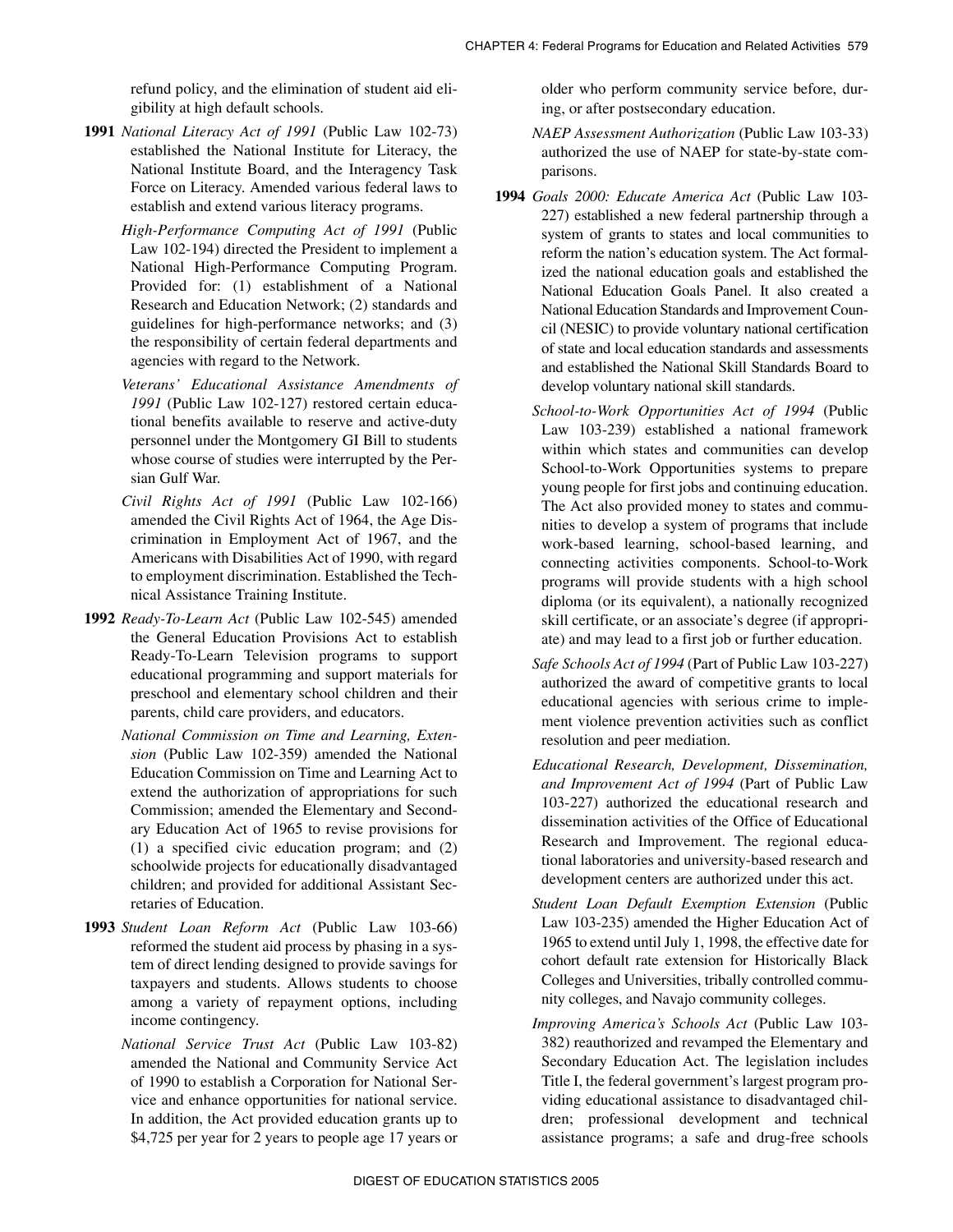refund policy, and the elimination of student aid eligibility at high default schools.

**1991** *National Literacy Act of 1991* (Public Law 102-73) established the National Institute for Literacy, the National Institute Board, and the Interagency Task Force on Literacy. Amended various federal laws to establish and extend various literacy programs.

*High-Performance Computing Act of 1991* (Public Law 102-194) directed the President to implement a National High-Performance Computing Program. Provided for: (1) establishment of a National Research and Education Network; (2) standards and guidelines for high-performance networks; and (3) the responsibility of certain federal departments and agencies with regard to the Network.

*Veterans' Educational Assistance Amendments of 1991* (Public Law 102-127) restored certain educational benefits available to reserve and active-duty personnel under the Montgomery GI Bill to students whose course of studies were interrupted by the Persian Gulf War.

*Civil Rights Act of 1991* (Public Law 102-166) amended the Civil Rights Act of 1964, the Age Discrimination in Employment Act of 1967, and the Americans with Disabilities Act of 1990, with regard to employment discrimination. Established the Technical Assistance Training Institute.

**1992** *Ready-To-Learn Act* (Public Law 102-545) amended the General Education Provisions Act to establish Ready-To-Learn Television programs to support educational programming and support materials for preschool and elementary school children and their parents, child care providers, and educators.

*National Commission on Time and Learning, Extension* (Public Law 102-359) amended the National Education Commission on Time and Learning Act to extend the authorization of appropriations for such Commission; amended the Elementary and Secondary Education Act of 1965 to revise provisions for (1) a specified civic education program; and (2) schoolwide projects for educationally disadvantaged children; and provided for additional Assistant Secretaries of Education.

**1993** *Student Loan Reform Act* (Public Law 103-66) reformed the student aid process by phasing in a system of direct lending designed to provide savings for taxpayers and students. Allows students to choose among a variety of repayment options, including income contingency.

*National Service Trust Act* (Public Law 103-82) amended the National and Community Service Act of 1990 to establish a Corporation for National Service and enhance opportunities for national service. In addition, the Act provided education grants up to $4,725 per year for 2 years to people age 17 years or older who perform community service before, during, or after postsecondary education.

*NAEP Assessment Authorization* (Public Law 103-33) authorized the use of NAEP for state-by-state comparisons.

**1994** *Goals 2000: Educate America Act* (Public Law 103-227) established a new federal partnership through a system of grants to states and local communities to reform the nation's education system. The Act formalized the national education goals and established the National Education Goals Panel. It also created a National Education Standards and Improvement Council (NESIC) to provide voluntary national certification of state and local education standards and assessments and established the National Skill Standards Board to develop voluntary national skill standards.

*School-to-Work Opportunities Act of 1994* (Public Law 103-239) established a national framework within which states and communities can develop School-to-Work Opportunities systems to prepare young people for first jobs and continuing education. The Act also provided money to states and communities to develop a system of programs that include work-based learning, school-based learning, and connecting activities components. School-to-Work programs will provide students with a high school diploma (or its equivalent), a nationally recognized skill certificate, or an associate's degree (if appropriate) and may lead to a first job or further education.

*Safe Schools Act of 1994* (Part of Public Law 103-227) authorized the award of competitive grants to local educational agencies with serious crime to implement violence prevention activities such as conflict resolution and peer mediation.

*Educational Research, Development, Dissemination, and Improvement Act of 1994* (Part of Public Law 103-227) authorized the educational research and dissemination activities of the Office of Educational Research and Improvement. The regional educational laboratories and university-based research and development centers are authorized under this act.

*Student Loan Default Exemption Extension* (Public Law 103-235) amended the Higher Education Act of 1965 to extend until July 1, 1998, the effective date for cohort default rate extension for Historically Black Colleges and Universities, tribally controlled community colleges, and Navajo community colleges.

*Improving America's Schools Act* (Public Law 103-382) reauthorized and revamped the Elementary and Secondary Education Act. The legislation includes Title I, the federal government's largest program providing educational assistance to disadvantaged children; professional development and technical assistance programs; a safe and drug-free schools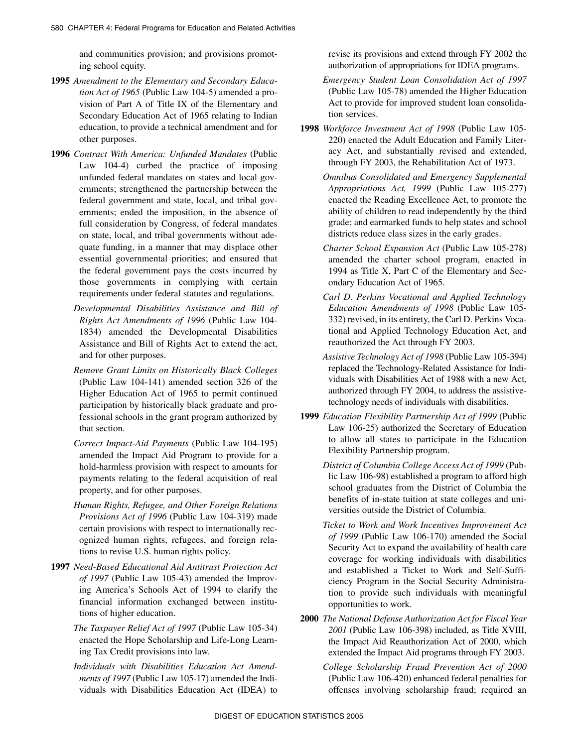and communities provision; and provisions promoting school equity.

**1995** *Amendment to the Elementary and Secondary Education Act of 1965* (Public Law 104-5) amended a provision of Part A of Title IX of the Elementary and Secondary Education Act of 1965 relating to Indian education, to provide a technical amendment and for other purposes.

**1996** *Contract With America: Unfunded Mandates* (Public Law 104-4) curbed the practice of imposing unfunded federal mandates on states and local governments; strengthened the partnership between the federal government and state, local, and tribal governments; ended the imposition, in the absence of full consideration by Congress, of federal mandates on state, local, and tribal governments without adequate funding, in a manner that may displace other essential governmental priorities; and ensured that the federal government pays the costs incurred by those governments in complying with certain requirements under federal statutes and regulations.

*Developmental Disabilities Assistance and Bill of Rights Act Amendments of 1996* (Public Law 104-1834) amended the Developmental Disabilities Assistance and Bill of Rights Act to extend the act, and for other purposes.

*Remove Grant Limits on Historically Black Colleges* (Public Law 104-141) amended section 326 of the Higher Education Act of 1965 to permit continued participation by historically black graduate and professional schools in the grant program authorized by that section.

*Correct Impact-Aid Payments* (Public Law 104-195) amended the Impact Aid Program to provide for a hold-harmless provision with respect to amounts for payments relating to the federal acquisition of real property, and for other purposes.

*Human Rights, Refugee, and Other Foreign Relations Provisions Act of 1996* (Public Law 104-319) made certain provisions with respect to internationally recognized human rights, refugees, and foreign relations to revise U.S. human rights policy.

**1997** *Need-Based Educational Aid Antitrust Protection Act of 1997* (Public Law 105-43) amended the Improving America's Schools Act of 1994 to clarify the financial information exchanged between institutions of higher education.

*The Taxpayer Relief Act of 1997* (Public Law 105-34) enacted the Hope Scholarship and Life-Long Learning Tax Credit provisions into law.

*Individuals with Disabilities Education Act Amendments of 1997* (Public Law 105-17) amended the Individuals with Disabilities Education Act (IDEA) to revise its provisions and extend through FY 2002 the authorization of appropriations for IDEA programs.

*Emergency Student Loan Consolidation Act of 1997* (Public Law 105-78) amended the Higher Education Act to provide for improved student loan consolidation services.

**1998** *Workforce Investment Act of 1998* (Public Law 105-220) enacted the Adult Education and Family Literacy Act, and substantially revised and extended, through FY 2003, the Rehabilitation Act of 1973.

*Omnibus Consolidated and Emergency Supplemental Appropriations Act, 1999* (Public Law 105-277) enacted the Reading Excellence Act, to promote the ability of children to read independently by the third grade; and earmarked funds to help states and school districts reduce class sizes in the early grades.

*Charter School Expansion Act* (Public Law 105-278) amended the charter school program, enacted in 1994 as Title X, Part C of the Elementary and Secondary Education Act of 1965.

*Carl D. Perkins Vocational and Applied Technology Education Amendments of 1998* (Public Law 105-332) revised, in its entirety, the Carl D. Perkins Vocational and Applied Technology Education Act, and reauthorized the Act through FY 2003.

*Assistive Technology Act of 1998* (Public Law 105-394) replaced the Technology-Related Assistance for Individuals with Disabilities Act of 1988 with a new Act, authorized through FY 2004, to address the assistive-technology needs of individuals with disabilities.

**1999** *Education Flexibility Partnership Act of 1999* (Public Law 106-25) authorized the Secretary of Education to allow all states to participate in the Education Flexibility Partnership program.

*District of Columbia College Access Act of 1999* (Public Law 106-98) established a program to afford high school graduates from the District of Columbia the benefits of in-state tuition at state colleges and universities outside the District of Columbia.

*Ticket to Work and Work Incentives Improvement Act of 1999* (Public Law 106-170) amended the Social Security Act to expand the availability of health care coverage for working individuals with disabilities and established a Ticket to Work and Self-Sufficiency Program in the Social Security Administration to provide such individuals with meaningful opportunities to work.

**2000** *The National Defense Authorization Act for Fiscal Year 2001* (Public Law 106-398) included, as Title XVIII, the Impact Aid Reauthorization Act of 2000, which extended the Impact Aid programs through FY 2003.

*College Scholarship Fraud Prevention Act of 2000* (Public Law 106-420) enhanced federal penalties for offenses involving scholarship fraud; required an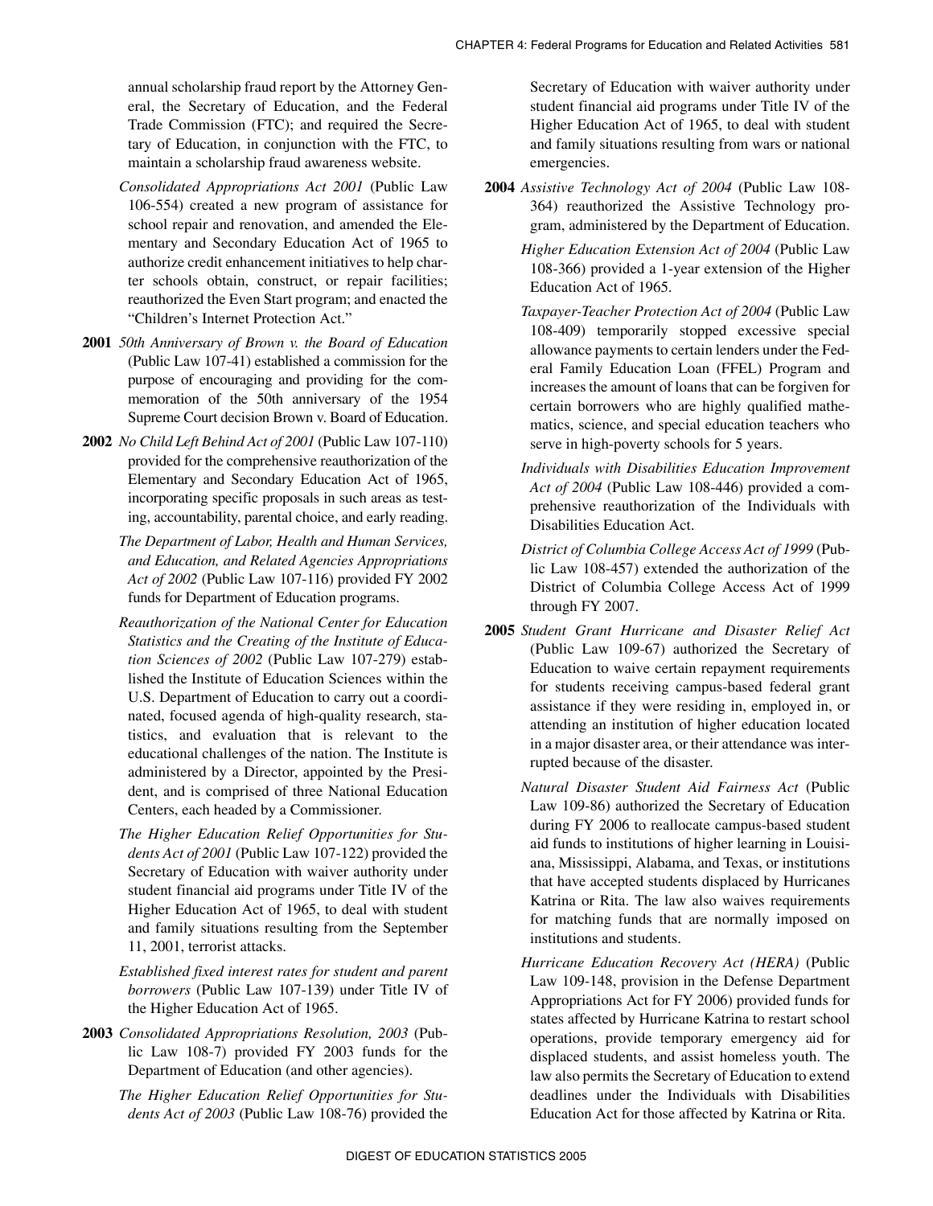annual scholarship fraud report by the Attorney General, the Secretary of Education, and the Federal Trade Commission (FTC); and required the Secretary of Education, in conjunction with the FTC, to maintain a scholarship fraud awareness website.

*Consolidated Appropriations Act 2001* (Public Law 106-554) created a new program of assistance for school repair and renovation, and amended the Elementary and Secondary Education Act of 1965 to authorize credit enhancement initiatives to help charter schools obtain, construct, or repair facilities; reauthorized the Even Start program; and enacted the "Children's Internet Protection Act."

**2001** *50th Anniversary of Brown v. the Board of Education* (Public Law 107-41) established a commission for the purpose of encouraging and providing for the commemoration of the 50th anniversary of the 1954 Supreme Court decision Brown v. Board of Education.

**2002** *No Child Left Behind Act of 2001* (Public Law 107-110) provided for the comprehensive reauthorization of the Elementary and Secondary Education Act of 1965, incorporating specific proposals in such areas as testing, accountability, parental choice, and early reading.

*The Department of Labor, Health and Human Services, and Education, and Related Agencies Appropriations Act of 2002* (Public Law 107-116) provided FY 2002 funds for Department of Education programs.

*Reauthorization of the National Center for Education Statistics and the Creating of the Institute of Education Sciences of 2002* (Public Law 107-279) established the Institute of Education Sciences within the U.S. Department of Education to carry out a coordinated, focused agenda of high-quality research, statistics, and evaluation that is relevant to the educational challenges of the nation. The Institute is administered by a Director, appointed by the President, and is comprised of three National Education Centers, each headed by a Commissioner.

*The Higher Education Relief Opportunities for Students Act of 2001* (Public Law 107-122) provided the Secretary of Education with waiver authority under student financial aid programs under Title IV of the Higher Education Act of 1965, to deal with student and family situations resulting from the September 11, 2001, terrorist attacks.

*Established fixed interest rates for student and parent borrowers* (Public Law 107-139) under Title IV of the Higher Education Act of 1965.

**2003** *Consolidated Appropriations Resolution, 2003* (Public Law 108-7) provided FY 2003 funds for the Department of Education (and other agencies).

*The Higher Education Relief Opportunities for Students Act of 2003* (Public Law 108-76) provided the Secretary of Education with waiver authority under student financial aid programs under Title IV of the Higher Education Act of 1965, to deal with student and family situations resulting from wars or national emergencies.

**2004** *Assistive Technology Act of 2004* (Public Law 108-364) reauthorized the Assistive Technology program, administered by the Department of Education.

*Higher Education Extension Act of 2004* (Public Law 108-366) provided a 1-year extension of the Higher Education Act of 1965.

*Taxpayer-Teacher Protection Act of 2004* (Public Law 108-409) temporarily stopped excessive special allowance payments to certain lenders under the Federal Family Education Loan (FFEL) Program and increases the amount of loans that can be forgiven for certain borrowers who are highly qualified mathematics, science, and special education teachers who serve in high-poverty schools for 5 years.

*Individuals with Disabilities Education Improvement Act of 2004* (Public Law 108-446) provided a comprehensive reauthorization of the Individuals with Disabilities Education Act.

*District of Columbia College Access Act of 1999* (Public Law 108-457) extended the authorization of the District of Columbia College Access Act of 1999 through FY 2007.

**2005** *Student Grant Hurricane and Disaster Relief Act* (Public Law 109-67) authorized the Secretary of Education to waive certain repayment requirements for students receiving campus-based federal grant assistance if they were residing in, employed in, or attending an institution of higher education located in a major disaster area, or their attendance was interrupted because of the disaster.

*Natural Disaster Student Aid Fairness Act* (Public Law 109-86) authorized the Secretary of Education during FY 2006 to reallocate campus-based student aid funds to institutions of higher learning in Louisiana, Mississippi, Alabama, and Texas, or institutions that have accepted students displaced by Hurricanes Katrina or Rita. The law also waives requirements for matching funds that are normally imposed on institutions and students.

*Hurricane Education Recovery Act (HERA)* (Public Law 109-148, provision in the Defense Department Appropriations Act for FY 2006) provided funds for states affected by Hurricane Katrina to restart school operations, provide temporary emergency aid for displaced students, and assist homeless youth. The law also permits the Secretary of Education to extend deadlines under the Individuals with Disabilities Education Act for those affected by Katrina or Rita.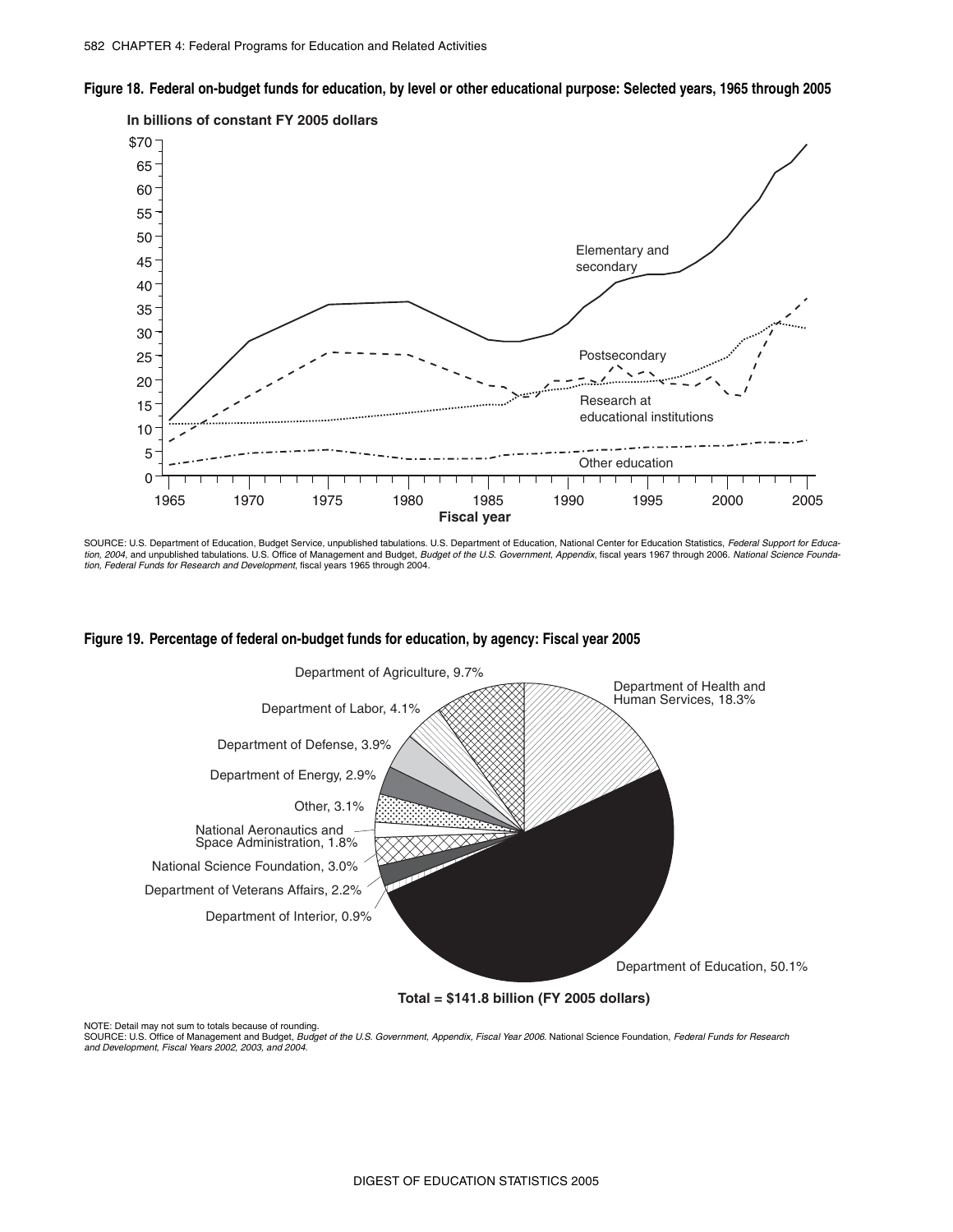**Figure 18. Federal on-budget funds for education, by level or other educational purpose: Selected years, 1965 through 2005**

SOURCE: U.S. Department of Education, Budget Service, unpublished tabulations. U.S. Department of Education, National Center for Education Statistics, *Federal Support for Education, 2004*, and unpublished tabulations. U.S. Office of Management and Budget, *Budget of the U.S. Government, Appendix*, fiscal years 1967 through 2006. *National Science Foundation, Federal Funds for Research and Development*, fiscal years 1965 through 2004.

**Figure 19. Percentage of federal on-budget funds for education, by agency: Fiscal year 2005**

NOTE: Detail may not sum to totals because of rounding.
SOURCE: U.S. Office of Management and Budget, *Budget of the U.S. Government, Appendix, Fiscal Year 2006*. National Science Foundation, *Federal Funds for Research and Development, Fiscal Years 2002, 2003, and 2004.*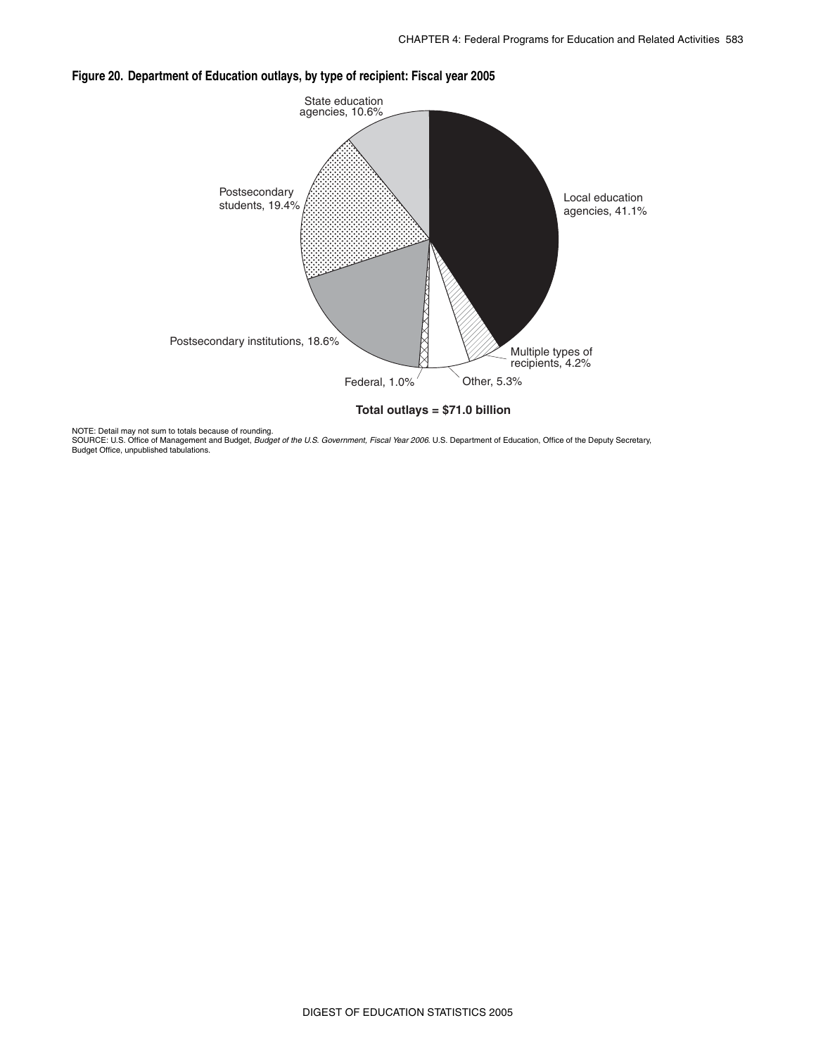**Figure 20. Department of Education outlays, by type of recipient: Fiscal year 2005**

State education agencies, 10.6%

Local education agencies, 41.1%

Postsecondary students, 19.4%

Postsecondary institutions, 18.6%

Multiple types of recipients, 4.2%

Federal, 1.0%

Other, 5.3%

**Total outlays = $71.0 billion**

NOTE: Detail may not sum to totals because of rounding.
SOURCE: U.S. Office of Management and Budget, *Budget of the U.S. Government, Fiscal Year 2006*. U.S. Department of Education, Office of the Deputy Secretary, Budget Office, unpublished tabulations.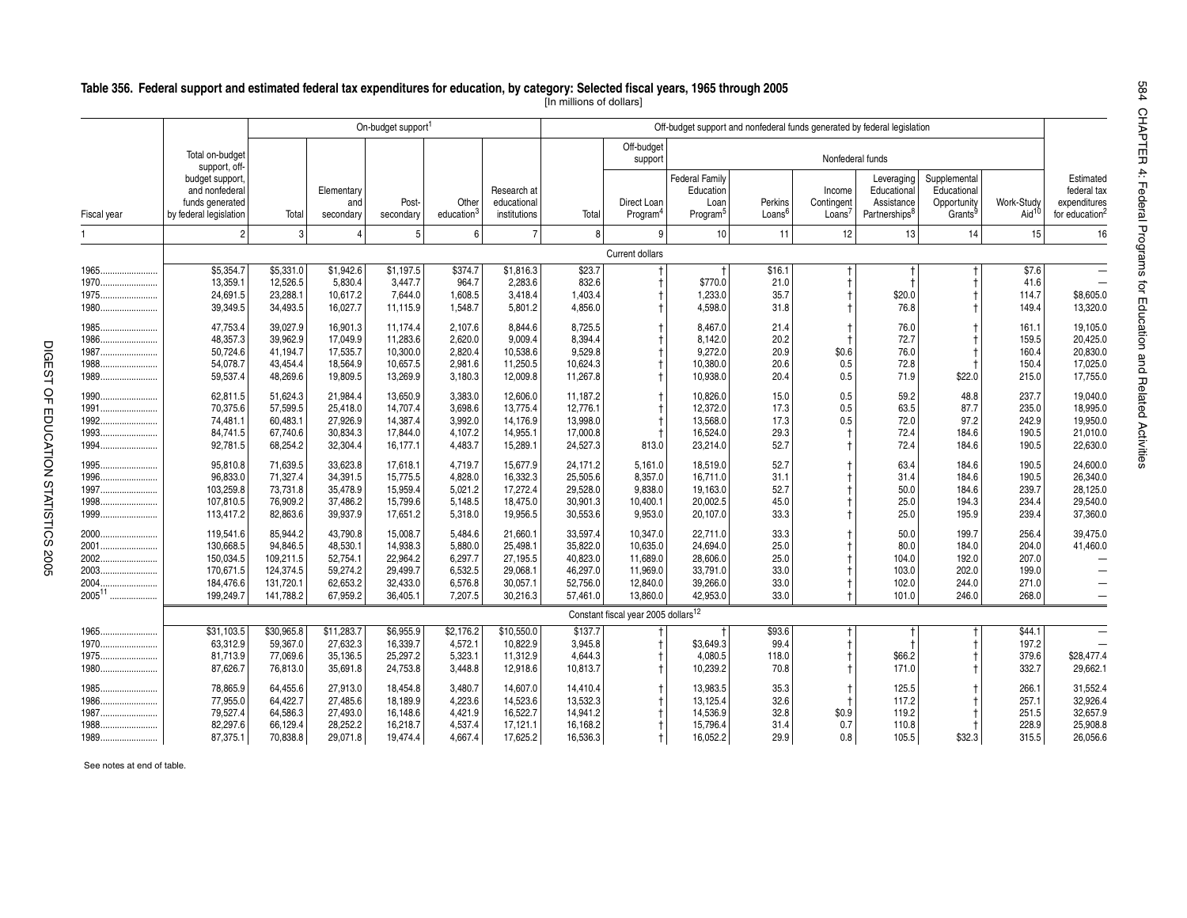## Table 356. Federal support and estimated federal tax expenditures for education, by category: Selected fiscal years, 1965 through 2005

[In millions of dollars]

| Fiscal year | Total on-budget support, off-budget support, and nonfederal funds generated by federal legislation | On-budget support[1] | | | | | Off-budget support and nonfederal funds generated by federal legislation | | | | | | | | Estimated federal tax expenditures for education[2] |
|---|---|---|---|---|---|---|---|---|---|---|---|---|---|---|---|
| | | Total | Elementary and secondary | Post-secondary | Other education[3] | Research at educational institutions | Total | Off-budget support: Direct Loan Program[4] | Nonfederal funds: Federal Family Education Loan Program[5] | Perkins Loans[6] | Income Contingent Loans[7] | Leveraging Educational Assistance Partnerships[8] | Supplemental Educational Opportunity Grants[9] | Work-Study Aid[10] | |
| 1 | 2 | 3 | 4 | 5 | 6 | 7 | 8 | 9 | 10 | 11 | 12 | 13 | 14 | 15 | 16 |
| **Current dollars** | | | | | | | | | | | | | | | |
| 1965 | $5,354.7 | $5,331.0 | $1,942.6 | $1,197.5 | $374.7 | $1,816.3 | $23.7 | † | † | $16.1 | † | † | † | $7.6 | — |
| 1970 | 13,359.1 | 12,526.5 | 5,830.4 | 3,447.7 | 964.7 | 2,283.6 | 832.6 | † | $770.0 | 21.0 | † | † | † | 41.6 | — |
| 1975 | 24,691.5 | 23,288.1 | 10,617.2 | 7,644.0 | 1,608.5 | 3,418.4 | 1,403.4 | † | 1,233.0 | 35.7 | † | $20.0 | † | 114.7 | $8,605.0 |
| 1980 | 39,349.5 | 34,493.5 | 16,027.7 | 11,115.9 | 1,548.7 | 5,801.2 | 4,856.0 | † | 4,598.0 | 31.8 | † | 76.8 | † | 149.4 | 13,320.0 |
| 1985 | 47,753.4 | 39,027.9 | 16,901.3 | 11,174.4 | 2,107.6 | 8,844.6 | 8,725.5 | † | 8,467.0 | 21.4 | † | 76.0 | † | 161.1 | 19,105.0 |
| 1986 | 48,357.3 | 39,962.9 | 17,049.9 | 11,283.6 | 2,620.0 | 9,009.4 | 8,394.4 | † | 8,142.0 | 20.2 | † | 72.7 | † | 159.5 | 20,425.0 |
| 1987 | 50,724.6 | 41,194.7 | 17,535.7 | 10,300.0 | 2,820.4 | 10,538.6 | 9,529.8 | † | 9,272.0 | 20.9 | $0.6 | 76.0 | † | 160.4 | 20,830.0 |
| 1988 | 54,078.7 | 43,454.4 | 18,564.9 | 10,657.5 | 2,981.6 | 11,250.5 | 10,624.3 | † | 10,380.0 | 20.6 | 0.5 | 72.8 | † | 150.4 | 17,025.0 |
| 1989 | 59,537.4 | 48,269.6 | 19,809.5 | 13,269.9 | 3,180.3 | 12,009.8 | 11,267.8 | † | 10,938.0 | 20.4 | 0.5 | 71.9 | $22.0 | 215.0 | 17,755.0 |
| 1990 | 62,811.5 | 51,624.3 | 21,984.4 | 13,650.9 | 3,383.0 | 12,606.0 | 11,187.2 | † | 10,826.0 | 15.0 | 0.5 | 59.2 | 48.8 | 237.7 | 19,040.0 |
| 1991 | 70,375.6 | 57,599.5 | 25,418.0 | 14,707.4 | 3,698.6 | 13,775.4 | 12,776.1 | † | 12,372.0 | 17.3 | 0.5 | 63.5 | 87.7 | 235.0 | 18,995.0 |
| 1992 | 74,481.1 | 60,483.1 | 27,926.9 | 14,387.4 | 3,992.0 | 14,176.9 | 13,998.0 | † | 13,568.0 | 17.3 | 0.5 | 72.0 | 97.2 | 242.9 | 19,950.0 |
| 1993 | 84,741.5 | 67,740.6 | 30,834.3 | 17,844.0 | 4,107.2 | 14,955.1 | 17,000.8 | † | 16,524.0 | 29.3 | † | 72.4 | 184.6 | 190.5 | 21,010.0 |
| 1994 | 92,781.5 | 68,254.2 | 32,304.4 | 16,177.1 | 4,483.7 | 15,289.1 | 24,527.3 | 813.0 | 23,214.0 | 52.7 | † | 72.4 | 184.6 | 190.5 | 22,630.0 |
| 1995 | 95,810.8 | 71,639.5 | 33,623.8 | 17,618.1 | 4,719.7 | 15,677.9 | 24,171.2 | 5,161.0 | 18,519.0 | 52.7 | † | 63.4 | 184.6 | 190.5 | 24,600.0 |
| 1996 | 96,833.0 | 71,327.4 | 34,391.5 | 15,775.5 | 4,828.0 | 16,332.3 | 25,505.6 | 8,357.0 | 16,711.0 | 31.1 | † | 31.4 | 184.6 | 190.5 | 26,340.0 |
| 1997 | 103,259.8 | 73,731.8 | 35,478.9 | 15,959.4 | 5,021.2 | 17,272.4 | 29,528.0 | 9,838.0 | 19,163.0 | 52.7 | † | 50.0 | 184.6 | 239.7 | 28,125.0 |
| 1998 | 107,810.5 | 76,909.2 | 37,486.2 | 15,799.6 | 5,148.5 | 18,475.0 | 30,901.3 | 10,400.1 | 20,002.5 | 45.0 | † | 25.0 | 194.3 | 234.4 | 29,540.0 |
| 1999 | 113,417.2 | 82,863.6 | 39,937.9 | 17,651.2 | 5,318.0 | 19,956.5 | 30,553.6 | 9,953.0 | 20,107.0 | 33.3 | † | 25.0 | 195.9 | 239.4 | 37,360.0 |
| 2000 | 119,541.6 | 85,944.2 | 43,790.8 | 15,008.7 | 5,484.6 | 21,660.1 | 33,597.4 | 10,347.0 | 22,711.0 | 33.3 | † | 50.0 | 199.7 | 256.4 | 39,475.0 |
| 2001 | 130,668.5 | 94,846.5 | 48,530.1 | 14,938.3 | 5,880.0 | 25,498.1 | 35,822.0 | 10,635.0 | 24,694.0 | 25.0 | † | 80.0 | 184.0 | 204.0 | 41,460.0 |
| 2002 | 150,034.5 | 109,211.5 | 52,754.1 | 22,964.2 | 6,297.7 | 27,195.5 | 40,823.0 | 11,689.0 | 28,606.0 | 25.0 | † | 104.0 | 192.0 | 207.0 | — |
| 2003 | 170,671.5 | 124,374.5 | 59,274.2 | 29,499.7 | 6,532.5 | 29,068.1 | 46,297.0 | 11,969.0 | 33,791.0 | 33.0 | † | 103.0 | 202.0 | 199.0 | — |
| 2004 | 184,476.6 | 131,720.1 | 62,653.2 | 32,433.0 | 6,576.8 | 30,057.1 | 52,756.0 | 12,840.0 | 39,266.0 | 33.0 | † | 102.0 | 244.0 | 271.0 | — |
| 2005[11] | 199,249.7 | 141,788.2 | 67,959.2 | 36,405.1 | 7,207.5 | 30,216.3 | 57,461.0 | 13,860.0 | 42,953.0 | 33.0 | † | 101.0 | 246.0 | 268.0 | — |
| **Constant fiscal year 2005 dollars[12]** | | | | | | | | | | | | | | | |
| 1965 | $31,103.5 | $30,965.8 | $11,283.7 | $6,955.9 | $2,176.2 | $10,550.0 | $137.7 | † | † | $93.6 | † | † | † | $44.1 | — |
| 1970 | 63,312.9 | 59,367.0 | 27,632.3 | 16,339.7 | 4,572.1 | 10,822.9 | 3,945.8 | † | $3,649.3 | 99.4 | † | † | † | 197.2 | — |
| 1975 | 81,713.9 | 77,069.6 | 35,136.5 | 25,297.2 | 5,323.1 | 11,312.9 | 4,644.3 | † | 4,080.5 | 118.0 | † | $66.2 | † | 379.6 | $28,477.4 |
| 1980 | 87,626.7 | 76,813.0 | 35,691.8 | 24,753.8 | 3,448.8 | 12,918.6 | 10,813.7 | † | 10,239.2 | 70.8 | † | 171.0 | † | 332.7 | 29,662.1 |
| 1985 | 78,865.9 | 64,455.6 | 27,913.0 | 18,454.8 | 3,480.7 | 14,607.0 | 14,410.4 | † | 13,983.5 | 35.3 | † | 125.5 | † | 266.1 | 31,552.4 |
| 1986 | 77,955.0 | 64,422.7 | 27,485.6 | 18,189.9 | 4,223.6 | 14,523.6 | 13,532.3 | † | 13,125.4 | 32.6 | † | 117.2 | † | 257.1 | 32,926.4 |
| 1987 | 79,527.4 | 64,586.3 | 27,493.0 | 16,148.6 | 4,421.9 | 16,522.7 | 14,941.2 | † | 14,536.9 | 32.8 | $0.9 | 119.2 | † | 251.5 | 32,657.9 |
| 1988 | 82,297.6 | 66,129.4 | 28,252.2 | 16,218.7 | 4,537.4 | 17,121.1 | 16,168.2 | † | 15,796.4 | 31.4 | 0.7 | 110.8 | † | 228.9 | 25,908.8 |
| 1989 | 87,375.1 | 70,838.8 | 29,071.8 | 19,474.4 | 4,667.4 | 17,625.2 | 16,536.3 | † | 16,052.2 | 29.9 | 0.8 | 105.5 | $32.3 | 315.5 | 26,056.6 |

See notes at end of table.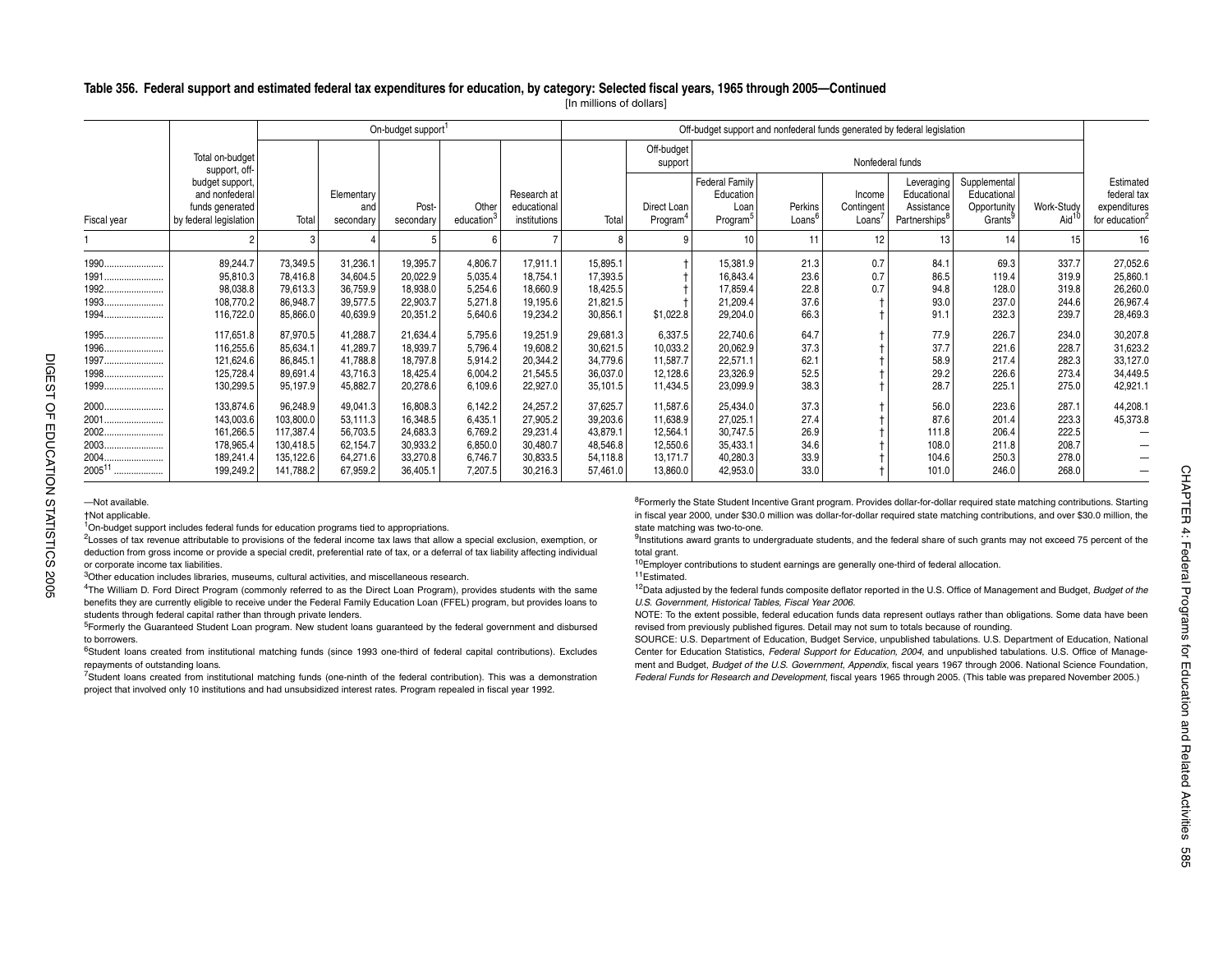**Table 356. Federal support and estimated federal tax expenditures for education, by category: Selected fiscal years, 1965 through 2005—Continued**

[In millions of dollars]

| Fiscal year | Total on-budget support, off-budget support, and nonfederal funds generated by federal legislation | On-budget support[1] | | | | | Off-budget support and nonfederal funds generated by federal legislation | | | | | | | | | Estimated federal tax expenditures for education[2] |
|---|---|---|---|---|---|---|---|---|---|---|---|---|---|---|---|---|
| | | Total | Elementary and secondary | Post-secondary | Other education[3] | Research at educational institutions | Total | Off-budget support: Direct Loan Program[4] | Nonfederal funds: Federal Family Education Loan Program[5] | Perkins Loans[6] | Income Contingent Loans[7] | Leveraging Educational Assistance Partnerships[8] | Supplemental Educational Opportunity Grants[9] | Work-Study Aid[10] | |
| 1 | 2 | 3 | 4 | 5 | 6 | 7 | 8 | 9 | 10 | 11 | 12 | 13 | 14 | 15 | 16 |
| 1990 | 89,244.7 | 73,349.5 | 31,236.1 | 19,395.7 | 4,806.7 | 17,911.1 | 15,895.1 | † | 15,381.9 | 21.3 | 0.7 | 84.1 | 69.3 | 337.7 | 27,052.6 |
| 1991 | 95,810.3 | 78,416.8 | 34,604.5 | 20,022.9 | 5,035.4 | 18,754.1 | 17,393.5 | † | 16,843.4 | 23.6 | 0.7 | 86.5 | 119.4 | 319.9 | 25,860.1 |
| 1992 | 98,038.8 | 79,613.3 | 36,759.9 | 18,938.0 | 5,254.6 | 18,660.9 | 18,425.5 | † | 17,859.4 | 22.8 | 0.7 | 94.8 | 128.0 | 319.8 | 26,260.0 |
| 1993 | 108,770.2 | 86,948.7 | 39,577.5 | 22,903.7 | 5,271.8 | 19,195.6 | 21,821.5 | † | 21,209.4 | 37.6 | † | 93.0 | 237.0 | 244.6 | 26,967.4 |
| 1994 | 116,722.0 | 85,866.0 | 40,639.9 | 20,351.2 | 5,640.6 | 19,234.2 | 30,856.1 | $1,022.8 | 29,204.0 | 66.3 | † | 91.1 | 232.3 | 239.7 | 28,469.3 |
| 1995 | 117,651.8 | 87,970.5 | 41,288.7 | 21,634.4 | 5,795.6 | 19,251.9 | 29,681.3 | 6,337.5 | 22,740.6 | 64.7 | † | 77.9 | 226.7 | 234.0 | 30,207.8 |
| 1996 | 116,255.6 | 85,634.1 | 41,289.7 | 18,939.7 | 5,796.4 | 19,608.2 | 30,621.5 | 10,033.2 | 20,062.9 | 37.3 | † | 37.7 | 221.6 | 228.7 | 31,623.2 |
| 1997 | 121,624.6 | 86,845.1 | 41,788.8 | 18,797.8 | 5,914.2 | 20,344.2 | 34,779.6 | 11,587.7 | 22,571.1 | 62.1 | † | 58.9 | 217.4 | 282.3 | 33,127.0 |
| 1998 | 125,728.4 | 89,691.4 | 43,716.3 | 18,425.4 | 6,004.2 | 21,545.5 | 36,037.0 | 12,128.6 | 23,326.9 | 52.5 | † | 29.2 | 226.6 | 273.4 | 34,449.5 |
| 1999 | 130,299.5 | 95,197.9 | 45,882.7 | 20,278.6 | 6,109.6 | 22,927.0 | 35,101.5 | 11,434.5 | 23,099.9 | 38.3 | † | 28.7 | 225.1 | 275.0 | 42,921.1 |
| 2000 | 133,874.6 | 96,248.9 | 49,041.3 | 16,808.3 | 6,142.2 | 24,257.2 | 37,625.7 | 11,587.6 | 25,434.0 | 37.3 | † | 56.0 | 223.6 | 287.1 | 44,208.1 |
| 2001 | 143,003.6 | 103,800.0 | 53,111.3 | 16,348.5 | 6,435.1 | 27,905.2 | 39,203.6 | 11,638.9 | 27,025.1 | 27.4 | † | 87.6 | 201.4 | 223.3 | 45,373.8 |
| 2002 | 161,266.5 | 117,387.4 | 56,703.5 | 24,683.3 | 6,769.2 | 29,231.4 | 43,879.1 | 12,564.1 | 30,747.5 | 26.9 | † | 111.8 | 206.4 | 222.5 | — |
| 2003 | 178,965.4 | 130,418.5 | 62,154.7 | 30,933.2 | 6,850.0 | 30,480.7 | 48,546.8 | 12,550.6 | 35,433.1 | 34.6 | † | 108.0 | 211.8 | 208.7 | — |
| 2004 | 189,241.4 | 135,122.6 | 64,271.6 | 33,270.8 | 6,746.7 | 30,833.5 | 54,118.8 | 13,171.7 | 40,280.3 | 33.9 | † | 104.6 | 250.3 | 278.0 | — |
| 2005[11] | 199,249.2 | 141,788.2 | 67,959.2 | 36,405.1 | 7,207.5 | 30,216.3 | 57,461.0 | 13,860.0 | 42,953.0 | 33.0 | † | 101.0 | 246.0 | 268.0 | — |

—Not available.

†Not applicable.

[1]On-budget support includes federal funds for education programs tied to appropriations.

[2]Losses of tax revenue attributable to provisions of the federal income tax laws that allow a special exclusion, exemption, or deduction from gross income or provide a special credit, preferential rate of tax, or a deferral of tax liability affecting individual or corporate income tax liabilities.

[3]Other education includes libraries, museums, cultural activities, and miscellaneous research.

[4]The William D. Ford Direct Program (commonly referred to as the Direct Loan Program), provides students with the same benefits they are currently eligible to receive under the Federal Family Education Loan (FFEL) program, but provides loans to students through federal capital rather than through private lenders.

[5]Formerly the Guaranteed Student Loan program. New student loans guaranteed by the federal government and disbursed to borrowers.

[6]Student loans created from institutional matching funds (since 1993 one-third of federal capital contributions). Excludes repayments of outstanding loans.

[7]Student loans created from institutional matching funds (one-ninth of the federal contribution). This was a demonstration project that involved only 10 institutions and had unsubsidized interest rates. Program repealed in fiscal year 1992.

[8]Formerly the State Student Incentive Grant program. Provides dollar-for-dollar required state matching contributions. Starting in fiscal year 2000, under $30.0 million was dollar-for-dollar required state matching contributions, and over $30.0 million, the state matching was two-to-one.

[9]Institutions award grants to undergraduate students, and the federal share of such grants may not exceed 75 percent of the total grant.

[10]Employer contributions to student earnings are generally one-third of federal allocation.

[11]Estimated.

[12]Data adjusted by the federal funds composite deflator reported in the U.S. Office of Management and Budget, *Budget of the U.S. Government, Historical Tables, Fiscal Year 2006*.

NOTE: To the extent possible, federal education funds data represent outlays rather than obligations. Some data have been revised from previously published figures. Detail may not sum to totals because of rounding.

SOURCE: U.S. Department of Education, Budget Service, unpublished tabulations. U.S. Department of Education, National Center for Education Statistics, *Federal Support for Education, 2004*, and unpublished tabulations. U.S. Office of Management and Budget, *Budget of the U.S. Government, Appendix*, fiscal years 1967 through 2006. National Science Foundation, *Federal Funds for Research and Development*, fiscal years 1965 through 2005. (This table was prepared November 2005.)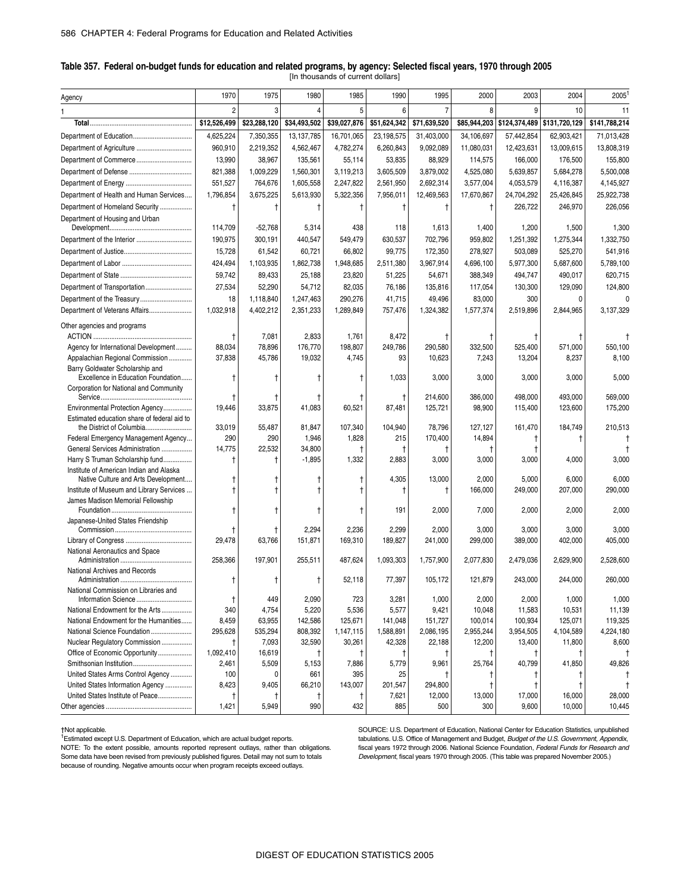**Table 357. Federal on-budget funds for education and related programs, by agency: Selected fiscal years, 1970 through 2005**

[In thousands of current dollars]

| Agency | 1970 | 1975 | 1980 | 1985 | 1990 | 1995 | 2000 | 2003 | 2004 | 2005[1] |
|---|---|---|---|---|---|---|---|---|---|---|
| 1 | 2 | 3 | 4 | 5 | 6 | 7 | 8 | 9 | 10 | 11 |
| **Total** | $12,526,499 | $23,288,120 | $34,493,502 | $39,027,876 | $51,624,342 | $71,639,520 | $85,944,203 | $124,374,489 | $131,720,129 | $141,788,214 |
| Department of Education | 4,625,224 | 7,350,355 | 13,137,785 | 16,701,065 | 23,198,575 | 31,403,000 | 34,106,697 | 57,442,854 | 62,903,421 | 71,013,428 |
| Department of Agriculture | 960,910 | 2,219,352 | 4,562,467 | 4,782,274 | 6,260,843 | 9,092,089 | 11,080,031 | 12,423,631 | 13,009,615 | 13,808,319 |
| Department of Commerce | 13,990 | 38,967 | 135,561 | 55,114 | 53,835 | 88,929 | 114,575 | 166,000 | 176,500 | 155,800 |
| Department of Defense | 821,388 | 1,009,229 | 1,560,301 | 3,119,213 | 3,605,509 | 3,879,002 | 4,525,080 | 5,639,857 | 5,684,278 | 5,500,008 |
| Department of Energy | 551,527 | 764,676 | 1,605,558 | 2,247,822 | 2,561,950 | 2,692,314 | 3,577,004 | 4,053,579 | 4,116,387 | 4,145,927 |
| Department of Health and Human Services | 1,796,854 | 3,675,225 | 5,613,930 | 5,322,356 | 7,956,011 | 12,469,563 | 17,670,867 | 24,704,292 | 25,426,845 | 25,922,738 |
| Department of Homeland Security | † | † | † | † | † | † | † | 226,722 | 246,970 | 226,056 |
| Department of Housing and Urban Development | 114,709 | -52,768 | 5,314 | 438 | 118 | 1,613 | 1,400 | 1,200 | 1,500 | 1,300 |
| Department of the Interior | 190,975 | 300,191 | 440,547 | 549,479 | 630,537 | 702,796 | 959,802 | 1,251,392 | 1,275,344 | 1,332,750 |
| Department of Justice | 15,728 | 61,542 | 60,721 | 66,802 | 99,775 | 172,350 | 278,927 | 503,089 | 525,270 | 541,916 |
| Department of Labor | 424,494 | 1,103,935 | 1,862,738 | 1,948,685 | 2,511,380 | 3,967,914 | 4,696,100 | 5,977,300 | 5,687,600 | 5,789,100 |
| Department of State | 59,742 | 89,433 | 25,188 | 23,820 | 51,225 | 54,671 | 388,349 | 494,747 | 490,017 | 620,715 |
| Department of Transportation | 27,534 | 52,290 | 54,712 | 82,035 | 76,186 | 135,816 | 117,054 | 130,300 | 129,090 | 124,800 |
| Department of the Treasury | 18 | 1,118,840 | 1,247,463 | 290,276 | 41,715 | 49,496 | 83,000 | 300 | 0 | 0 |
| Department of Veterans Affairs | 1,032,918 | 4,402,212 | 2,351,233 | 1,289,849 | 757,476 | 1,324,382 | 1,577,374 | 2,519,896 | 2,844,965 | 3,137,329 |
| Other agencies and programs | | | | | | | | | | |
| ACTION | † | 7,081 | 2,833 | 1,761 | 8,472 | † | † | † | † | † |
| Agency for International Development | 88,034 | 78,896 | 176,770 | 198,807 | 249,786 | 290,580 | 332,500 | 525,400 | 571,000 | 550,100 |
| Appalachian Regional Commission | 37,838 | 45,786 | 19,032 | 4,745 | 93 | 10,623 | 7,243 | 13,204 | 8,237 | 8,100 |
| Barry Goldwater Scholarship and Excellence in Education Foundation | † | † | † | † | 1,033 | 3,000 | 3,000 | 3,000 | 3,000 | 5,000 |
| Corporation for National and Community Service | † | † | † | † | † | 214,600 | 386,000 | 498,000 | 493,000 | 569,000 |
| Environmental Protection Agency | 19,446 | 33,875 | 41,083 | 60,521 | 87,481 | 125,721 | 98,900 | 115,400 | 123,600 | 175,200 |
| Estimated education share of federal aid to the District of Columbia | 33,019 | 55,487 | 81,847 | 107,340 | 104,940 | 78,796 | 127,127 | 161,470 | 184,749 | 210,513 |
| Federal Emergency Management Agency | 290 | 290 | 1,946 | 1,828 | 215 | 170,400 | 14,894 | † | † | † |
| General Services Administration | 14,775 | 22,532 | 34,800 | † | † | † | † | † | | † |
| Harry S Truman Scholarship fund | † | † | -1,895 | 1,332 | 2,883 | 3,000 | 3,000 | 3,000 | 4,000 | 3,000 |
| Institute of American Indian and Alaska Native Culture and Arts Development | † | † | † | † | 4,305 | 13,000 | 2,000 | 5,000 | 6,000 | 6,000 |
| Institute of Museum and Library Services | † | † | † | † | † | † | 166,000 | 249,000 | 207,000 | 290,000 |
| James Madison Memorial Fellowship Foundation | † | † | † | † | 191 | 2,000 | 7,000 | 2,000 | 2,000 | 2,000 |
| Japanese-United States Friendship Commission | † | † | 2,294 | 2,236 | 2,299 | 2,000 | 3,000 | 3,000 | 3,000 | 3,000 |
| Library of Congress | 29,478 | 63,766 | 151,871 | 169,310 | 189,827 | 241,000 | 299,000 | 389,000 | 402,000 | 405,000 |
| National Aeronautics and Space Administration | 258,366 | 197,901 | 255,511 | 487,624 | 1,093,303 | 1,757,900 | 2,077,830 | 2,479,036 | 2,629,900 | 2,528,600 |
| National Archives and Records Administration | † | † | † | 52,118 | 77,397 | 105,172 | 121,879 | 243,000 | 244,000 | 260,000 |
| National Commission on Libraries and Information Science | † | 449 | 2,090 | 723 | 3,281 | 1,000 | 2,000 | 2,000 | 1,000 | 1,000 |
| National Endowment for the Arts | 340 | 4,754 | 5,220 | 5,536 | 5,577 | 9,421 | 10,048 | 11,583 | 10,531 | 11,139 |
| National Endowment for the Humanities | 8,459 | 63,955 | 142,586 | 125,671 | 141,048 | 151,727 | 100,014 | 100,934 | 125,071 | 119,325 |
| National Science Foundation | 295,628 | 535,294 | 808,392 | 1,147,115 | 1,588,891 | 2,086,195 | 2,955,244 | 3,954,505 | 4,104,589 | 4,224,180 |
| Nuclear Regulatory Commission | † | 7,093 | 32,590 | 30,261 | 42,328 | 22,188 | 12,200 | 13,400 | 11,800 | 8,600 |
| Office of Economic Opportunity | 1,092,410 | 16,619 | † | † | † | † | † | † | † | † |
| Smithsonian Institution | 2,461 | 5,509 | 5,153 | 7,886 | 5,779 | 9,961 | 25,764 | 40,799 | 41,850 | 49,826 |
| United States Arms Control Agency | 100 | 0 | 661 | 395 | 25 | † | † | † | † | † |
| United States Information Agency | 8,423 | 9,405 | 66,210 | 143,007 | 201,547 | 294,800 | † | † | † | † |
| United States Institute of Peace | † | † | † | † | 7,621 | 12,000 | 13,000 | 17,000 | 16,000 | 28,000 |
| Other agencies | 1,421 | 5,949 | 990 | 432 | 885 | 500 | 300 | 9,600 | 10,000 | 10,445 |

†Not applicable.

[1] Estimated except U.S. Department of Education, which are actual budget reports.

NOTE: To the extent possible, amounts reported represent outlays, rather than obligations. Some data have been revised from previously published figures. Detail may not sum to totals because of rounding. Negative amounts occur when program receipts exceed outlays.

SOURCE: U.S. Department of Education, National Center for Education Statistics, unpublished tabulations. U.S. Office of Management and Budget, *Budget of the U.S. Government, Appendix*, fiscal years 1972 through 2006. National Science Foundation, *Federal Funds for Research and Development*, fiscal years 1970 through 2005. (This table was prepared November 2005.)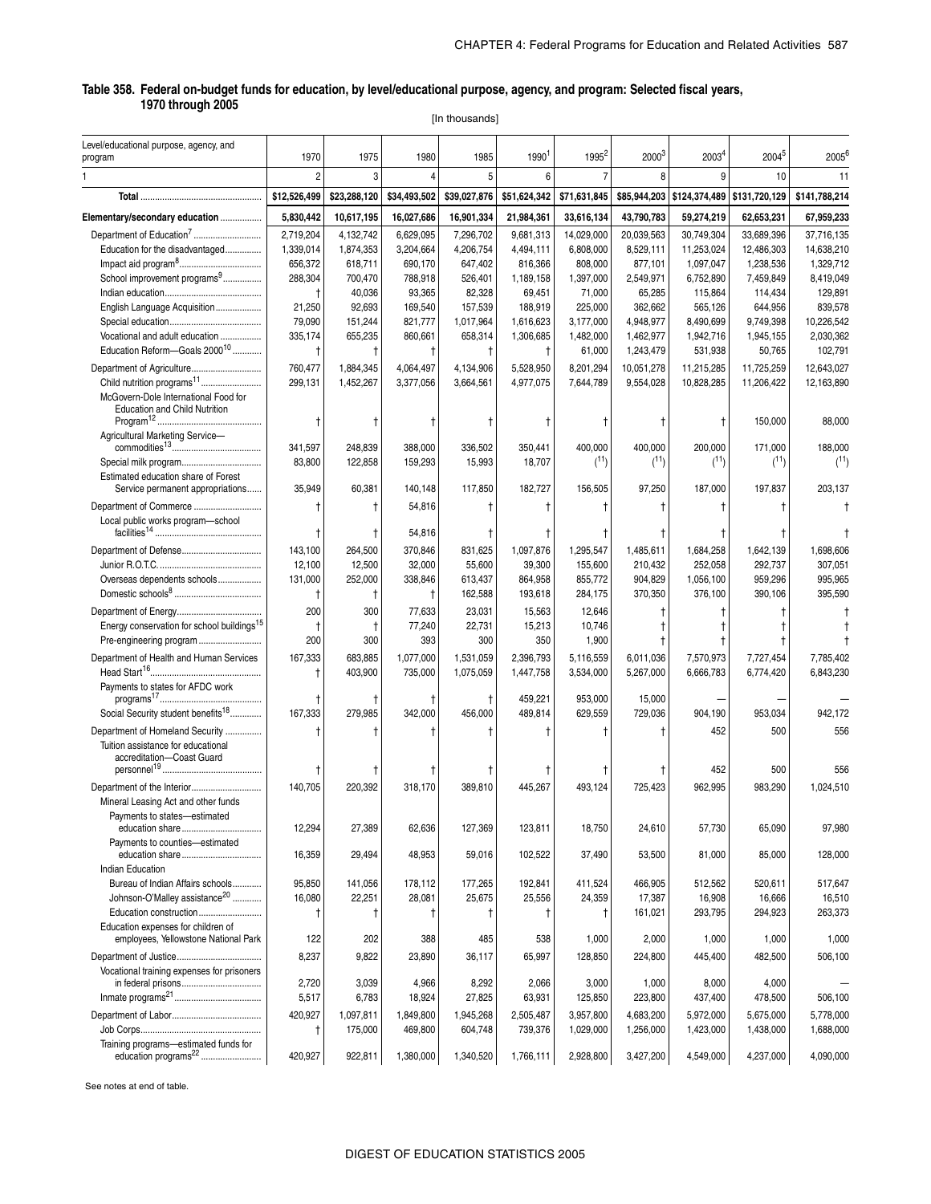**Table 358. Federal on-budget funds for education, by level/educational purpose, agency, and program: Selected fiscal years, 1970 through 2005**

[In thousands]

| Level/educational purpose, agency, and program | 1970 | 1975 | 1980 | 1985 | 1990[1] | 1995[2] | 2000[3] | 2003[4] | 2004[5] | 2005[6] |
|---|---|---|---|---|---|---|---|---|---|---|
| 1 | 2 | 3 | 4 | 5 | 6 | 7 | 8 | 9 | 10 | 11 |
| **Total** | $12,526,499 | $23,288,120 | $34,493,502 | $39,027,876 | $51,624,342 | $71,631,845 | $85,944,203 | $124,374,489 | $131,720,129 | $141,788,214 |
| **Elementary/secondary education** | 5,830,442 | 10,617,195 | 16,027,686 | 16,901,334 | 21,984,361 | 33,616,134 | 43,790,783 | 59,274,219 | 62,653,231 | 67,959,233 |
| Department of Education[7] | 2,719,204 | 4,132,742 | 6,629,095 | 7,296,702 | 9,681,313 | 14,029,000 | 20,039,563 | 30,749,304 | 33,689,396 | 37,716,135 |
| Education for the disadvantaged | 1,339,014 | 1,874,353 | 3,204,664 | 4,206,754 | 4,494,111 | 6,808,000 | 8,529,111 | 11,253,024 | 12,486,303 | 14,638,210 |
| Impact aid program[8] | 656,372 | 618,711 | 690,170 | 647,402 | 816,366 | 808,000 | 877,101 | 1,097,047 | 1,238,536 | 1,329,712 |
| School improvement programs[9] | 288,304 | 700,470 | 788,918 | 526,401 | 1,189,158 | 1,397,000 | 2,549,971 | 6,752,890 | 7,459,849 | 8,419,049 |
| Indian education | † | 40,036 | 93,365 | 82,328 | 69,451 | 71,000 | 65,285 | 115,864 | 114,434 | 129,891 |
| English Language Acquisition | 21,250 | 92,693 | 169,540 | 157,539 | 188,919 | 225,000 | 362,662 | 565,126 | 644,956 | 839,578 |
| Special education | 79,090 | 151,244 | 821,777 | 1,017,964 | 1,616,623 | 3,177,000 | 4,948,977 | 8,490,699 | 9,749,398 | 10,226,542 |
| Vocational and adult education | 335,174 | 655,235 | 860,661 | 658,314 | 1,306,685 | 1,482,000 | 1,462,977 | 1,942,716 | 1,945,155 | 2,030,362 |
| Education Reform—Goals 2000[10] | † | † | † | † | † | 61,000 | 1,243,479 | 531,938 | 50,765 | 102,791 |
| Department of Agriculture | 760,477 | 1,884,345 | 4,064,497 | 4,134,906 | 5,528,950 | 8,201,294 | 10,051,278 | 11,215,285 | 11,725,259 | 12,643,027 |
| Child nutrition programs[11] | 299,131 | 1,452,267 | 3,377,056 | 3,664,561 | 4,977,075 | 7,644,789 | 9,554,028 | 10,828,285 | 11,206,422 | 12,163,890 |
| McGovern-Dole International Food for Education and Child Nutrition Program[12] | † | † | † | † | † | † | † | † | 150,000 | 88,000 |
| Agricultural Marketing Service—commodities[13] | 341,597 | 248,839 | 388,000 | 336,502 | 350,441 | 400,000 | 400,000 | 200,000 | 171,000 | 188,000 |
| Special milk program | 83,800 | 122,858 | 159,293 | 15,993 | 18,707 | ([11]) | ([11]) | ([11]) | ([11]) | ([11]) |
| Estimated education share of Forest Service permanent appropriations | 35,949 | 60,381 | 140,148 | 117,850 | 182,727 | 156,505 | 97,250 | 187,000 | 197,837 | 203,137 |
| Department of Commerce | † | † | 54,816 | † | † | † | † | † | † | † |
| Local public works program—school facilities[14] | † | † | 54,816 | † | † | † | † | † | † | † |
| Department of Defense | 143,100 | 264,500 | 370,846 | 831,625 | 1,097,876 | 1,295,547 | 1,485,611 | 1,684,258 | 1,642,139 | 1,698,606 |
| Junior R.O.T.C. | 12,100 | 12,500 | 32,000 | 55,600 | 39,300 | 155,600 | 210,432 | 252,058 | 292,737 | 307,051 |
| Overseas dependents schools | 131,000 | 252,000 | 338,846 | 613,437 | 864,958 | 855,772 | 904,829 | 1,056,100 | 959,296 | 995,965 |
| Domestic schools[8] | † | † | † | 162,588 | 193,618 | 284,175 | 370,350 | 376,100 | 390,106 | 395,590 |
| Department of Energy | 200 | 300 | 77,633 | 23,031 | 15,563 | 12,646 | † | † | † | † |
| Energy conservation for school buildings[15] | † | † | 77,240 | 22,731 | 15,213 | 10,746 | † | † | † | † |
| Pre-engineering program | 200 | 300 | 393 | 300 | 350 | 1,900 | † | † | † | † |
| Department of Health and Human Services | 167,333 | 683,885 | 1,077,000 | 1,531,059 | 2,396,793 | 5,116,559 | 6,011,036 | 7,570,973 | 7,727,454 | 7,785,402 |
| Head Start[16] | † | 403,900 | 735,000 | 1,075,059 | 1,447,758 | 3,534,000 | 5,267,000 | 6,666,783 | 6,774,420 | 6,843,230 |
| Payments to states for AFDC work programs[17] | † | † | † | † | 459,221 | 953,000 | 15,000 | — | — | — |
| Social Security student benefits[18] | 167,333 | 279,985 | 342,000 | 456,000 | 489,814 | 629,559 | 729,036 | 904,190 | 953,034 | 942,172 |
| Department of Homeland Security | † | † | † | † | † | † | † | 452 | 500 | 556 |
| Tuition assistance for educational accreditation—Coast Guard personnel[19] | † | † | † | † | † | † | † | 452 | 500 | 556 |
| Department of the Interior | 140,705 | 220,392 | 318,170 | 389,810 | 445,267 | 493,124 | 725,423 | 962,995 | 983,290 | 1,024,510 |
| Mineral Leasing Act and other funds | | | | | | | | | | |
| Payments to states—estimated education share | 12,294 | 27,389 | 62,636 | 127,369 | 123,811 | 18,750 | 24,610 | 57,730 | 65,090 | 97,980 |
| Payments to counties—estimated education share | 16,359 | 29,494 | 48,953 | 59,016 | 102,522 | 37,490 | 53,500 | 81,000 | 85,000 | 128,000 |
| Indian Education | | | | | | | | | | |
| Bureau of Indian Affairs schools | 95,850 | 141,056 | 178,112 | 177,265 | 192,841 | 411,524 | 466,905 | 512,562 | 520,611 | 517,647 |
| Johnson-O'Malley assistance[20] | 16,080 | 22,251 | 28,081 | 25,675 | 25,556 | 24,359 | 17,387 | 16,908 | 16,666 | 16,510 |
| Education construction | † | † | † | † | † | † | 161,021 | 293,795 | 294,923 | 263,373 |
| Education expenses for children of employees, Yellowstone National Park | 122 | 202 | 388 | 485 | 538 | 1,000 | 2,000 | 1,000 | 1,000 | 1,000 |
| Department of Justice | 8,237 | 9,822 | 23,890 | 36,117 | 65,997 | 128,850 | 224,800 | 445,400 | 482,500 | 506,100 |
| Vocational training expenses for prisoners in federal prisons | 2,720 | 3,039 | 4,966 | 8,292 | 2,066 | 3,000 | 1,000 | 8,000 | 4,000 | — |
| Inmate programs[21] | 5,517 | 6,783 | 18,924 | 27,825 | 63,931 | 125,850 | 223,800 | 437,400 | 478,500 | 506,100 |
| Department of Labor | 420,927 | 1,097,811 | 1,849,800 | 1,945,268 | 2,505,487 | 3,957,800 | 4,683,200 | 5,972,000 | 5,675,000 | 5,778,000 |
| Job Corps | † | 175,000 | 469,800 | 604,748 | 739,376 | 1,029,000 | 1,256,000 | 1,423,000 | 1,438,000 | 1,688,000 |
| Training programs—estimated funds for education programs[22] | 420,927 | 922,811 | 1,380,000 | 1,340,520 | 1,766,111 | 2,928,800 | 3,427,200 | 4,549,000 | 4,237,000 | 4,090,000 |

See notes at end of table.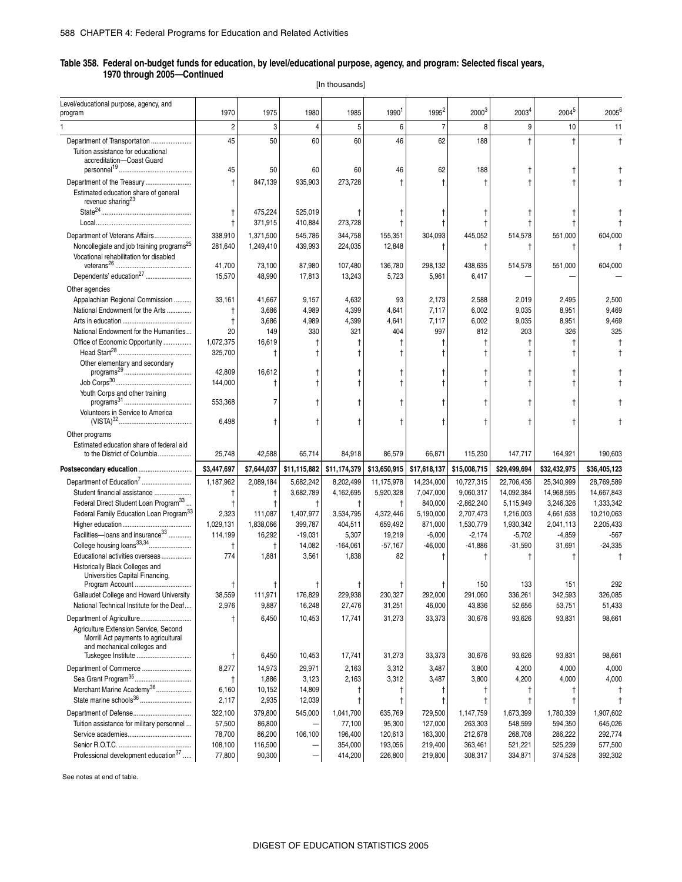## Table 358. Federal on-budget funds for education, by level/educational purpose, agency, and program: Selected fiscal years, 1970 through 2005—Continued

[In thousands]

| Level/educational purpose, agency, and program | 1970 | 1975 | 1980 | 1985 | 1990[1] | 1995[2] | 2000[3] | 2003[4] | 2004[5] | 2005[6] |
|---|---|---|---|---|---|---|---|---|---|---|
| 1 | 2 | 3 | 4 | 5 | 6 | 7 | 8 | 9 | 10 | 11 |
| Department of Transportation | 45 | 50 | 60 | 60 | 46 | 62 | 188 | † | † | † |
| Tuition assistance for educational accreditation—Coast Guard personnel[19] | 45 | 50 | 60 | 60 | 46 | 62 | 188 | † | † | † |
| Department of the Treasury | † | 847,139 | 935,903 | 273,728 | † | † | † | † | † | † |
| Estimated education share of general revenue sharing[23] | | | | | | | | | | |
| State[24] | † | 475,224 | 525,019 | † | † | † | † | † | † | † |
| Local | † | 371,915 | 410,884 | 273,728 | † | † | † | † | † | † |
| Department of Veterans Affairs | 338,910 | 1,371,500 | 545,786 | 344,758 | 155,351 | 304,093 | 445,052 | 514,578 | 551,000 | 604,000 |
| Noncollegiate and job training programs[25] | 281,640 | 1,249,410 | 439,993 | 224,035 | 12,848 | † | † | † | † | † |
| Vocational rehabilitation for disabled veterans[26] | 41,700 | 73,100 | 87,980 | 107,480 | 136,780 | 298,132 | 438,635 | 514,578 | 551,000 | 604,000 |
| Dependents' education[27] | 15,570 | 48,990 | 17,813 | 13,243 | 5,723 | 5,961 | 6,417 | — | — | — |
| Other agencies | | | | | | | | | | |
| Appalachian Regional Commission | 33,161 | 41,667 | 9,157 | 4,632 | 93 | 2,173 | 2,588 | 2,019 | 2,495 | 2,500 |
| National Endowment for the Arts | † | 3,686 | 4,989 | 4,399 | 4,641 | 7,117 | 6,002 | 9,035 | 8,951 | 9,469 |
| Arts in education | † | 3,686 | 4,989 | 4,399 | 4,641 | 7,117 | 6,002 | 9,035 | 8,951 | 9,469 |
| National Endowment for the Humanities | 20 | 149 | 330 | 321 | 404 | 997 | 812 | 203 | 326 | 325 |
| Office of Economic Opportunity | 1,072,375 | 16,619 | † | † | † | † | † | † | † | † |
| Head Start[28] | 325,700 | † | † | † | † | † | † | † | † | † |
| Other elementary and secondary programs[29] | 42,809 | 16,612 | † | † | † | † | † | † | † | † |
| Job Corps[30] | 144,000 | † | † | † | † | † | † | † | † | † |
| Youth Corps and other training programs[31] | 553,368 | 7 | † | † | † | † | † | † | † | † |
| Volunteers in Service to America (VISTA)[32] | 6,498 | † | † | † | † | † | † | † | † | † |
| Other programs | | | | | | | | | | |
| Estimated education share of federal aid to the District of Columbia | 25,748 | 42,588 | 65,714 | 84,918 | 86,579 | 66,871 | 115,230 | 147,717 | 164,921 | 190,603 |
| **Postsecondary education** | **$3,447,697** | **$7,644,037** | **$11,115,882** | **$11,174,379** | **$13,650,915** | **$17,618,137** | **$15,008,715** | **$29,499,694** | **$32,432,975** | **$36,405,123** |
| Department of Education[7] | 1,187,962 | 2,089,184 | 5,682,242 | 8,202,499 | 11,175,978 | 14,234,000 | 10,727,315 | 22,706,436 | 25,340,999 | 28,769,589 |
| Student financial assistance | † | † | 3,682,789 | 4,162,695 | 5,920,328 | 7,047,000 | 9,060,317 | 14,092,384 | 14,968,595 | 14,667,843 |
| Federal Direct Student Loan Program[33] | † | † | † | † | † | 840,000 | -2,862,240 | 5,115,949 | 3,246,326 | 1,333,342 |
| Federal Family Education Loan Program[33] | 2,323 | 111,087 | 1,407,977 | 3,534,795 | 4,372,446 | 5,190,000 | 2,707,473 | 1,216,003 | 4,661,638 | 10,210,063 |
| Higher education | 1,029,131 | 1,838,066 | 399,787 | 404,511 | 659,492 | 871,000 | 1,530,779 | 1,930,342 | 2,041,113 | 2,205,433 |
| Facilities—loans and insurance[33] | 114,199 | 16,292 | -19,031 | 5,307 | 19,219 | -6,000 | -2,174 | -5,702 | -4,859 | -567 |
| College housing loans[33,34] | † | † | 14,082 | -164,061 | -57,167 | -46,000 | -41,886 | -31,590 | 31,691 | -24,335 |
| Educational activities overseas | 774 | 1,881 | 3,561 | 1,838 | 82 | † | † | † | † | † |
| Historically Black Colleges and Universities Capital Financing, Program Account | † | † | † | † | † | † | 150 | 133 | 151 | 292 |
| Gallaudet College and Howard University | 38,559 | 111,971 | 176,829 | 229,938 | 230,327 | 292,000 | 291,060 | 336,261 | 342,593 | 326,085 |
| National Technical Institute for the Deaf | 2,976 | 9,887 | 16,248 | 27,476 | 31,251 | 46,000 | 43,836 | 52,656 | 53,751 | 51,433 |
| Department of Agriculture | † | 6,450 | 10,453 | 17,741 | 31,273 | 33,373 | 30,676 | 93,626 | 93,831 | 98,661 |
| Agriculture Extension Service, Second Morrill Act payments to agricultural and mechanical colleges and Tuskegee Institute | † | 6,450 | 10,453 | 17,741 | 31,273 | 33,373 | 30,676 | 93,626 | 93,831 | 98,661 |
| Department of Commerce | 8,277 | 14,973 | 29,971 | 2,163 | 3,312 | 3,487 | 3,800 | 4,200 | 4,000 | 4,000 |
| Sea Grant Program[35] | † | 1,886 | 3,123 | 2,163 | 3,312 | 3,487 | 3,800 | 4,200 | 4,000 | 4,000 |
| Merchant Marine Academy[36] | 6,160 | 10,152 | 14,809 | † | † | † | † | † | † | † |
| State marine schools[36] | 2,117 | 2,935 | 12,039 | † | † | † | † | † | † | † |
| Department of Defense | 322,100 | 379,800 | 545,000 | 1,041,700 | 635,769 | 729,500 | 1,147,759 | 1,673,399 | 1,780,339 | 1,907,602 |
| Tuition assistance for military personnel | 57,500 | 86,800 | — | 77,100 | 95,300 | 127,000 | 263,303 | 548,599 | 594,350 | 645,026 |
| Service academies | 78,700 | 86,200 | 106,100 | 196,400 | 120,613 | 163,300 | 212,678 | 268,708 | 286,222 | 292,774 |
| Senior R.O.T.C. | 108,100 | 116,500 | — | 354,000 | 193,056 | 219,400 | 363,461 | 521,221 | 525,239 | 577,500 |
| Professional development education[37] | 77,800 | 90,300 | — | 414,200 | 226,800 | 219,800 | 308,317 | 334,871 | 374,528 | 392,302 |

See notes at end of table.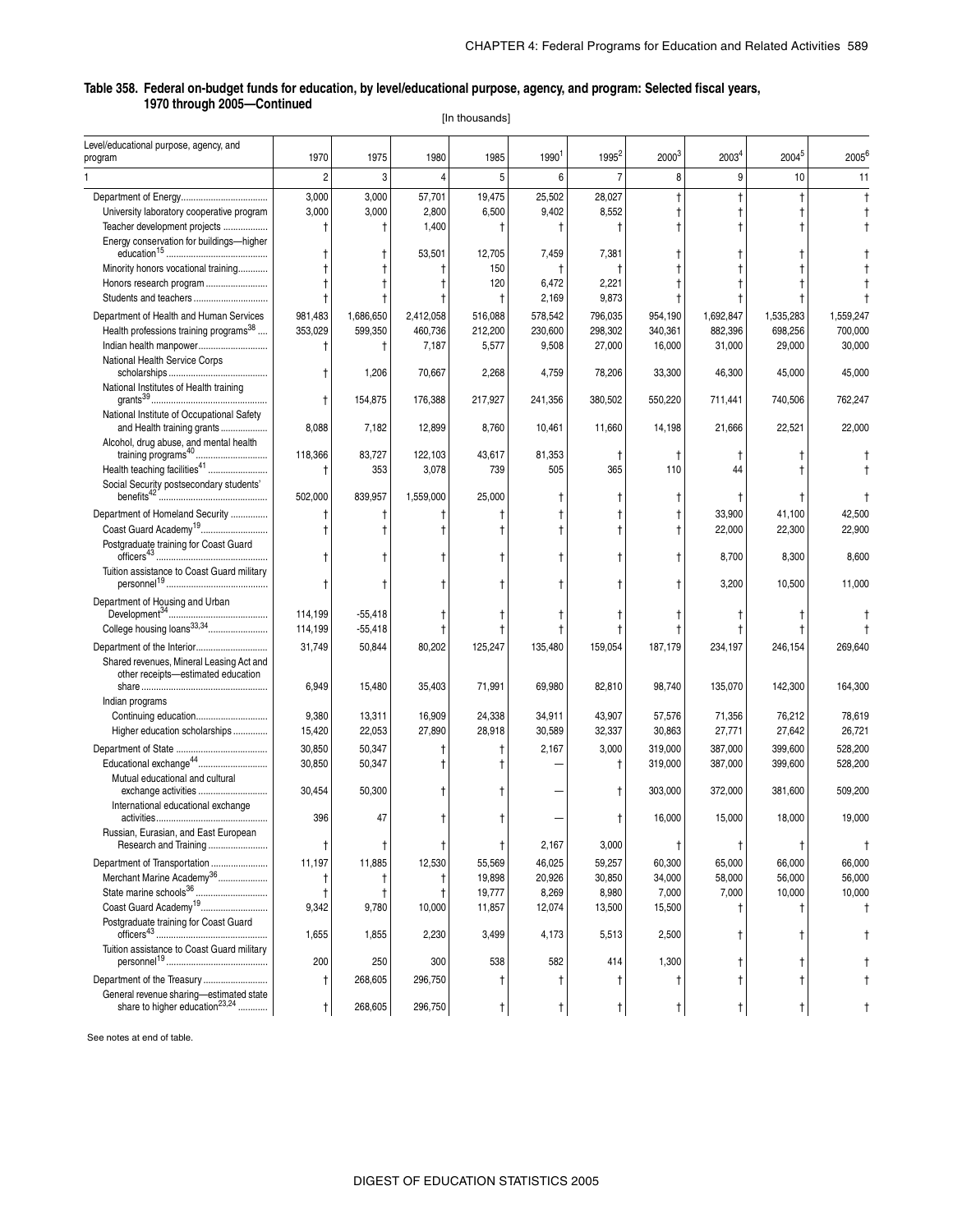**Table 358. Federal on-budget funds for education, by level/educational purpose, agency, and program: Selected fiscal years, 1970 through 2005—Continued**

[In thousands]

| Level/educational purpose, agency, and program | 1970 | 1975 | 1980 | 1985 | 1990[1] | 1995[2] | 2000[3] | 2003[4] | 2004[5] | 2005[6] |
|---|---|---|---|---|---|---|---|---|---|---|
| 1 | 2 | 3 | 4 | 5 | 6 | 7 | 8 | 9 | 10 | 11 |
| Department of Energy | 3,000 | 3,000 | 57,701 | 19,475 | 25,502 | 28,027 | † | † | † | † |
| University laboratory cooperative program | 3,000 | 3,000 | 2,800 | 6,500 | 9,402 | 8,552 | † | † | † | † |
| Teacher development projects | † | † | 1,400 | † | † | † | † | † | † | † |
| Energy conservation for buildings—higher education[15] | † | † | 53,501 | 12,705 | 7,459 | 7,381 | † | † | † | † |
| Minority honors vocational training | † | † | † | 150 | † | † | † | † | † | † |
| Honors research program | † | † | † | 120 | 6,472 | 2,221 | † | † | † | † |
| Students and teachers | † | † | † | † | 2,169 | 9,873 | † | † | † | † |
| Department of Health and Human Services | 981,483 | 1,686,650 | 2,412,058 | 516,088 | 578,542 | 796,035 | 954,190 | 1,692,847 | 1,535,283 | 1,559,247 |
| Health professions training programs[38] | 353,029 | 599,350 | 460,736 | 212,200 | 230,600 | 298,302 | 340,361 | 882,396 | 698,256 | 700,000 |
| Indian health manpower | † | † | 7,187 | 5,577 | 9,508 | 27,000 | 16,000 | 31,000 | 29,000 | 30,000 |
| National Health Service Corps scholarships | † | 1,206 | 70,667 | 2,268 | 4,759 | 78,206 | 33,300 | 46,300 | 45,000 | 45,000 |
| National Institutes of Health training grants[39] | † | 154,875 | 176,388 | 217,927 | 241,356 | 380,502 | 550,220 | 711,441 | 740,506 | 762,247 |
| National Institute of Occupational Safety and Health training grants | 8,088 | 7,182 | 12,899 | 8,760 | 10,461 | 11,660 | 14,198 | 21,666 | 22,521 | 22,000 |
| Alcohol, drug abuse, and mental health training programs[40] | 118,366 | 83,727 | 122,103 | 43,617 | 81,353 | † | † | † | † | † |
| Health teaching facilities[41] | † | 353 | 3,078 | 739 | 505 | 365 | 110 | 44 | † | † |
| Social Security postsecondary students' benefits[42] | 502,000 | 839,957 | 1,559,000 | 25,000 | † | † | † | † | † | † |
| Department of Homeland Security | † | † | † | † | † | † | † | 33,900 | 41,100 | 42,500 |
| Coast Guard Academy[19] | † | † | † | † | † | † | † | 22,000 | 22,300 | 22,900 |
| Postgraduate training for Coast Guard officers[43] | † | † | † | † | † | † | † | 8,700 | 8,300 | 8,600 |
| Tuition assistance to Coast Guard military personnel[19] | † | † | † | † | † | † | † | 3,200 | 10,500 | 11,000 |
| Department of Housing and Urban Development[34] | 114,199 | -55,418 | † | † | † | † | † | † | † | † |
| College housing loans[33,34] | 114,199 | -55,418 | † | † | † | † | † | † | † | † |
| Department of the Interior | 31,749 | 50,844 | 80,202 | 125,247 | 135,480 | 159,054 | 187,179 | 234,197 | 246,154 | 269,640 |
| Shared revenues, Mineral Leasing Act and other receipts—estimated education share | 6,949 | 15,480 | 35,403 | 71,991 | 69,980 | 82,810 | 98,740 | 135,070 | 142,300 | 164,300 |
| Indian programs | | | | | | | | | | |
| Continuing education | 9,380 | 13,311 | 16,909 | 24,338 | 34,911 | 43,907 | 57,576 | 71,356 | 76,212 | 78,619 |
| Higher education scholarships | 15,420 | 22,053 | 27,890 | 28,918 | 30,589 | 32,337 | 30,863 | 27,771 | 27,642 | 26,721 |
| Department of State | 30,850 | 50,347 | † | † | 2,167 | 3,000 | 319,000 | 387,000 | 399,600 | 528,200 |
| Educational exchange[44] | 30,850 | 50,347 | † | † | — | † | 319,000 | 387,000 | 399,600 | 528,200 |
| Mutual educational and cultural exchange activities | 30,454 | 50,300 | † | † | — | † | 303,000 | 372,000 | 381,600 | 509,200 |
| International educational exchange activities | 396 | 47 | † | † | — | † | 16,000 | 15,000 | 18,000 | 19,000 |
| Russian, Eurasian, and East European Research and Training | † | † | † | † | 2,167 | 3,000 | † | † | † | † |
| Department of Transportation | 11,197 | 11,885 | 12,530 | 55,569 | 46,025 | 59,257 | 60,300 | 65,000 | 66,000 | 66,000 |
| Merchant Marine Academy[36] | † | † | † | 19,898 | 20,926 | 30,850 | 34,000 | 58,000 | 56,000 | 56,000 |
| State marine schools[36] | † | † | † | 19,777 | 8,269 | 8,980 | 7,000 | 7,000 | 10,000 | 10,000 |
| Coast Guard Academy[19] | 9,342 | 9,780 | 10,000 | 11,857 | 12,074 | 13,500 | 15,500 | † | † | † |
| Postgraduate training for Coast Guard officers[43] | 1,655 | 1,855 | 2,230 | 3,499 | 4,173 | 5,513 | 2,500 | † | † | † |
| Tuition assistance to Coast Guard military personnel[19] | 200 | 250 | 300 | 538 | 582 | 414 | 1,300 | † | † | † |
| Department of the Treasury | † | 268,605 | 296,750 | † | † | † | † | † | † | † |
| General revenue sharing—estimated state share to higher education[23,24] | † | 268,605 | 296,750 | † | † | † | † | † | † | † |

See notes at end of table.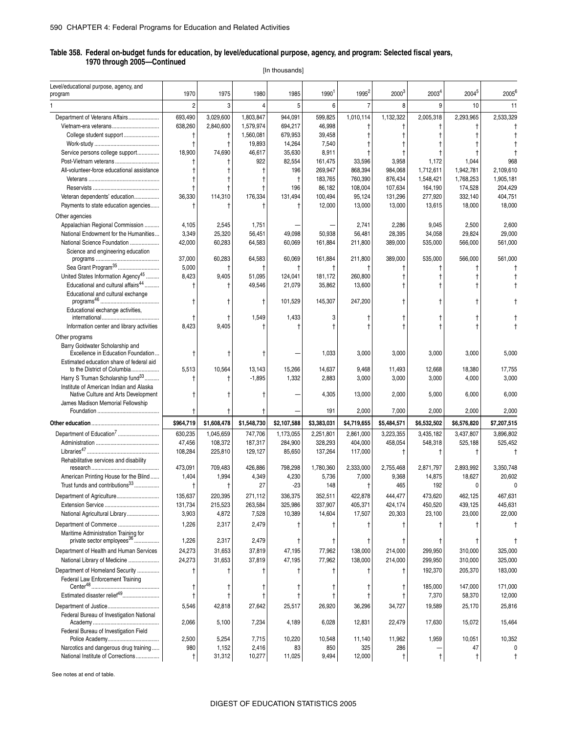## Table 358. Federal on-budget funds for education, by level/educational purpose, agency, and program: Selected fiscal years, 1970 through 2005—Continued

[In thousands]

| Level/educational purpose, agency, and program | 1970 | 1975 | 1980 | 1985 | 1990[1] | 1995[2] | 2000[3] | 2003[4] | 2004[5] | 2005[6] |
|---|---|---|---|---|---|---|---|---|---|---|
| 1 | 2 | 3 | 4 | 5 | 6 | 7 | 8 | 9 | 10 | 11 |
| Department of Veterans Affairs | 693,490 | 3,029,600 | 1,803,847 | 944,091 | 599,825 | 1,010,114 | 1,132,322 | 2,005,318 | 2,293,965 | 2,533,329 |
| Vietnam-era veterans | 638,260 | 2,840,600 | 1,579,974 | 694,217 | 46,998 | † | † | † | † | † |
| College student support | † | † | 1,560,081 | 679,953 | 39,458 | † | † | † | † | † |
| Work-study | † | † | 19,893 | 14,264 | 7,540 | † | † | † | † | † |
| Service persons college support | 18,900 | 74,690 | 46,617 | 35,630 | 8,911 | † | † | † | † | † |
| Post-Vietnam veterans | † | † | 922 | 82,554 | 161,475 | 33,596 | 3,958 | 1,172 | 1,044 | 968 |
| All-volunteer-force educational assistance | † | † | † | 196 | 269,947 | 868,394 | 984,068 | 1,712,611 | 1,942,781 | 2,109,610 |
| Veterans | † | † | † | † | 183,765 | 760,390 | 876,434 | 1,548,421 | 1,768,253 | 1,905,181 |
| Reservists | † | † | † | 196 | 86,182 | 108,004 | 107,634 | 164,190 | 174,528 | 204,429 |
| Veteran dependents' education | 36,330 | 114,310 | 176,334 | 131,494 | 100,494 | 95,124 | 131,296 | 277,920 | 332,140 | 404,751 |
| Payments to state education agencies | † | † | † | † | 12,000 | 13,000 | 13,000 | 13,615 | 18,000 | 18,000 |
| Other agencies | | | | | | | | | | |
| Appalachian Regional Commission | 4,105 | 2,545 | 1,751 | — | — | 2,741 | 2,286 | 9,045 | 2,500 | 2,600 |
| National Endowment for the Humanities | 3,349 | 25,320 | 56,451 | 49,098 | 50,938 | 56,481 | 28,395 | 34,058 | 29,824 | 29,000 |
| National Science Foundation | 42,000 | 60,283 | 64,583 | 60,069 | 161,884 | 211,800 | 389,000 | 535,000 | 566,000 | 561,000 |
| Science and engineering education programs | 37,000 | 60,283 | 64,583 | 60,069 | 161,884 | 211,800 | 389,000 | 535,000 | 566,000 | 561,000 |
| Sea Grant Program[35] | 5,000 | † | † | † | † | † | † | † | † | † |
| United States Information Agency[45] | 8,423 | 9,405 | 51,095 | 124,041 | 181,172 | 260,800 | † | † | † | † |
| Educational and cultural affairs[44] | † | † | 49,546 | 21,079 | 35,862 | 13,600 | † | † | † | † |
| Educational and cultural exchange programs[46] | † | † | † | 101,529 | 145,307 | 247,200 | † | † | † | † |
| Educational exchange activities, international | † | † | 1,549 | 1,433 | 3 | † | † | † | † | † |
| Information center and library activities | 8,423 | 9,405 | † | † | † | † | † | † | † | † |
| Other programs | | | | | | | | | | |
| Barry Goldwater Scholarship and Excellence in Education Foundation | † | † | † | — | 1,033 | 3,000 | 3,000 | 3,000 | 3,000 | 5,000 |
| Estimated education share of federal aid to the District of Columbia | 5,513 | 10,564 | 13,143 | 15,266 | 14,637 | 9,468 | 11,493 | 12,668 | 18,380 | 17,755 |
| Harry S Truman Scholarship fund[33] | † | † | -1,895 | 1,332 | 2,883 | 3,000 | 3,000 | 3,000 | 4,000 | 3,000 |
| Institute of American Indian and Alaska Native Culture and Arts Development | † | † | † | — | 4,305 | 13,000 | 2,000 | 5,000 | 6,000 | 6,000 |
| James Madison Memorial Fellowship Foundation | † | † | † | — | 191 | 2,000 | 7,000 | 2,000 | 2,000 | 2,000 |
| **Other education** | **$964,719** | **$1,608,478** | **$1,548,730** | **$2,107,588** | **$3,383,031** | **$4,719,655** | **$5,484,571** | **$6,532,502** | **$6,576,820** | **$7,207,515** |
| Department of Education[7] | 630,235 | 1,045,659 | 747,706 | 1,173,055 | 2,251,801 | 2,861,000 | 3,223,355 | 3,435,182 | 3,437,807 | 3,896,802 |
| Administration | 47,456 | 108,372 | 187,317 | 284,900 | 328,293 | 404,000 | 458,054 | 548,318 | 525,188 | 525,452 |
| Libraries[47] | 108,284 | 225,810 | 129,127 | 85,650 | 137,264 | 117,000 | † | † | † | † |
| Rehabilitative services and disability research | 473,091 | 709,483 | 426,886 | 798,298 | 1,780,360 | 2,333,000 | 2,755,468 | 2,871,797 | 2,893,992 | 3,350,748 |
| American Printing House for the Blind | 1,404 | 1,994 | 4,349 | 4,230 | 5,736 | 7,000 | 9,368 | 14,875 | 18,627 | 20,602 |
| Trust funds and contributions[33] | † | † | 27 | -23 | 148 | † | 465 | 192 | 0 | 0 |
| Department of Agriculture | 135,637 | 220,395 | 271,112 | 336,375 | 352,511 | 422,878 | 444,477 | 473,620 | 462,125 | 467,631 |
| Extension Service | 131,734 | 215,523 | 263,584 | 325,986 | 337,907 | 405,371 | 424,174 | 450,520 | 439,125 | 445,631 |
| National Agricultural Library | 3,903 | 4,872 | 7,528 | 10,389 | 14,604 | 17,507 | 20,303 | 23,100 | 23,000 | 22,000 |
| Department of Commerce | 1,226 | 2,317 | 2,479 | † | † | † | † | † | † | † |
| Maritime Administration Training for private sector employees[36] | 1,226 | 2,317 | 2,479 | † | † | † | † | † | † | † |
| Department of Health and Human Services | 24,273 | 31,653 | 37,819 | 47,195 | 77,962 | 138,000 | 214,000 | 299,950 | 310,000 | 325,000 |
| National Library of Medicine | 24,273 | 31,653 | 37,819 | 47,195 | 77,962 | 138,000 | 214,000 | 299,950 | 310,000 | 325,000 |
| Department of Homeland Security | † | † | † | † | † | † | † | 192,370 | 205,370 | 183,000 |
| Federal Law Enforcement Training Center[48] | † | † | † | † | † | † | † | 185,000 | 147,000 | 171,000 |
| Estimated disaster relief[49] | † | † | † | † | † | † | † | 7,370 | 58,370 | 12,000 |
| Department of Justice | 5,546 | 42,818 | 27,642 | 25,517 | 26,920 | 36,296 | 34,727 | 19,589 | 25,170 | 25,816 |
| Federal Bureau of Investigation National Academy | 2,066 | 5,100 | 7,234 | 4,189 | 6,028 | 12,831 | 22,479 | 17,630 | 15,072 | 15,464 |
| Federal Bureau of Investigation Field Police Academy | 2,500 | 5,254 | 7,715 | 10,220 | 10,548 | 11,140 | 11,962 | 1,959 | 10,051 | 10,352 |
| Narcotics and dangerous drug training | 980 | 1,152 | 2,416 | 83 | 850 | 325 | 286 | — | 47 | 0 |
| National Institute of Corrections | † | 31,312 | 10,277 | 11,025 | 9,494 | 12,000 | † | † | † | † |

See notes at end of table.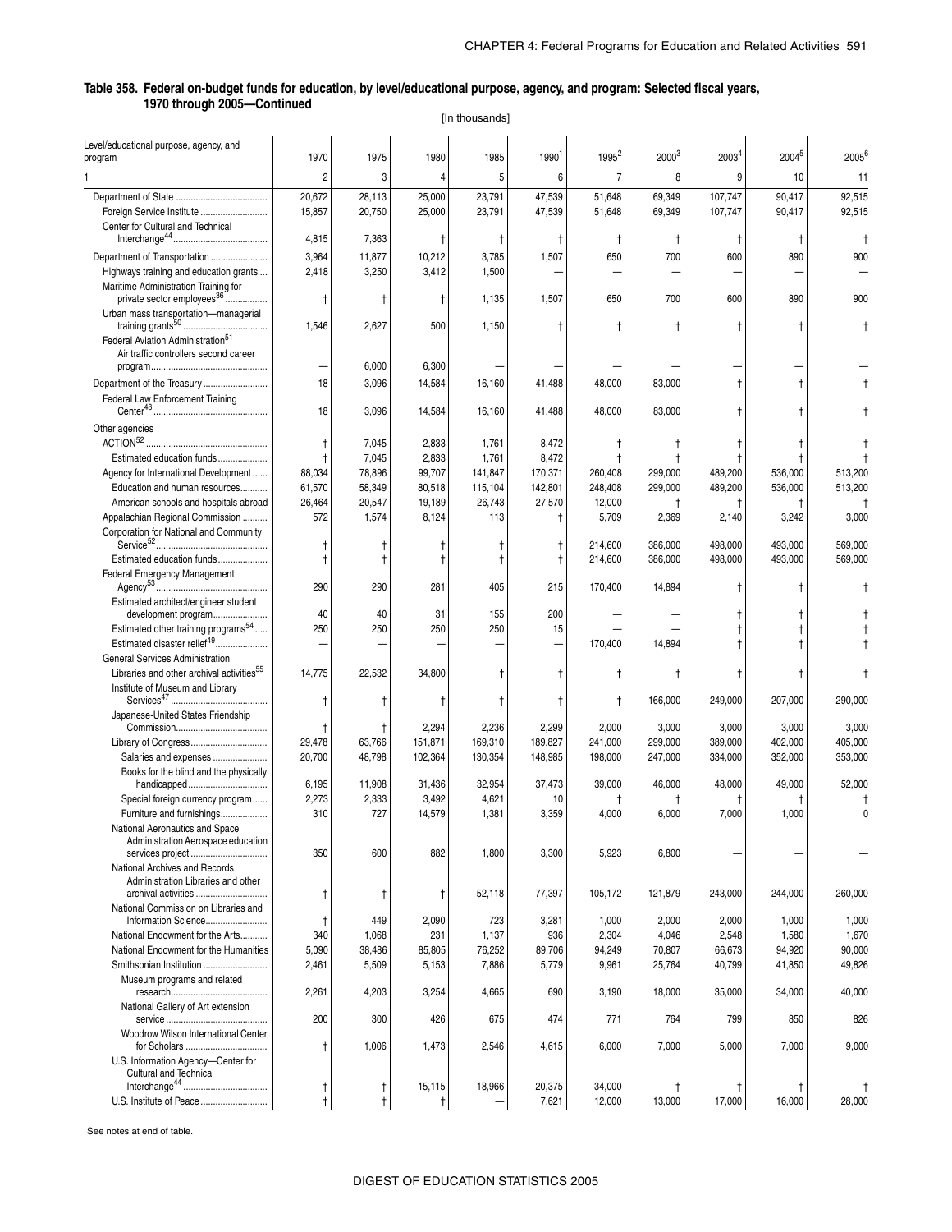**Table 358. Federal on-budget funds for education, by level/educational purpose, agency, and program: Selected fiscal years, 1970 through 2005—Continued**

[In thousands]

| Level/educational purpose, agency, and program | 1970 | 1975 | 1980 | 1985 | 1990[1] | 1995[2] | 2000[3] | 2003[4] | 2004[5] | 2005[6] |
|---|---|---|---|---|---|---|---|---|---|---|
| 1 | 2 | 3 | 4 | 5 | 6 | 7 | 8 | 9 | 10 | 11 |
| Department of State | 20,672 | 28,113 | 25,000 | 23,791 | 47,539 | 51,648 | 69,349 | 107,747 | 90,417 | 92,515 |
| Foreign Service Institute | 15,857 | 20,750 | 25,000 | 23,791 | 47,539 | 51,648 | 69,349 | 107,747 | 90,417 | 92,515 |
| Center for Cultural and Technical Interchange[44] | 4,815 | 7,363 | † | † | † | † | † | † | † | † |
| Department of Transportation | 3,964 | 11,877 | 10,212 | 3,785 | 1,507 | 650 | 700 | 600 | 890 | 900 |
| Highways training and education grants | 2,418 | 3,250 | 3,412 | 1,500 | — | — | — | — | — | — |
| Maritime Administration Training for private sector employees[36] | † | † | † | 1,135 | 1,507 | 650 | 700 | 600 | 890 | 900 |
| Urban mass transportation—managerial training grants[50] | 1,546 | 2,627 | 500 | 1,150 | † | † | † | † | † | † |
| Federal Aviation Administration[51] Air traffic controllers second career program | — | 6,000 | 6,300 | — | — | — | — | — | — | — |
| Department of the Treasury | 18 | 3,096 | 14,584 | 16,160 | 41,488 | 48,000 | 83,000 | † | † | † |
| Federal Law Enforcement Training Center[48] | 18 | 3,096 | 14,584 | 16,160 | 41,488 | 48,000 | 83,000 | † | † | † |
| Other agencies | | | | | | | | | | |
| ACTION[52] | † | 7,045 | 2,833 | 1,761 | 8,472 | † | † | † | † | † |
| Estimated education funds | † | 7,045 | 2,833 | 1,761 | 8,472 | † | † | † | † | † |
| Agency for International Development | 88,034 | 78,896 | 99,707 | 141,847 | 170,371 | 260,408 | 299,000 | 489,200 | 536,000 | 513,200 |
| Education and human resources | 61,570 | 58,349 | 80,518 | 115,104 | 142,801 | 248,408 | 299,000 | 489,200 | 536,000 | 513,200 |
| American schools and hospitals abroad | 26,464 | 20,547 | 19,189 | 26,743 | 27,570 | 12,000 | † | † | † | † |
| Appalachian Regional Commission | 572 | 1,574 | 8,124 | 113 | † | 5,709 | 2,369 | 2,140 | 3,242 | 3,000 |
| Corporation for National and Community Service[52] | † | † | † | † | † | 214,600 | 386,000 | 498,000 | 493,000 | 569,000 |
| Estimated education funds | † | † | † | † | † | 214,600 | 386,000 | 498,000 | 493,000 | 569,000 |
| Federal Emergency Management Agency[53] | 290 | 290 | 281 | 405 | 215 | 170,400 | 14,894 | † | † | † |
| Estimated architect/engineer student development program | 40 | 40 | 31 | 155 | 200 | — | — | † | † | † |
| Estimated other training programs[54] | 250 | 250 | 250 | 250 | 15 | — | — | † | † | † |
| Estimated disaster relief[49] | — | — | — | — | — | 170,400 | 14,894 | † | † | † |
| General Services Administration Libraries and other archival activities[55] | 14,775 | 22,532 | 34,800 | † | † | † | † | † | † | † |
| Institute of Museum and Library Services[47] | † | † | † | † | † | † | 166,000 | 249,000 | 207,000 | 290,000 |
| Japanese-United States Friendship Commission | † | † | 2,294 | 2,236 | 2,299 | 2,000 | 3,000 | 3,000 | 3,000 | 3,000 |
| Library of Congress | 29,478 | 63,766 | 151,871 | 169,310 | 189,827 | 241,000 | 299,000 | 389,000 | 402,000 | 405,000 |
| Salaries and expenses | 20,700 | 48,798 | 102,364 | 130,354 | 148,985 | 198,000 | 247,000 | 334,000 | 352,000 | 353,000 |
| Books for the blind and the physically handicapped | 6,195 | 11,908 | 31,436 | 32,954 | 37,473 | 39,000 | 46,000 | 48,000 | 49,000 | 52,000 |
| Special foreign currency program | 2,273 | 2,333 | 3,492 | 4,621 | 10 | † | † | † | † | † |
| Furniture and furnishings | 310 | 727 | 14,579 | 1,381 | 3,359 | 4,000 | 6,000 | 7,000 | 1,000 | 0 |
| National Aeronautics and Space Administration Aerospace education services project | 350 | 600 | 882 | 1,800 | 3,300 | 5,923 | 6,800 | — | — | — |
| National Archives and Records Administration Libraries and other archival activities | † | † | † | 52,118 | 77,397 | 105,172 | 121,879 | 243,000 | 244,000 | 260,000 |
| National Commission on Libraries and Information Science | † | 449 | 2,090 | 723 | 3,281 | 1,000 | 2,000 | 2,000 | 1,000 | 1,000 |
| National Endowment for the Arts | 340 | 1,068 | 231 | 1,137 | 936 | 2,304 | 4,046 | 2,548 | 1,580 | 1,670 |
| National Endowment for the Humanities | 5,090 | 38,486 | 85,805 | 76,252 | 89,706 | 94,249 | 70,807 | 66,673 | 94,920 | 90,000 |
| Smithsonian Institution | 2,461 | 5,509 | 5,153 | 7,886 | 5,779 | 9,961 | 25,764 | 40,799 | 41,850 | 49,826 |
| Museum programs and related research | 2,261 | 4,203 | 3,254 | 4,665 | 690 | 3,190 | 18,000 | 35,000 | 34,000 | 40,000 |
| National Gallery of Art extension service | 200 | 300 | 426 | 675 | 474 | 771 | 764 | 799 | 850 | 826 |
| Woodrow Wilson International Center for Scholars | † | 1,006 | 1,473 | 2,546 | 4,615 | 6,000 | 7,000 | 5,000 | 7,000 | 9,000 |
| U.S. Information Agency—Center for Cultural and Technical Interchange[44] | † | † | 15,115 | 18,966 | 20,375 | 34,000 | † | † | † | † |
| U.S. Institute of Peace | † | † | † | — | 7,621 | 12,000 | 13,000 | 17,000 | 16,000 | 28,000 |

See notes at end of table.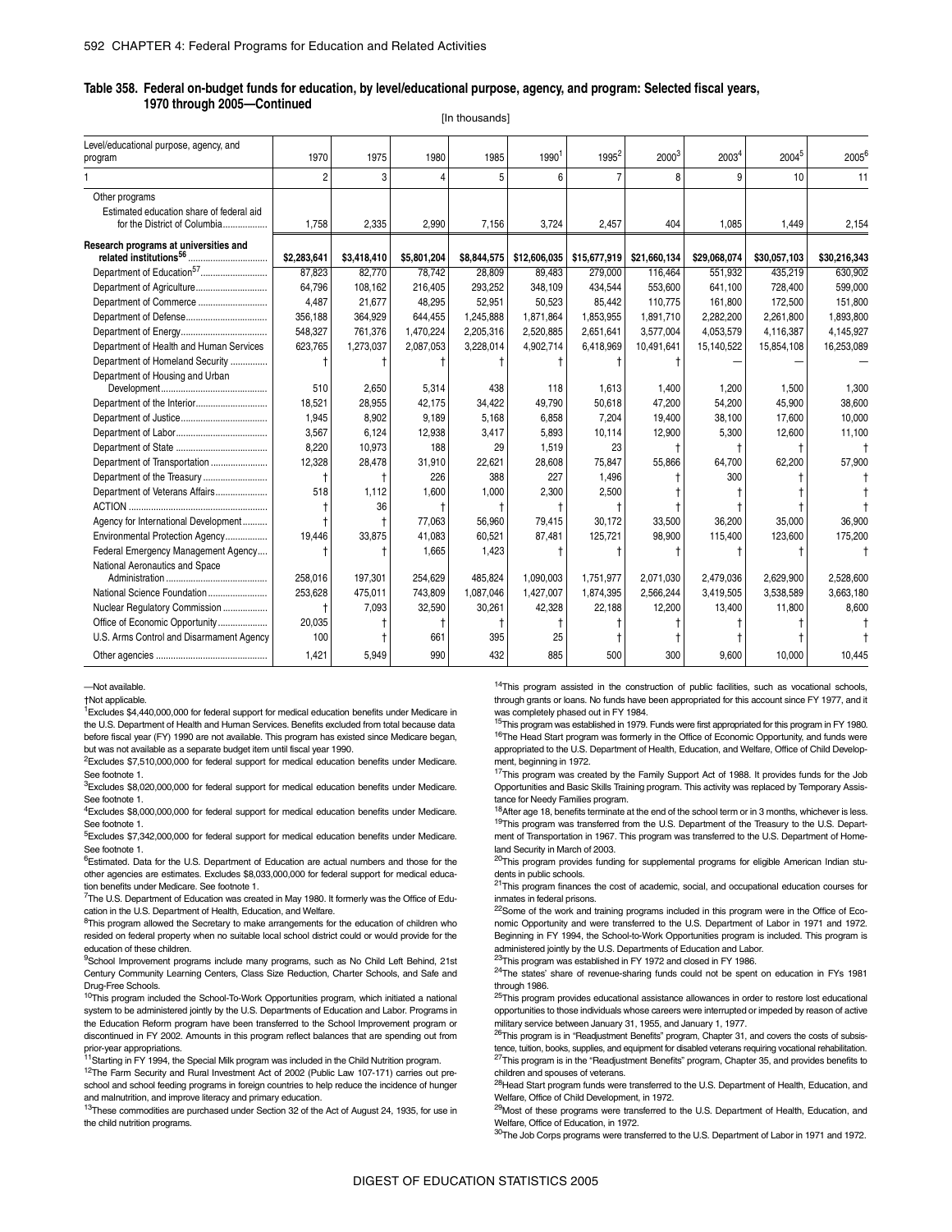## Table 358. Federal on-budget funds for education, by level/educational purpose, agency, and program: Selected fiscal years, 1970 through 2005—Continued

[In thousands]

| Level/educational purpose, agency, and program | 1970 | 1975 | 1980 | 1985 | 1990[1] | 1995[2] | 2000[3] | 2003[4] | 2004[5] | 2005[6] |
|---|---|---|---|---|---|---|---|---|---|---|
| 1 | 2 | 3 | 4 | 5 | 6 | 7 | 8 | 9 | 10 | 11 |
| Other programs | | | | | | | | | | |
| Estimated education share of federal aid for the District of Columbia | 1,758 | 2,335 | 2,990 | 7,156 | 3,724 | 2,457 | 404 | 1,085 | 1,449 | 2,154 |
| **Research programs at universities and related institutions[56]** | **$2,283,641** | **$3,418,410** | **$5,801,204** | **$8,844,575** | **$12,606,035** | **$15,677,919** | **$21,660,134** | **$29,068,074** | **$30,057,103** | **$30,216,343** |
| Department of Education[57] | 87,823 | 82,770 | 78,742 | 28,809 | 89,483 | 279,000 | 116,464 | 551,932 | 435,219 | 630,902 |
| Department of Agriculture | 64,796 | 108,162 | 216,405 | 293,252 | 348,109 | 434,544 | 553,600 | 641,100 | 728,400 | 599,000 |
| Department of Commerce | 4,487 | 21,677 | 48,295 | 52,951 | 50,523 | 85,442 | 110,775 | 161,800 | 172,500 | 151,800 |
| Department of Defense | 356,188 | 364,929 | 644,455 | 1,245,888 | 1,871,864 | 1,853,955 | 1,891,710 | 2,282,200 | 2,261,800 | 1,893,800 |
| Department of Energy | 548,327 | 761,376 | 1,470,224 | 2,205,316 | 2,520,885 | 2,651,641 | 3,577,004 | 4,053,579 | 4,116,387 | 4,145,927 |
| Department of Health and Human Services | 623,765 | 1,273,037 | 2,087,053 | 3,228,014 | 4,902,714 | 6,418,969 | 10,491,641 | 15,140,522 | 15,854,108 | 16,253,089 |
| Department of Homeland Security | † | † | † | † | † | † | † | — | — | — |
| Department of Housing and Urban Development | 510 | 2,650 | 5,314 | 438 | 118 | 1,613 | 1,400 | 1,200 | 1,500 | 1,300 |
| Department of the Interior | 18,521 | 28,955 | 42,175 | 34,422 | 49,790 | 50,618 | 47,200 | 54,200 | 45,900 | 38,600 |
| Department of Justice | 1,945 | 8,902 | 9,189 | 5,168 | 6,858 | 7,204 | 19,400 | 38,100 | 17,600 | 10,000 |
| Department of Labor | 3,567 | 6,124 | 12,938 | 3,417 | 5,893 | 10,114 | 12,900 | 5,300 | 12,600 | 11,100 |
| Department of State | 8,220 | 10,973 | 188 | 29 | 1,519 | 23 | † | † | † | † |
| Department of Transportation | 12,328 | 28,478 | 31,910 | 22,621 | 28,608 | 75,847 | 55,866 | 64,700 | 62,200 | 57,900 |
| Department of the Treasury | † | † | 226 | 388 | 227 | 1,496 | † | 300 | † | † |
| Department of Veterans Affairs | 518 | 1,112 | 1,600 | 1,000 | 2,300 | 2,500 | † | † | † | † |
| ACTION | † | 36 | † | † | † | † | † | † | † | † |
| Agency for International Development | † | † | 77,063 | 56,960 | 79,415 | 30,172 | 33,500 | 36,200 | 35,000 | 36,900 |
| Environmental Protection Agency | 19,446 | 33,875 | 41,083 | 60,521 | 87,481 | 125,721 | 98,900 | 115,400 | 123,600 | 175,200 |
| Federal Emergency Management Agency | † | † | 1,665 | 1,423 | † | † | † | † | † | † |
| National Aeronautics and Space Administration | 258,016 | 197,301 | 254,629 | 485,824 | 1,090,003 | 1,751,977 | 2,071,030 | 2,479,036 | 2,629,900 | 2,528,600 |
| National Science Foundation | 253,628 | 475,011 | 743,809 | 1,087,046 | 1,427,007 | 1,874,395 | 2,566,244 | 3,419,505 | 3,538,589 | 3,663,180 |
| Nuclear Regulatory Commission | † | 7,093 | 32,590 | 30,261 | 42,328 | 22,188 | 12,200 | 13,400 | 11,800 | 8,600 |
| Office of Economic Opportunity | 20,035 | † | † | † | † | † | † | † | † | † |
| U.S. Arms Control and Disarmament Agency | 100 | † | 661 | 395 | 25 | † | † | † | † | † |
| Other agencies | 1,421 | 5,949 | 990 | 432 | 885 | 500 | 300 | 9,600 | 10,000 | 10,445 |

—Not available.

†Not applicable.

[1]Excludes $4,440,000,000 for federal support for medical education benefits under Medicare in the U.S. Department of Health and Human Services. Benefits excluded from total because data before fiscal year (FY) 1990 are not available. This program has existed since Medicare began, but was not available as a separate budget item until fiscal year 1990.

[2]Excludes $7,510,000,000 for federal support for medical education benefits under Medicare. See footnote 1.

[3]Excludes $8,020,000,000 for federal support for medical education benefits under Medicare. See footnote 1.

[4]Excludes $8,000,000,000 for federal support for medical education benefits under Medicare. See footnote 1.

[5]Excludes $7,342,000,000 for federal support for medical education benefits under Medicare. See footnote 1.

[6]Estimated. Data for the U.S. Department of Education are actual numbers and those for the other agencies are estimates. Excludes $8,033,000,000 for federal support for medical education benefits under Medicare. See footnote 1.

[7]The U.S. Department of Education was created in May 1980. It formerly was the Office of Education in the U.S. Department of Health, Education, and Welfare.

[8]This program allowed the Secretary to make arrangements for the education of children who resided on federal property when no suitable local school district could or would provide for the education of these children.

[9]School Improvement programs include many programs, such as No Child Left Behind, 21st Century Community Learning Centers, Class Size Reduction, Charter Schools, and Safe and Drug-Free Schools.

[10]This program included the School-To-Work Opportunities program, which initiated a national system to be administered jointly by the U.S. Departments of Education and Labor. Programs in the Education Reform program have been transferred to the School Improvement program or discontinued in FY 2002. Amounts in this program reflect balances that are spending out from prior-year appropriations.

[11]Starting in FY 1994, the Special Milk program was included in the Child Nutrition program.

[12]The Farm Security and Rural Investment Act of 2002 (Public Law 107-171) carries out preschool and school feeding programs in foreign countries to help reduce the incidence of hunger and malnutrition, and improve literacy and primary education.

[13]These commodities are purchased under Section 32 of the Act of August 24, 1935, for use in the child nutrition programs.

[14]This program assisted in the construction of public facilities, such as vocational schools, through grants or loans. No funds have been appropriated for this account since FY 1977, and it was completely phased out in FY 1984.

[15]This program was established in 1979. Funds were first appropriated for this program in FY 1980.

[16]The Head Start program was formerly in the Office of Economic Opportunity, and funds were appropriated to the U.S. Department of Health, Education, and Welfare, Office of Child Development, beginning in 1972.

[17]This program was created by the Family Support Act of 1988. It provides funds for the Job Opportunities and Basic Skills Training program. This activity was replaced by Temporary Assistance for Needy Families program.

[18]After age 18, benefits terminate at the end of the school term or in 3 months, whichever is less.

[19]This program was transferred from the U.S. Department of the Treasury to the U.S. Department of Transportation in 1967. This program was transferred to the U.S. Department of Homeland Security in March of 2003.

[20]This program provides funding for supplemental programs for eligible American Indian students in public schools.

[21]This program finances the cost of academic, social, and occupational education courses for inmates in federal prisons.

[22]Some of the work and training programs included in this program were in the Office of Economic Opportunity and were transferred to the U.S. Department of Labor in 1971 and 1972. Beginning in FY 1994, the School-to-Work Opportunities program is included. This program is administered jointly by the U.S. Departments of Education and Labor.

[23]This program was established in FY 1972 and closed in FY 1986.

[24]The states' share of revenue-sharing funds could not be spent on education in FYs 1981 through 1986.

[25]This program provides educational assistance allowances in order to restore lost educational opportunities to those individuals whose careers were interrupted or impeded by reason of active military service between January 31, 1955, and January 1, 1977.

[26]This program is in "Readjustment Benefits" program, Chapter 31, and covers the costs of subsistence, tuition, books, supplies, and equipment for disabled veterans requiring vocational rehabilitation.

[27]This program is in the "Readjustment Benefits" program, Chapter 35, and provides benefits to children and spouses of veterans.

[28]Head Start program funds were transferred to the U.S. Department of Health, Education, and Welfare, Office of Child Development, in 1972.

[29]Most of these programs were transferred to the U.S. Department of Health, Education, and Welfare, Office of Education, in 1972.

[30]The Job Corps programs were transferred to the U.S. Department of Labor in 1971 and 1972.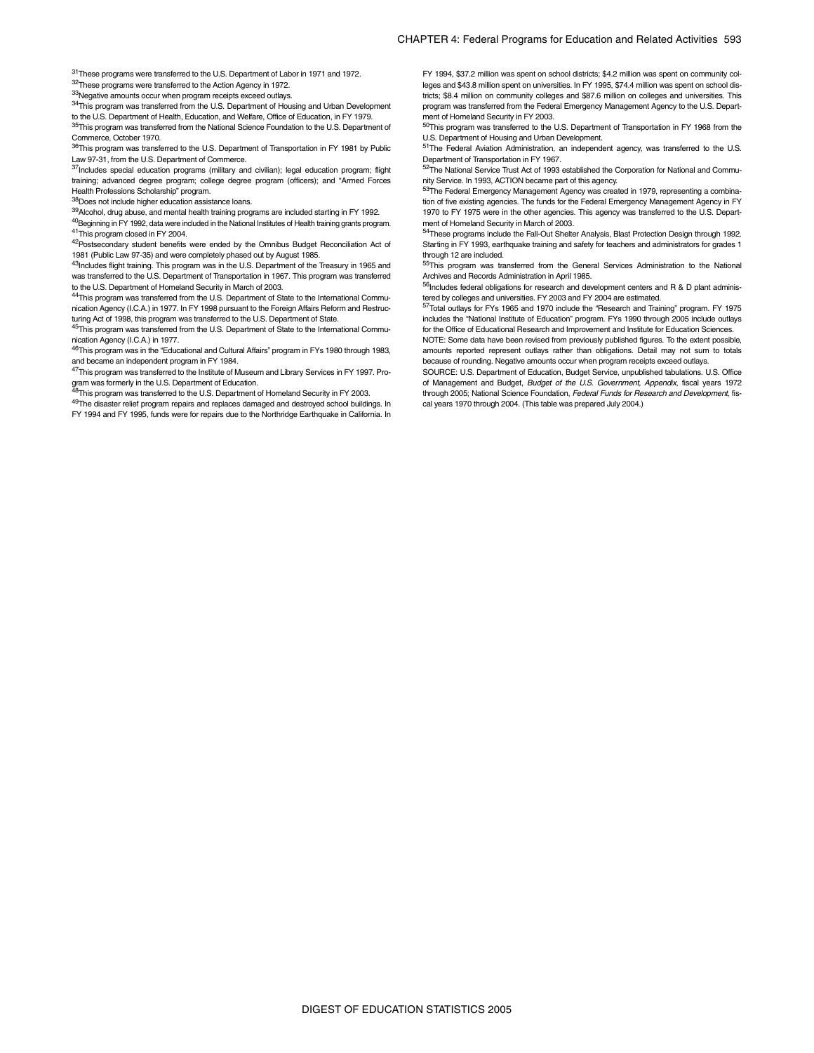[31]These programs were transferred to the U.S. Department of Labor in 1971 and 1972.

[32]These programs were transferred to the Action Agency in 1972.

[33]Negative amounts occur when program receipts exceed outlays.

[34]This program was transferred from the U.S. Department of Housing and Urban Development to the U.S. Department of Health, Education, and Welfare, Office of Education, in FY 1979.

[35]This program was transferred from the National Science Foundation to the U.S. Department of Commerce, October 1970.

[36]This program was transferred to the U.S. Department of Transportation in FY 1981 by Public Law 97-31, from the U.S. Department of Commerce.

[37]Includes special education programs (military and civilian); legal education program; flight training; advanced degree program; college degree program (officers); and "Armed Forces Health Professions Scholarship" program.

[38]Does not include higher education assistance loans.

[39]Alcohol, drug abuse, and mental health training programs are included starting in FY 1992.

[40]Beginning in FY 1992, data were included in the National Institutes of Health training grants program.

[41]This program closed in FY 2004.

[42]Postsecondary student benefits were ended by the Omnibus Budget Reconciliation Act of 1981 (Public Law 97-35) and were completely phased out by August 1985.

[43]Includes flight training. This program was in the U.S. Department of the Treasury in 1965 and was transferred to the U.S. Department of Transportation in 1967. This program was transferred to the U.S. Department of Homeland Security in March of 2003.

[44]This program was transferred from the U.S. Department of State to the International Communication Agency (I.C.A.) in 1977. In FY 1998 pursuant to the Foreign Affairs Reform and Restructuring Act of 1998, this program was transferred to the U.S. Department of State.

[45]This program was transferred from the U.S. Department of State to the International Communication Agency (I.C.A.) in 1977.

[46]This program was in the "Educational and Cultural Affairs" program in FYs 1980 through 1983, and became an independent program in FY 1984.

[47]This program was transferred to the Institute of Museum and Library Services in FY 1997. Program was formerly in the U.S. Department of Education.

[48]This program was transferred to the U.S. Department of Homeland Security in FY 2003.

[49]The disaster relief program repairs and replaces damaged and destroyed school buildings. In FY 1994 and FY 1995, funds were for repairs due to the Northridge Earthquake in California. In FY 1994, $37.2 million was spent on school districts; $4.2 million was spent on community colleges and $43.8 million spent on universities. In FY 1995, $74.4 million was spent on school districts; $8.4 million on community colleges and $87.6 million on colleges and universities. This program was transferred from the Federal Emergency Management Agency to the U.S. Department of Homeland Security in FY 2003.

[50]This program was transferred to the U.S. Department of Transportation in FY 1968 from the U.S. Department of Housing and Urban Development.

[51]The Federal Aviation Administration, an independent agency, was transferred to the U.S. Department of Transportation in FY 1967.

[52]The National Service Trust Act of 1993 established the Corporation for National and Community Service. In 1993, ACTION became part of this agency.

[53]The Federal Emergency Management Agency was created in 1979, representing a combination of five existing agencies. The funds for the Federal Emergency Management Agency in FY 1970 to FY 1975 were in the other agencies. This agency was transferred to the U.S. Department of Homeland Security in March of 2003.

[54]These programs include the Fall-Out Shelter Analysis, Blast Protection Design through 1992. Starting in FY 1993, earthquake training and safety for teachers and administrators for grades 1 through 12 are included.

[55]This program was transferred from the General Services Administration to the National Archives and Records Administration in April 1985.

[56]Includes federal obligations for research and development centers and R & D plant administered by colleges and universities. FY 2003 and FY 2004 are estimated.

[57]Total outlays for FYs 1965 and 1970 include the "Research and Training" program. FY 1975 includes the "National Institute of Education" program. FYs 1990 through 2005 include outlays for the Office of Educational Research and Improvement and Institute for Education Sciences.

NOTE: Some data have been revised from previously published figures. To the extent possible, amounts reported represent outlays rather than obligations. Detail may not sum to totals because of rounding. Negative amounts occur when program receipts exceed outlays.

SOURCE: U.S. Department of Education, Budget Service, unpublished tabulations. U.S. Office of Management and Budget, *Budget of the U.S. Government, Appendix*, fiscal years 1972 through 2005; National Science Foundation, *Federal Funds for Research and Development*, fiscal years 1970 through 2004. (This table was prepared July 2004.)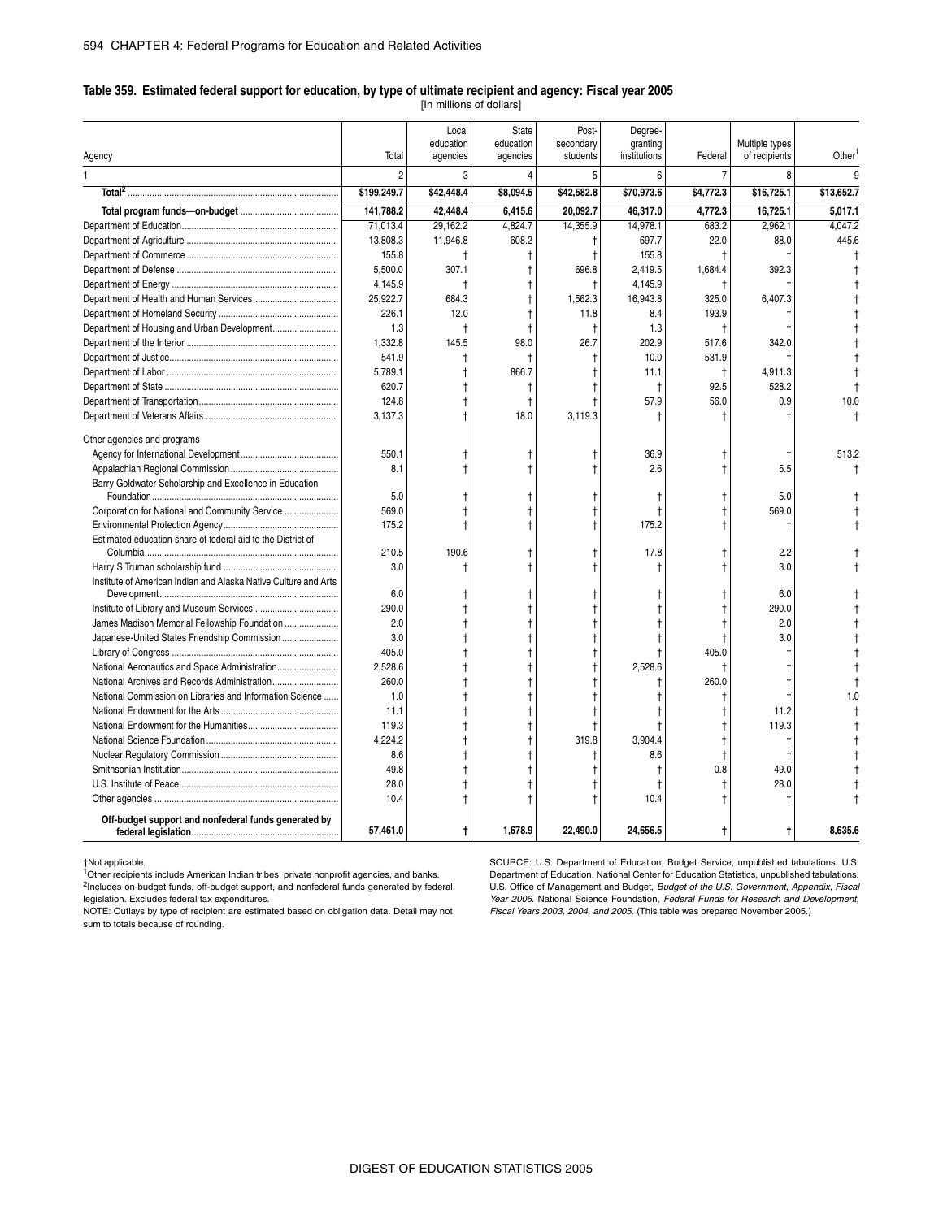## Table 359. Estimated federal support for education, by type of ultimate recipient and agency: Fiscal year 2005

[In millions of dollars]

| Agency | Total | Local education agencies | State education agencies | Post-secondary students | Degree-granting institutions | Federal | Multiple types of recipients | Other[1] |
|---|---|---|---|---|---|---|---|---|
| 1 | 2 | 3 | 4 | 5 | 6 | 7 | 8 | 9 |
| **Total[2]** | **$199,249.7** | **$42,448.4** | **$8,094.5** | **$42,582.8** | **$70,973.6** | **$4,772.3** | **$16,725.1** | **$13,652.7** |
| **Total program funds—on-budget** | **141,788.2** | **42,448.4** | **6,415.6** | **20,092.7** | **46,317.0** | **4,772.3** | **16,725.1** | **5,017.1** |
| Department of Education | 71,013.4 | 29,162.2 | 4,824.7 | 14,355.9 | 14,978.1 | 683.2 | 2,962.1 | 4,047.2 |
| Department of Agriculture | 13,808.3 | 11,946.8 | 608.2 | † | 697.7 | 22.0 | 88.0 | 445.6 |
| Department of Commerce | 155.8 | † | † | † | 155.8 | † | † | † |
| Department of Defense | 5,500.0 | 307.1 | † | 696.8 | 2,419.5 | 1,684.4 | 392.3 | † |
| Department of Energy | 4,145.9 | † | † | † | 4,145.9 | † | † | † |
| Department of Health and Human Services | 25,922.7 | 684.3 | † | 1,562.3 | 16,943.8 | 325.0 | 6,407.3 | † |
| Department of Homeland Security | 226.1 | 12.0 | † | 11.8 | 8.4 | 193.9 | † | † |
| Department of Housing and Urban Development | 1.3 | † | † | † | 1.3 | † | † | † |
| Department of the Interior | 1,332.8 | 145.5 | 98.0 | 26.7 | 202.9 | 517.6 | 342.0 | † |
| Department of Justice | 541.9 | † | † | † | 10.0 | 531.9 | † | † |
| Department of Labor | 5,789.1 | † | 866.7 | † | 11.1 | † | 4,911.3 | † |
| Department of State | 620.7 | † | † | † | † | 92.5 | 528.2 | † |
| Department of Transportation | 124.8 | † | † | † | 57.9 | 56.0 | 0.9 | 10.0 |
| Department of Veterans Affairs | 3,137.3 | † | 18.0 | 3,119.3 | † | † | † | † |
| Other agencies and programs | | | | | | | | |
| Agency for International Development | 550.1 | † | † | † | 36.9 | † | † | 513.2 |
| Appalachian Regional Commission | 8.1 | † | † | † | 2.6 | † | 5.5 | † |
| Barry Goldwater Scholarship and Excellence in Education Foundation | 5.0 | † | † | † | † | † | 5.0 | † |
| Corporation for National and Community Service | 569.0 | † | † | † | † | † | 569.0 | † |
| Environmental Protection Agency | 175.2 | † | † | † | 175.2 | † | † | † |
| Estimated education share of federal aid to the District of Columbia | 210.5 | 190.6 | † | † | 17.8 | † | 2.2 | † |
| Harry S Truman scholarship fund | 3.0 | † | † | † | † | † | 3.0 | † |
| Institute of American Indian and Alaska Native Culture and Arts Development | 6.0 | † | † | † | † | † | 6.0 | † |
| Institute of Library and Museum Services | 290.0 | † | † | † | † | † | 290.0 | † |
| James Madison Memorial Fellowship Foundation | 2.0 | † | † | † | † | † | 2.0 | † |
| Japanese-United States Friendship Commission | 3.0 | † | † | † | † | † | 3.0 | † |
| Library of Congress | 405.0 | † | † | † | † | 405.0 | † | † |
| National Aeronautics and Space Administration | 2,528.6 | † | † | † | 2,528.6 | † | † | † |
| National Archives and Records Administration | 260.0 | † | † | † | † | 260.0 | † | † |
| National Commission on Libraries and Information Science | 1.0 | † | † | † | † | † | † | 1.0 |
| National Endowment for the Arts | 11.1 | † | † | † | † | † | 11.2 | † |
| National Endowment for the Humanities | 119.3 | † | † | † | † | † | 119.3 | † |
| National Science Foundation | 4,224.2 | † | † | 319.8 | 3,904.4 | † | † | † |
| Nuclear Regulatory Commission | 8.6 | † | † | † | 8.6 | † | † | † |
| Smithsonian Institution | 49.8 | † | † | † | † | 0.8 | 49.0 | † |
| U.S. Institute of Peace | 28.0 | † | † | † | † | † | 28.0 | † |
| Other agencies | 10.4 | † | † | † | 10.4 | † | † | † |
| **Off-budget support and nonfederal funds generated by federal legislation** | **57,461.0** | **†** | **1,678.9** | **22,490.0** | **24,656.5** | **†** | **†** | **8,635.6** |

†Not applicable.
[1]Other recipients include American Indian tribes, private nonprofit agencies, and banks.
[2]Includes on-budget funds, off-budget support, and nonfederal funds generated by federal legislation. Excludes federal tax expenditures.
NOTE: Outlays by type of recipient are estimated based on obligation data. Detail may not sum to totals because of rounding.

SOURCE: U.S. Department of Education, Budget Service, unpublished tabulations. U.S. Department of Education, National Center for Education Statistics, unpublished tabulations. U.S. Office of Management and Budget, *Budget of the U.S. Government, Appendix, Fiscal Year 2006.* National Science Foundation, *Federal Funds for Research and Development, Fiscal Years 2003, 2004, and 2005.* (This table was prepared November 2005.)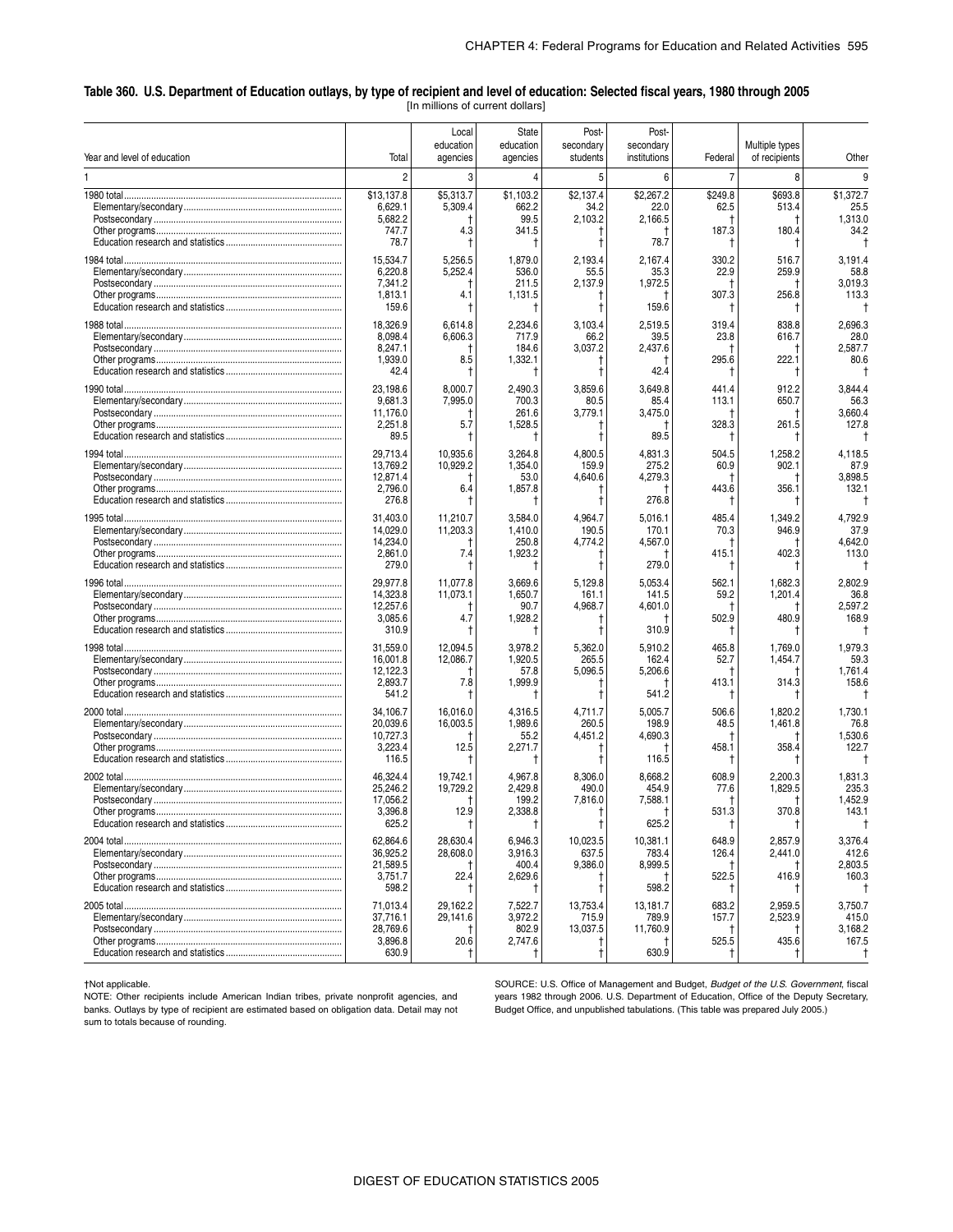**Table 360. U.S. Department of Education outlays, by type of recipient and level of education: Selected fiscal years, 1980 through 2005**

[In millions of current dollars]

| Year and level of education | Total | Local education agencies | State education agencies | Post-secondary students | Post-secondary institutions | Federal | Multiple types of recipients | Other |
|---|---|---|---|---|---|---|---|---|
| 1 | 2 | 3 | 4 | 5 | 6 | 7 | 8 | 9 |
| 1980 total | $13,137.8 | $5,313.7 | $1,103.2 | $2,137.4 | $2,267.2 | $249.8 | $693.8 | $1,372.7 |
| Elementary/secondary | 6,629.1 | 5,309.4 | 662.2 | 34.2 | 22.0 | 62.5 | 513.4 | 25.5 |
| Postsecondary | 5,682.2 | † | 99.5 | 2,103.2 | 2,166.5 | † | † | 1,313.0 |
| Other programs | 747.7 | 4.3 | 341.5 | † | † | 187.3 | 180.4 | 34.2 |
| Education research and statistics | 78.7 | † | † | † | 78.7 | † | † | † |
| 1984 total | 15,534.7 | 5,256.5 | 1,879.0 | 2,193.4 | 2,167.4 | 330.2 | 516.7 | 3,191.4 |
| Elementary/secondary | 6,220.8 | 5,252.4 | 536.0 | 55.5 | 35.3 | 22.9 | 259.9 | 58.8 |
| Postsecondary | 7,341.2 | † | 211.5 | 2,137.9 | 1,972.5 | † | † | 3,019.3 |
| Other programs | 1,813.1 | 4.1 | 1,131.5 | † | † | 307.3 | 256.8 | 113.3 |
| Education research and statistics | 159.6 | † | † | † | 159.6 | † | † | † |
| 1988 total | 18,326.9 | 6,614.8 | 2,234.6 | 3,103.4 | 2,519.5 | 319.4 | 838.8 | 2,696.3 |
| Elementary/secondary | 8,098.4 | 6,606.3 | 717.9 | 66.2 | 39.5 | 23.8 | 616.7 | 28.0 |
| Postsecondary | 8,247.1 | † | 184.6 | 3,037.2 | 2,437.6 | † | † | 2,587.7 |
| Other programs | 1,939.0 | 8.5 | 1,332.1 | † | † | 295.6 | 222.1 | 80.6 |
| Education research and statistics | 42.4 | † | † | † | 42.4 | † | † | † |
| 1990 total | 23,198.6 | 8,000.7 | 2,490.3 | 3,859.6 | 3,649.8 | 441.4 | 912.2 | 3,844.4 |
| Elementary/secondary | 9,681.3 | 7,995.0 | 700.3 | 80.5 | 85.4 | 113.1 | 650.7 | 56.3 |
| Postsecondary | 11,176.0 | † | 261.6 | 3,779.1 | 3,475.0 | † | † | 3,660.4 |
| Other programs | 2,251.8 | 5.7 | 1,528.5 | † | † | 328.3 | 261.5 | 127.8 |
| Education research and statistics | 89.5 | † | † | † | 89.5 | † | † | † |
| 1994 total | 29,713.4 | 10,935.6 | 3,264.8 | 4,800.5 | 4,831.3 | 504.5 | 1,258.2 | 4,118.5 |
| Elementary/secondary | 13,769.2 | 10,929.2 | 1,354.0 | 159.9 | 275.2 | 60.9 | 902.1 | 87.9 |
| Postsecondary | 12,871.4 | † | 53.0 | 4,640.6 | 4,279.3 | † | † | 3,898.5 |
| Other programs | 2,796.0 | 6.4 | 1,857.8 | † | † | 443.6 | 356.1 | 132.1 |
| Education research and statistics | 276.8 | † | † | † | 276.8 | † | † | † |
| 1995 total | 31,403.0 | 11,210.7 | 3,584.0 | 4,964.7 | 5,016.1 | 485.4 | 1,349.2 | 4,792.9 |
| Elementary/secondary | 14,029.0 | 11,203.3 | 1,410.0 | 190.5 | 170.1 | 70.3 | 946.9 | 37.9 |
| Postsecondary | 14,234.0 | † | 250.8 | 4,774.2 | 4,567.0 | † | † | 4,642.0 |
| Other programs | 2,861.0 | 7.4 | 1,923.2 | † | † | 415.1 | 402.3 | 113.0 |
| Education research and statistics | 279.0 | † | † | † | 279.0 | † | † | † |
| 1996 total | 29,977.8 | 11,077.8 | 3,669.6 | 5,129.8 | 5,053.4 | 562.1 | 1,682.3 | 2,802.9 |
| Elementary/secondary | 14,323.8 | 11,073.1 | 1,650.7 | 161.1 | 141.5 | 59.2 | 1,201.4 | 36.8 |
| Postsecondary | 12,257.6 | † | 90.7 | 4,968.7 | 4,601.0 | † | † | 2,597.2 |
| Other programs | 3,085.6 | 4.7 | 1,928.2 | † | † | 502.9 | 480.9 | 168.9 |
| Education research and statistics | 310.9 | † | † | † | 310.9 | † | † | † |
| 1998 total | 31,559.0 | 12,094.5 | 3,978.2 | 5,362.0 | 5,910.2 | 465.8 | 1,769.0 | 1,979.3 |
| Elementary/secondary | 16,001.8 | 12,086.7 | 1,920.5 | 265.5 | 162.4 | 52.7 | 1,454.7 | 59.3 |
| Postsecondary | 12,122.3 | † | 57.8 | 5,096.5 | 5,206.6 | † | † | 1,761.4 |
| Other programs | 2,893.7 | 7.8 | 1,999.9 | † | † | 413.1 | 314.3 | 158.6 |
| Education research and statistics | 541.2 | † | † | † | 541.2 | † | † | † |
| 2000 total | 34,106.7 | 16,016.0 | 4,316.5 | 4,711.7 | 5,005.7 | 506.6 | 1,820.2 | 1,730.1 |
| Elementary/secondary | 20,039.6 | 16,003.5 | 1,989.6 | 260.5 | 198.9 | 48.5 | 1,461.8 | 76.8 |
| Postsecondary | 10,727.3 | † | 55.2 | 4,451.2 | 4,690.3 | † | † | 1,530.6 |
| Other programs | 3,223.4 | 12.5 | 2,271.7 | † | † | 458.1 | 358.4 | 122.7 |
| Education research and statistics | 116.5 | † | † | † | 116.5 | † | † | † |
| 2002 total | 46,324.4 | 19,742.1 | 4,967.8 | 8,306.0 | 8,668.2 | 608.9 | 2,200.3 | 1,831.3 |
| Elementary/secondary | 25,246.2 | 19,729.2 | 2,429.8 | 490.0 | 454.9 | 77.6 | 1,829.5 | 235.3 |
| Postsecondary | 17,056.2 | † | 199.2 | 7,816.0 | 7,588.1 | † | † | 1,452.9 |
| Other programs | 3,396.8 | 12.9 | 2,338.8 | † | † | 531.3 | 370.8 | 143.1 |
| Education research and statistics | 625.2 | † | † | † | 625.2 | † | † | † |
| 2004 total | 62,864.6 | 28,630.4 | 6,946.3 | 10,023.5 | 10,381.1 | 648.9 | 2,857.9 | 3,376.4 |
| Elementary/secondary | 36,925.2 | 28,608.0 | 3,916.3 | 637.5 | 783.4 | 126.4 | 2,441.0 | 412.6 |
| Postsecondary | 21,589.5 | † | 400.4 | 9,386.0 | 8,999.5 | † | † | 2,803.5 |
| Other programs | 3,751.7 | 22.4 | 2,629.6 | † | † | 522.5 | 416.9 | 160.3 |
| Education research and statistics | 598.2 | † | † | † | 598.2 | † | † | † |
| 2005 total | 71,013.4 | 29,162.2 | 7,522.7 | 13,753.4 | 13,181.7 | 683.2 | 2,959.5 | 3,750.7 |
| Elementary/secondary | 37,716.1 | 29,141.6 | 3,972.2 | 715.9 | 789.9 | 157.7 | 2,523.9 | 415.0 |
| Postsecondary | 28,769.6 | † | 802.9 | 13,037.5 | 11,760.9 | † | † | 3,168.2 |
| Other programs | 3,896.8 | 20.6 | 2,747.6 | † | † | 525.5 | 435.6 | 167.5 |
| Education research and statistics | 630.9 | † | † | † | 630.9 | † | † | † |

†Not applicable.

NOTE: Other recipients include American Indian tribes, private nonprofit agencies, and banks. Outlays by type of recipient are estimated based on obligation data. Detail may not sum to totals because of rounding.

SOURCE: U.S. Office of Management and Budget, *Budget of the U.S. Government*, fiscal years 1982 through 2006. U.S. Department of Education, Office of the Deputy Secretary, Budget Office, and unpublished tabulations. (This table was prepared July 2005.)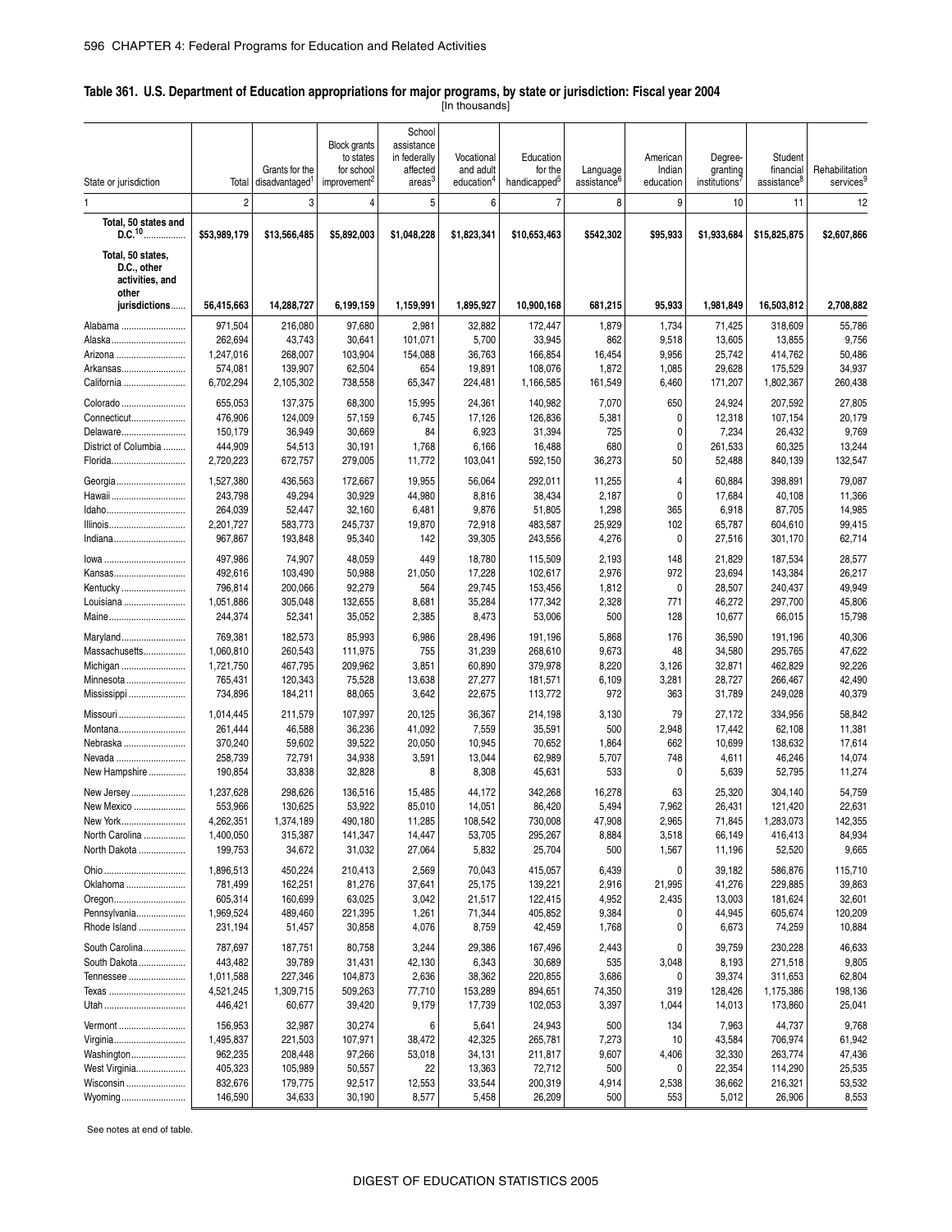**Table 361. U.S. Department of Education appropriations for major programs, by state or jurisdiction: Fiscal year 2004**

[In thousands]

| State or jurisdiction | Total | Grants for the disadvantaged[1] | Block grants to states for school improvement[2] | School assistance in federally affected areas[3] | Vocational and adult education[4] | Education for the handicapped[5] | Language assistance[6] | American Indian education | Degree-granting institutions[7] | Student financial assistance[8] | Rehabilitation services[9] |
|---|---|---|---|---|---|---|---|---|---|---|---|
| 1 | 2 | 3 | 4 | 5 | 6 | 7 | 8 | 9 | 10 | 11 | 12 |
| **Total, 50 states and D.C.[10]** | **$53,989,179** | **$13,566,485** | **$5,892,003** | **$1,048,228** | **$1,823,341** | **$10,653,463** | **$542,302** | **$95,933** | **$1,933,684** | **$15,825,875** | **$2,607,866** |
| **Total, 50 states, D.C., other activities, and other jurisdictions** | **56,415,663** | **14,288,727** | **6,199,159** | **1,159,991** | **1,895,927** | **10,900,168** | **681,215** | **95,933** | **1,981,849** | **16,503,812** | **2,708,882** |
| Alabama | 971,504 | 216,080 | 97,680 | 2,981 | 32,882 | 172,447 | 1,879 | 1,734 | 71,425 | 318,609 | 55,786 |
| Alaska | 262,694 | 43,743 | 30,641 | 101,071 | 5,700 | 33,945 | 862 | 9,518 | 13,605 | 13,855 | 9,756 |
| Arizona | 1,247,016 | 268,007 | 103,904 | 154,088 | 36,763 | 166,854 | 16,454 | 9,956 | 25,742 | 414,762 | 50,486 |
| Arkansas | 574,081 | 139,907 | 62,504 | 654 | 19,891 | 108,076 | 1,872 | 1,085 | 29,628 | 175,529 | 34,937 |
| California | 6,702,294 | 2,105,302 | 738,558 | 65,347 | 224,481 | 1,166,585 | 161,549 | 6,460 | 171,207 | 1,802,367 | 260,438 |
| Colorado | 655,053 | 137,375 | 68,300 | 15,995 | 24,361 | 140,982 | 7,070 | 650 | 24,924 | 207,592 | 27,805 |
| Connecticut | 476,906 | 124,009 | 57,159 | 6,745 | 17,126 | 126,836 | 5,381 | 0 | 12,318 | 107,154 | 20,179 |
| Delaware | 150,179 | 36,949 | 30,669 | 84 | 6,923 | 31,394 | 725 | 0 | 7,234 | 26,432 | 9,769 |
| District of Columbia | 444,909 | 54,513 | 30,191 | 1,768 | 6,166 | 16,488 | 680 | 0 | 261,533 | 60,325 | 13,244 |
| Florida | 2,720,223 | 672,757 | 279,005 | 11,772 | 103,041 | 592,150 | 36,273 | 50 | 52,488 | 840,139 | 132,547 |
| Georgia | 1,527,380 | 436,563 | 172,667 | 19,955 | 56,064 | 292,011 | 11,255 | 4 | 60,884 | 398,891 | 79,087 |
| Hawaii | 243,798 | 49,294 | 30,929 | 44,980 | 8,816 | 38,434 | 2,187 | 0 | 17,684 | 40,108 | 11,366 |
| Idaho | 264,039 | 52,447 | 32,160 | 6,481 | 9,876 | 51,805 | 1,298 | 365 | 6,918 | 87,705 | 14,985 |
| Illinois | 2,201,727 | 583,773 | 245,737 | 19,870 | 72,918 | 483,587 | 25,929 | 102 | 65,787 | 604,610 | 99,415 |
| Indiana | 967,867 | 193,848 | 95,340 | 142 | 39,305 | 243,556 | 4,276 | 0 | 27,516 | 301,170 | 62,714 |
| Iowa | 497,986 | 74,907 | 48,059 | 449 | 18,780 | 115,509 | 2,193 | 148 | 21,829 | 187,534 | 28,577 |
| Kansas | 492,616 | 103,490 | 50,988 | 21,050 | 17,228 | 102,617 | 2,976 | 972 | 23,694 | 143,384 | 26,217 |
| Kentucky | 796,814 | 200,066 | 92,279 | 564 | 29,745 | 153,456 | 1,812 | 0 | 28,507 | 240,437 | 49,949 |
| Louisiana | 1,051,886 | 305,048 | 132,655 | 8,681 | 35,284 | 177,342 | 2,328 | 771 | 46,272 | 297,700 | 45,806 |
| Maine | 244,374 | 52,341 | 35,052 | 2,385 | 8,473 | 53,006 | 500 | 128 | 10,677 | 66,015 | 15,798 |
| Maryland | 769,381 | 182,573 | 85,993 | 6,986 | 28,496 | 191,196 | 5,868 | 176 | 36,590 | 191,196 | 40,306 |
| Massachusetts | 1,060,810 | 260,543 | 111,975 | 755 | 31,239 | 268,610 | 9,673 | 48 | 34,580 | 295,765 | 47,622 |
| Michigan | 1,721,750 | 467,795 | 209,962 | 3,851 | 60,890 | 379,978 | 8,220 | 3,126 | 32,871 | 462,829 | 92,226 |
| Minnesota | 765,431 | 120,343 | 75,528 | 13,638 | 27,277 | 181,571 | 6,109 | 3,281 | 28,727 | 266,467 | 42,490 |
| Mississippi | 734,896 | 184,211 | 88,065 | 3,642 | 22,675 | 113,772 | 972 | 363 | 31,789 | 249,028 | 40,379 |
| Missouri | 1,014,445 | 211,579 | 107,997 | 20,125 | 36,367 | 214,198 | 3,130 | 79 | 27,172 | 334,956 | 58,842 |
| Montana | 261,444 | 46,588 | 36,236 | 41,092 | 7,559 | 35,591 | 500 | 2,948 | 17,442 | 62,108 | 11,381 |
| Nebraska | 370,240 | 59,602 | 39,522 | 20,050 | 10,945 | 70,652 | 1,864 | 662 | 10,699 | 138,632 | 17,614 |
| Nevada | 258,739 | 72,791 | 34,938 | 3,591 | 13,044 | 62,989 | 5,707 | 748 | 4,611 | 46,246 | 14,074 |
| New Hampshire | 190,854 | 33,838 | 32,828 | 8 | 8,308 | 45,631 | 533 | 0 | 5,639 | 52,795 | 11,274 |
| New Jersey | 1,237,628 | 298,626 | 136,516 | 15,485 | 44,172 | 342,268 | 16,278 | 63 | 25,320 | 304,140 | 54,759 |
| New Mexico | 553,966 | 130,625 | 53,922 | 85,010 | 14,051 | 86,420 | 5,494 | 7,962 | 26,431 | 121,420 | 22,631 |
| New York | 4,262,351 | 1,374,189 | 490,180 | 11,285 | 108,542 | 730,008 | 47,908 | 2,965 | 71,845 | 1,283,073 | 142,355 |
| North Carolina | 1,400,050 | 315,387 | 141,347 | 14,447 | 53,705 | 295,267 | 8,884 | 3,518 | 66,149 | 416,413 | 84,934 |
| North Dakota | 199,753 | 34,672 | 31,032 | 27,064 | 5,832 | 25,704 | 500 | 1,567 | 11,196 | 52,520 | 9,665 |
| Ohio | 1,896,513 | 450,224 | 210,413 | 2,569 | 70,043 | 415,057 | 6,439 | 0 | 39,182 | 586,876 | 115,710 |
| Oklahoma | 781,499 | 162,251 | 81,276 | 37,641 | 25,175 | 139,221 | 2,916 | 21,995 | 41,276 | 229,885 | 39,863 |
| Oregon | 605,314 | 160,699 | 63,025 | 3,042 | 21,517 | 122,415 | 4,952 | 2,435 | 13,003 | 181,624 | 32,601 |
| Pennsylvania | 1,969,524 | 489,460 | 221,395 | 1,261 | 71,344 | 405,852 | 9,384 | 0 | 44,945 | 605,674 | 120,209 |
| Rhode Island | 231,194 | 51,457 | 30,858 | 4,076 | 8,759 | 42,459 | 1,768 | 0 | 6,673 | 74,259 | 10,884 |
| South Carolina | 787,697 | 187,751 | 80,758 | 3,244 | 29,386 | 167,496 | 2,443 | 0 | 39,759 | 230,228 | 46,633 |
| South Dakota | 443,482 | 39,789 | 31,431 | 42,130 | 6,343 | 30,689 | 535 | 3,048 | 8,193 | 271,518 | 9,805 |
| Tennessee | 1,011,588 | 227,346 | 104,873 | 2,636 | 38,362 | 220,855 | 3,686 | 0 | 39,374 | 311,653 | 62,804 |
| Texas | 4,521,245 | 1,309,715 | 509,263 | 77,710 | 153,289 | 894,651 | 74,350 | 319 | 128,426 | 1,175,386 | 198,136 |
| Utah | 446,421 | 60,677 | 39,420 | 9,179 | 17,739 | 102,053 | 3,397 | 1,044 | 14,013 | 173,860 | 25,041 |
| Vermont | 156,953 | 32,987 | 30,274 | 6 | 5,641 | 24,943 | 500 | 134 | 7,963 | 44,737 | 9,768 |
| Virginia | 1,495,837 | 221,503 | 107,971 | 38,472 | 42,325 | 265,781 | 7,273 | 10 | 43,584 | 706,974 | 61,942 |
| Washington | 962,235 | 208,448 | 97,266 | 53,018 | 34,131 | 211,817 | 9,607 | 4,406 | 32,330 | 263,774 | 47,436 |
| West Virginia | 405,323 | 105,989 | 50,557 | 22 | 13,363 | 72,712 | 500 | 0 | 22,354 | 114,290 | 25,535 |
| Wisconsin | 832,676 | 179,775 | 92,517 | 12,553 | 33,544 | 200,319 | 4,914 | 2,538 | 36,662 | 216,321 | 53,532 |
| Wyoming | 146,590 | 34,633 | 30,190 | 8,577 | 5,458 | 26,209 | 500 | 553 | 5,012 | 26,906 | 8,553 |

See notes at end of table.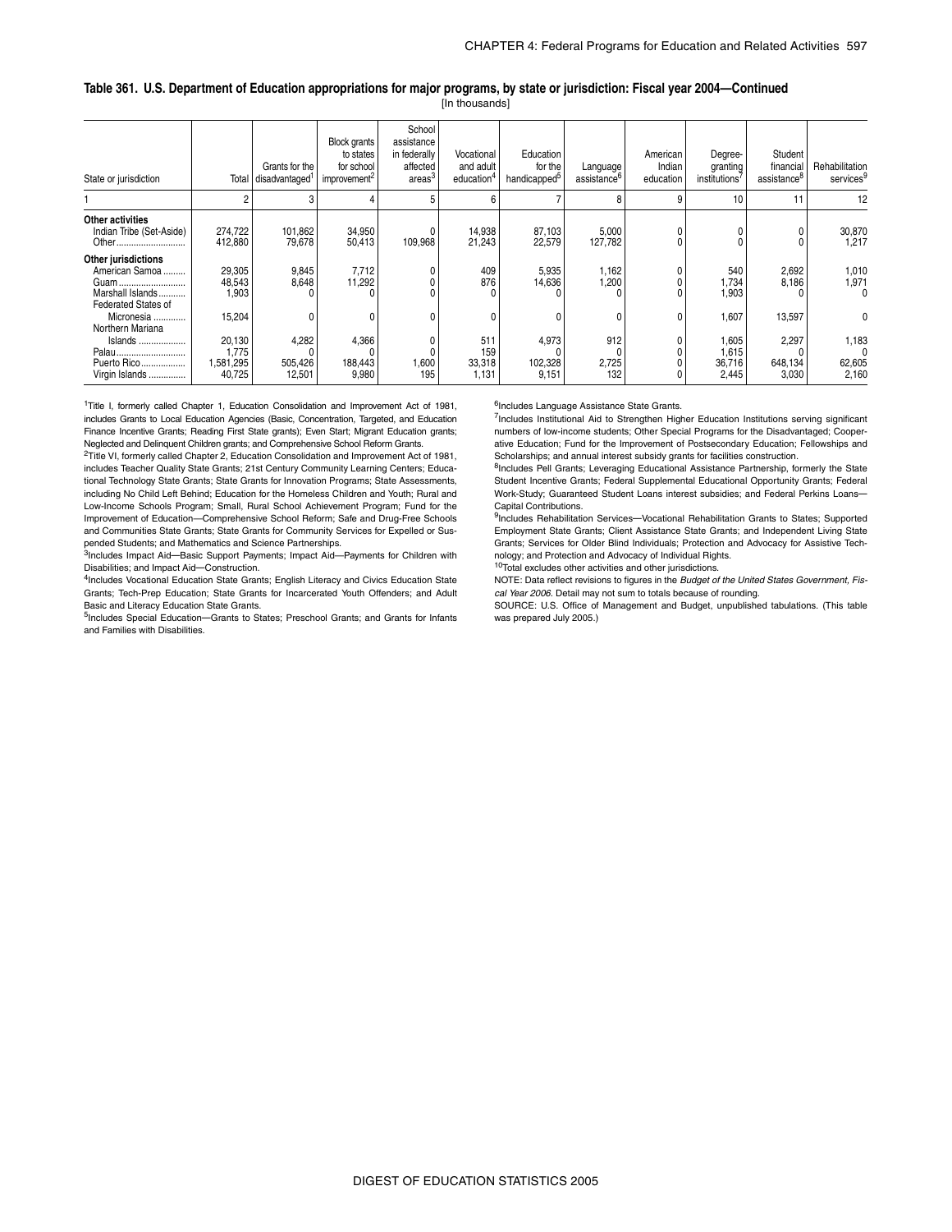**Table 361. U.S. Department of Education appropriations for major programs, by state or jurisdiction: Fiscal year 2004—Continued**

[In thousands]

| State or jurisdiction | Total | Grants for the disadvantaged[1] | Block grants to states for school improvement[2] | School assistance in federally affected areas[3] | Vocational and adult education[4] | Education for the handicapped[5] | Language assistance[6] | American Indian education | Degree-granting institutions[7] | Student financial assistance[8] | Rehabilitation services[9] |
|---|---|---|---|---|---|---|---|---|---|---|---|
| 1 | 2 | 3 | 4 | 5 | 6 | 7 | 8 | 9 | 10 | 11 | 12 |
| **Other activities** | | | | | | | | | | | |
| Indian Tribe (Set-Aside) | 274,722 | 101,862 | 34,950 | 0 | 14,938 | 87,103 | 5,000 | 0 | 0 | 0 | 30,870 |
| Other | 412,880 | 79,678 | 50,413 | 109,968 | 21,243 | 22,579 | 127,782 | 0 | 0 | 0 | 1,217 |
| **Other jurisdictions** | | | | | | | | | | | |
| American Samoa | 29,305 | 9,845 | 7,712 | 0 | 409 | 5,935 | 1,162 | 0 | 540 | 2,692 | 1,010 |
| Guam | 48,543 | 8,648 | 11,292 | 0 | 876 | 14,636 | 1,200 | 0 | 1,734 | 8,186 | 1,971 |
| Marshall Islands | 1,903 | 0 | 0 | 0 | 0 | 0 | 0 | 0 | 1,903 | 0 | 0 |
| Federated States of Micronesia | 15,204 | 0 | 0 | 0 | 0 | 0 | 0 | 0 | 1,607 | 13,597 | 0 |
| Northern Mariana Islands | 20,130 | 4,282 | 4,366 | 0 | 511 | 4,973 | 912 | 0 | 1,605 | 2,297 | 1,183 |
| Palau | 1,775 | 0 | 0 | 0 | 159 | 0 | 0 | 0 | 1,615 | 0 | 0 |
| Puerto Rico | 1,581,295 | 505,426 | 188,443 | 1,600 | 33,318 | 102,328 | 2,725 | 0 | 36,716 | 648,134 | 62,605 |
| Virgin Islands | 40,725 | 12,501 | 9,980 | 195 | 1,131 | 9,151 | 132 | 0 | 2,445 | 3,030 | 2,160 |

[1]Title I, formerly called Chapter 1, Education Consolidation and Improvement Act of 1981, includes Grants to Local Education Agencies (Basic, Concentration, Targeted, and Education Finance Incentive Grants; Reading First State grants); Even Start; Migrant Education grants; Neglected and Delinquent Children grants; and Comprehensive School Reform Grants.

[2]Title VI, formerly called Chapter 2, Education Consolidation and Improvement Act of 1981, includes Teacher Quality State Grants; 21st Century Community Learning Centers; Educational Technology State Grants; State Grants for Innovation Programs; State Assessments, including No Child Left Behind; Education for the Homeless Children and Youth; Rural and Low-Income Schools Program; Small, Rural School Achievement Program; Fund for the Improvement of Education—Comprehensive School Reform; Safe and Drug-Free Schools and Communities State Grants; State Grants for Community Services for Expelled or Suspended Students; and Mathematics and Science Partnerships.

[3]Includes Impact Aid—Basic Support Payments; Impact Aid—Payments for Children with Disabilities; and Impact Aid—Construction.

[4]Includes Vocational Education State Grants; English Literacy and Civics Education State Grants; Tech-Prep Education; State Grants for Incarcerated Youth Offenders; and Adult Basic and Literacy Education State Grants.

[5]Includes Special Education—Grants to States; Preschool Grants; and Grants for Infants and Families with Disabilities.

[6]Includes Language Assistance State Grants.

[7]Includes Institutional Aid to Strengthen Higher Education Institutions serving significant numbers of low-income students; Other Special Programs for the Disadvantaged; Cooperative Education; Fund for the Improvement of Postsecondary Education; Fellowships and Scholarships; and annual interest subsidy grants for facilities construction.

[8]Includes Pell Grants; Leveraging Educational Assistance Partnership, formerly the State Student Incentive Grants; Federal Supplemental Educational Opportunity Grants; Federal Work-Study; Guaranteed Student Loans interest subsidies; and Federal Perkins Loans—Capital Contributions.

[9]Includes Rehabilitation Services—Vocational Rehabilitation Grants to States; Supported Employment State Grants; Client Assistance State Grants; and Independent Living State Grants; Services for Older Blind Individuals; Protection and Advocacy for Assistive Technology; and Protection and Advocacy of Individual Rights.

[10]Total excludes other activities and other jurisdictions.

NOTE: Data reflect revisions to figures in the *Budget of the United States Government, Fiscal Year 2006*. Detail may not sum to totals because of rounding.

SOURCE: U.S. Office of Management and Budget, unpublished tabulations. (This table was prepared July 2005.)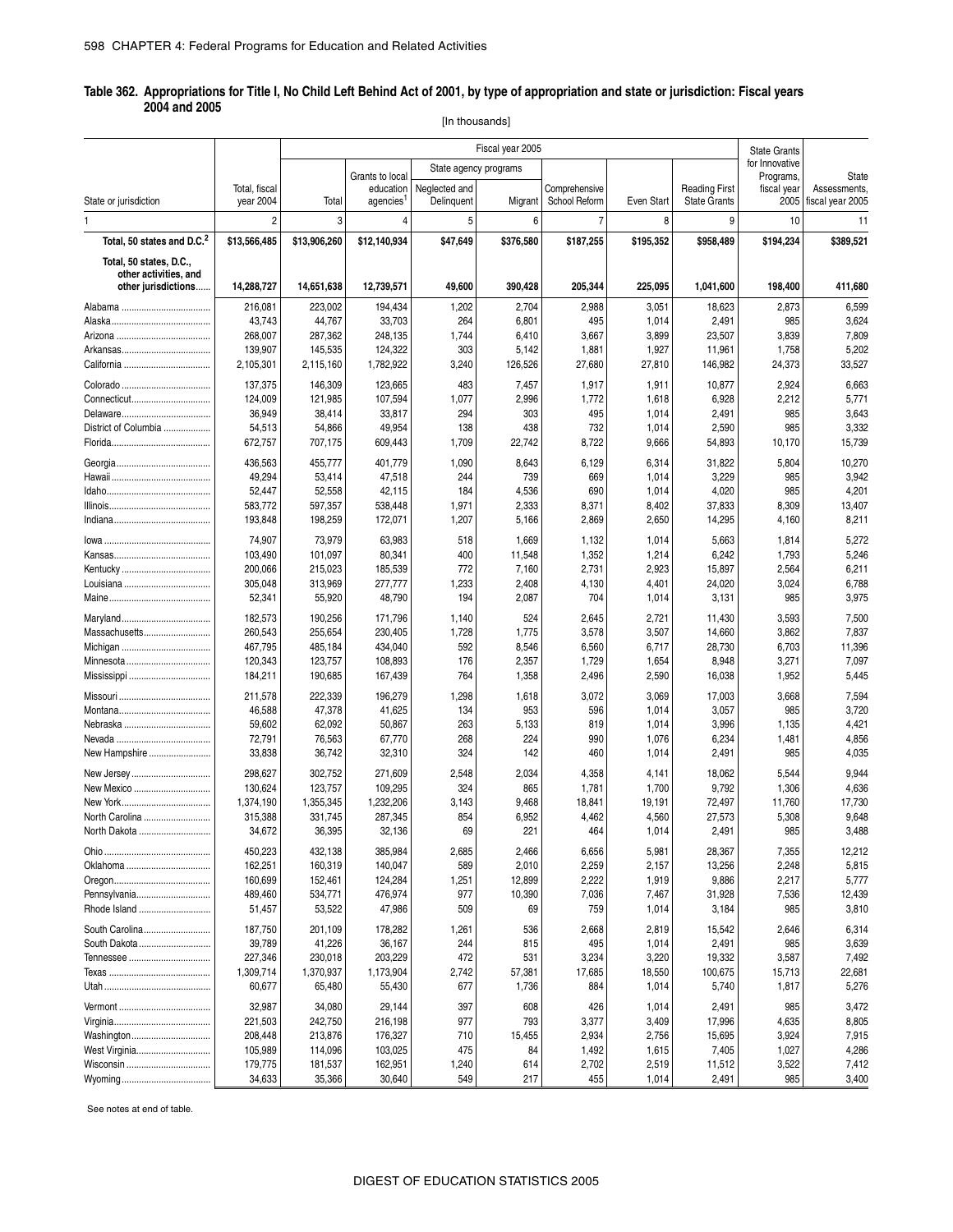## Table 362. Appropriations for Title I, No Child Left Behind Act of 2001, by type of appropriation and state or jurisdiction: Fiscal years 2004 and 2005

[In thousands]

| State or jurisdiction | Total, fiscal year 2004 | Fiscal year 2005 | | | | | | | State Grants for Innovative Programs, fiscal year 2005 | State Assessments, fiscal year 2005 |
|---|---|---|---|---|---|---|---|---|---|---|
| | | Total | Grants to local education agencies[1] | State agency programs | | Comprehensive School Reform | Even Start | Reading First State Grants | | |
| | | | | Neglected and Delinquent | Migrant | | | | | |
| 1 | 2 | 3 | 4 | 5 | 6 | 7 | 8 | 9 | 10 | 11 |
| **Total, 50 states and D.C.[2]** | **$13,566,485** | **$13,906,260** | **$12,140,934** | **$47,649** | **$376,580** | **$187,255** | **$195,352** | **$958,489** | **$194,234** | **$389,521** |
| **Total, 50 states, D.C., other activities, and other jurisdictions** | **14,288,727** | **14,651,638** | **12,739,571** | **49,600** | **390,428** | **205,344** | **225,095** | **1,041,600** | **198,400** | **411,680** |
| Alabama | 216,081 | 223,002 | 194,434 | 1,202 | 2,704 | 2,988 | 3,051 | 18,623 | 2,873 | 6,599 |
| Alaska | 43,743 | 44,767 | 33,703 | 264 | 6,801 | 495 | 1,014 | 2,491 | 985 | 3,624 |
| Arizona | 268,007 | 287,362 | 248,135 | 1,744 | 6,410 | 3,667 | 3,899 | 23,507 | 3,839 | 7,809 |
| Arkansas | 139,907 | 145,535 | 124,322 | 303 | 5,142 | 1,881 | 1,927 | 11,961 | 1,758 | 5,202 |
| California | 2,105,301 | 2,115,160 | 1,782,922 | 3,240 | 126,526 | 27,680 | 27,810 | 146,982 | 24,373 | 33,527 |
| Colorado | 137,375 | 146,309 | 123,665 | 483 | 7,457 | 1,917 | 1,911 | 10,877 | 2,924 | 6,663 |
| Connecticut | 124,009 | 121,985 | 107,594 | 1,077 | 2,996 | 1,772 | 1,618 | 6,928 | 2,212 | 5,771 |
| Delaware | 36,949 | 38,414 | 33,817 | 294 | 303 | 495 | 1,014 | 2,491 | 985 | 3,643 |
| District of Columbia | 54,513 | 54,866 | 49,954 | 138 | 438 | 732 | 1,014 | 2,590 | 985 | 3,332 |
| Florida | 672,757 | 707,175 | 609,443 | 1,709 | 22,742 | 8,722 | 9,666 | 54,893 | 10,170 | 15,739 |
| Georgia | 436,563 | 455,777 | 401,779 | 1,090 | 8,643 | 6,129 | 6,314 | 31,822 | 5,804 | 10,270 |
| Hawaii | 49,294 | 53,414 | 47,518 | 244 | 739 | 669 | 1,014 | 3,229 | 985 | 3,942 |
| Idaho | 52,447 | 52,558 | 42,115 | 184 | 4,536 | 690 | 1,014 | 4,020 | 985 | 4,201 |
| Illinois | 583,772 | 597,357 | 538,448 | 1,971 | 2,333 | 8,371 | 8,402 | 37,833 | 8,309 | 13,407 |
| Indiana | 193,848 | 198,259 | 172,071 | 1,207 | 5,166 | 2,869 | 2,650 | 14,295 | 4,160 | 8,211 |
| Iowa | 74,907 | 73,979 | 63,983 | 518 | 1,669 | 1,132 | 1,014 | 5,663 | 1,814 | 5,272 |
| Kansas | 103,490 | 101,097 | 80,341 | 400 | 11,548 | 1,352 | 1,214 | 6,242 | 1,793 | 5,246 |
| Kentucky | 200,066 | 215,023 | 185,539 | 772 | 7,160 | 2,731 | 2,923 | 15,897 | 2,564 | 6,211 |
| Louisiana | 305,048 | 313,969 | 277,777 | 1,233 | 2,408 | 4,130 | 4,401 | 24,020 | 3,024 | 6,788 |
| Maine | 52,341 | 55,920 | 48,790 | 194 | 2,087 | 704 | 1,014 | 3,131 | 985 | 3,975 |
| Maryland | 182,573 | 190,256 | 171,796 | 1,140 | 524 | 2,645 | 2,721 | 11,430 | 3,593 | 7,500 |
| Massachusetts | 260,543 | 255,654 | 230,405 | 1,728 | 1,775 | 3,578 | 3,507 | 14,660 | 3,862 | 7,837 |
| Michigan | 467,795 | 485,184 | 434,040 | 592 | 8,546 | 6,560 | 6,717 | 28,730 | 6,703 | 11,396 |
| Minnesota | 120,343 | 123,757 | 108,893 | 176 | 2,357 | 1,729 | 1,654 | 8,948 | 3,271 | 7,097 |
| Mississippi | 184,211 | 190,685 | 167,439 | 764 | 1,358 | 2,496 | 2,590 | 16,038 | 1,952 | 5,445 |
| Missouri | 211,578 | 222,339 | 196,279 | 1,298 | 1,618 | 3,072 | 3,069 | 17,003 | 3,668 | 7,594 |
| Montana | 46,588 | 47,378 | 41,625 | 134 | 953 | 596 | 1,014 | 3,057 | 985 | 3,720 |
| Nebraska | 59,602 | 62,092 | 50,867 | 263 | 5,133 | 819 | 1,014 | 3,996 | 1,135 | 4,421 |
| Nevada | 72,791 | 76,563 | 67,770 | 268 | 224 | 990 | 1,076 | 6,234 | 1,481 | 4,856 |
| New Hampshire | 33,838 | 36,742 | 32,310 | 324 | 142 | 460 | 1,014 | 2,491 | 985 | 4,035 |
| New Jersey | 298,627 | 302,752 | 271,609 | 2,548 | 2,034 | 4,358 | 4,141 | 18,062 | 5,544 | 9,944 |
| New Mexico | 130,624 | 123,757 | 109,295 | 324 | 865 | 1,781 | 1,700 | 9,792 | 1,306 | 4,636 |
| New York | 1,374,190 | 1,355,345 | 1,232,206 | 3,143 | 9,468 | 18,841 | 19,191 | 72,497 | 11,760 | 17,730 |
| North Carolina | 315,388 | 331,745 | 287,345 | 854 | 6,952 | 4,462 | 4,560 | 27,573 | 5,308 | 9,648 |
| North Dakota | 34,672 | 36,395 | 32,136 | 69 | 221 | 464 | 1,014 | 2,491 | 985 | 3,488 |
| Ohio | 450,223 | 432,138 | 385,984 | 2,685 | 2,466 | 6,656 | 5,981 | 28,367 | 7,355 | 12,212 |
| Oklahoma | 162,251 | 160,319 | 140,047 | 589 | 2,010 | 2,259 | 2,157 | 13,256 | 2,248 | 5,815 |
| Oregon | 160,699 | 152,461 | 124,284 | 1,251 | 12,899 | 2,222 | 1,919 | 9,886 | 2,217 | 5,777 |
| Pennsylvania | 489,460 | 534,771 | 476,974 | 977 | 10,390 | 7,036 | 7,467 | 31,928 | 7,536 | 12,439 |
| Rhode Island | 51,457 | 53,522 | 47,986 | 509 | 69 | 759 | 1,014 | 3,184 | 985 | 3,810 |
| South Carolina | 187,750 | 201,109 | 178,282 | 1,261 | 536 | 2,668 | 2,819 | 15,542 | 2,646 | 6,314 |
| South Dakota | 39,789 | 41,226 | 36,167 | 244 | 815 | 495 | 1,014 | 2,491 | 985 | 3,639 |
| Tennessee | 227,346 | 230,018 | 203,229 | 472 | 531 | 3,234 | 3,220 | 19,332 | 3,587 | 7,492 |
| Texas | 1,309,714 | 1,370,937 | 1,173,904 | 2,742 | 57,381 | 17,685 | 18,550 | 100,675 | 15,713 | 22,681 |
| Utah | 60,677 | 65,480 | 55,430 | 677 | 1,736 | 884 | 1,014 | 5,740 | 1,817 | 5,276 |
| Vermont | 32,987 | 34,080 | 29,144 | 397 | 608 | 426 | 1,014 | 2,491 | 985 | 3,472 |
| Virginia | 221,503 | 242,750 | 216,198 | 977 | 793 | 3,377 | 3,409 | 17,996 | 4,635 | 8,805 |
| Washington | 208,448 | 213,876 | 176,327 | 710 | 15,455 | 2,934 | 2,756 | 15,695 | 3,924 | 7,915 |
| West Virginia | 105,989 | 114,096 | 103,025 | 475 | 84 | 1,492 | 1,615 | 7,405 | 1,027 | 4,286 |
| Wisconsin | 179,775 | 181,537 | 162,951 | 1,240 | 614 | 2,702 | 2,519 | 11,512 | 3,522 | 7,412 |
| Wyoming | 34,633 | 35,366 | 30,640 | 549 | 217 | 455 | 1,014 | 2,491 | 985 | 3,400 |

See notes at end of table.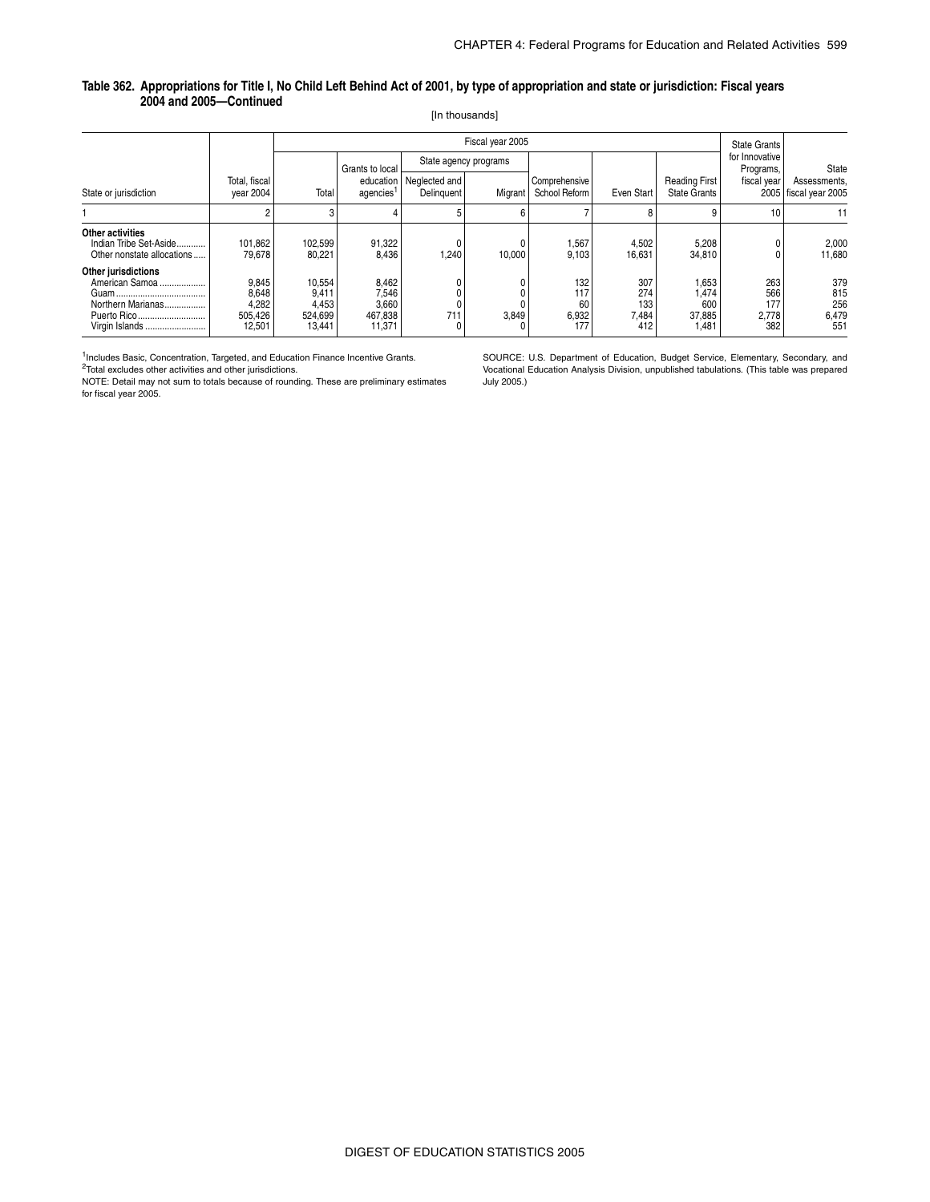**Table 362. Appropriations for Title I, No Child Left Behind Act of 2001, by type of appropriation and state or jurisdiction: Fiscal years 2004 and 2005—Continued**

[In thousands]

| State or jurisdiction | Total, fiscal year 2004 | Fiscal year 2005 | | | | | | | | State Grants for Innovative Programs, fiscal year 2005 | State Assessments, fiscal year 2005 |
|---|---|---|---|---|---|---|---|---|---|---|---|
| | | Total | Grants to local education agencies[1] | State agency programs | | Comprehensive School Reform | Even Start | Reading First State Grants | | | |
| | | | | Neglected and Delinquent | Migrant | | | | | | |
| 1 | 2 | 3 | 4 | 5 | 6 | 7 | 8 | 9 | | 10 | 11 |
| **Other activities** | | | | | | | | | | | |
| Indian Tribe Set-Aside | 101,862 | 102,599 | 91,322 | 0 | 0 | 1,567 | 4,502 | 5,208 | | 0 | 2,000 |
| Other nonstate allocations | 79,678 | 80,221 | 8,436 | 1,240 | 10,000 | 9,103 | 16,631 | 34,810 | | 0 | 11,680 |
| **Other jurisdictions** | | | | | | | | | | | |
| American Samoa | 9,845 | 10,554 | 8,462 | 0 | 0 | 132 | 307 | 1,653 | | 263 | 379 |
| Guam | 8,648 | 9,411 | 7,546 | 0 | 0 | 117 | 274 | 1,474 | | 566 | 815 |
| Northern Marianas | 4,282 | 4,453 | 3,660 | 0 | 0 | 60 | 133 | 600 | | 177 | 256 |
| Puerto Rico | 505,426 | 524,699 | 467,838 | 711 | 3,849 | 6,932 | 7,484 | 37,885 | | 2,778 | 6,479 |
| Virgin Islands | 12,501 | 13,441 | 11,371 | 0 | 0 | 177 | 412 | 1,481 | | 382 | 551 |

[1]Includes Basic, Concentration, Targeted, and Education Finance Incentive Grants.
[2]Total excludes other activities and other jurisdictions.
NOTE: Detail may not sum to totals because of rounding. These are preliminary estimates for fiscal year 2005.

SOURCE: U.S. Department of Education, Budget Service, Elementary, Secondary, and Vocational Education Analysis Division, unpublished tabulations. (This table was prepared July 2005.)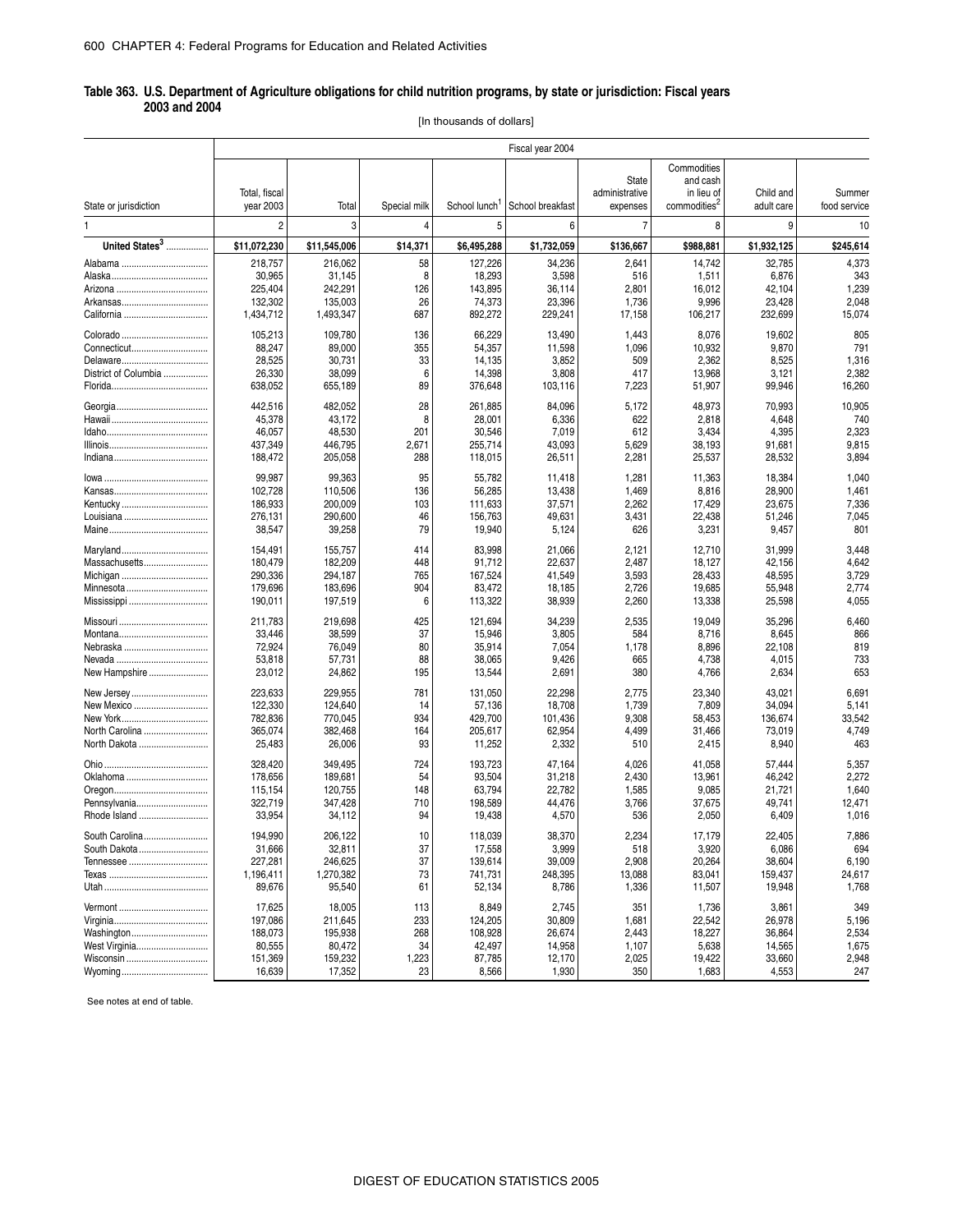**Table 363. U.S. Department of Agriculture obligations for child nutrition programs, by state or jurisdiction: Fiscal years 2003 and 2004**

[In thousands of dollars]

| State or jurisdiction | Total, fiscal year 2003 | Fiscal year 2004 | | | | | | | |
|---|---|---|---|---|---|---|---|---|---|
| | | Total | Special milk | School lunch[1] | School breakfast | State administrative expenses | Commodities and cash in lieu of commodities[2] | Child and adult care | Summer food service |
| 1 | 2 | 3 | 4 | 5 | 6 | 7 | 8 | 9 | 10 |
| **United States[3]** | **$11,072,230** | **$11,545,006** | **$14,371** | **$6,495,288** | **$1,732,059** | **$136,667** | **$988,881** | **$1,932,125** | **$245,614** |
| Alabama | 218,757 | 216,062 | 58 | 127,226 | 34,236 | 2,641 | 14,742 | 32,785 | 4,373 |
| Alaska | 30,965 | 31,145 | 8 | 18,293 | 3,598 | 516 | 1,511 | 6,876 | 343 |
| Arizona | 225,404 | 242,291 | 126 | 143,895 | 36,114 | 2,801 | 16,012 | 42,104 | 1,239 |
| Arkansas | 132,302 | 135,003 | 26 | 74,373 | 23,396 | 1,736 | 9,996 | 23,428 | 2,048 |
| California | 1,434,712 | 1,493,347 | 687 | 892,272 | 229,241 | 17,158 | 106,217 | 232,699 | 15,074 |
| Colorado | 105,213 | 109,780 | 136 | 66,229 | 13,490 | 1,443 | 8,076 | 19,602 | 805 |
| Connecticut | 88,247 | 89,000 | 355 | 54,357 | 11,598 | 1,096 | 10,932 | 9,870 | 791 |
| Delaware | 28,525 | 30,731 | 33 | 14,135 | 3,852 | 509 | 2,362 | 8,525 | 1,316 |
| District of Columbia | 26,330 | 38,099 | 6 | 14,398 | 3,808 | 417 | 13,968 | 3,121 | 2,382 |
| Florida | 638,052 | 655,189 | 89 | 376,648 | 103,116 | 7,223 | 51,907 | 99,946 | 16,260 |
| Georgia | 442,516 | 482,052 | 28 | 261,885 | 84,096 | 5,172 | 48,973 | 70,993 | 10,905 |
| Hawaii | 45,378 | 43,172 | 8 | 28,001 | 6,336 | 622 | 2,818 | 4,648 | 740 |
| Idaho | 46,057 | 48,530 | 201 | 30,546 | 7,019 | 612 | 3,434 | 4,395 | 2,323 |
| Illinois | 437,349 | 446,795 | 2,671 | 255,714 | 43,093 | 5,629 | 38,193 | 91,681 | 9,815 |
| Indiana | 188,472 | 205,058 | 288 | 118,015 | 26,511 | 2,281 | 25,537 | 28,532 | 3,894 |
| Iowa | 99,987 | 99,363 | 95 | 55,782 | 11,418 | 1,281 | 11,363 | 18,384 | 1,040 |
| Kansas | 102,728 | 110,506 | 136 | 56,285 | 13,438 | 1,469 | 8,816 | 28,900 | 1,461 |
| Kentucky | 186,933 | 200,009 | 103 | 111,633 | 37,571 | 2,262 | 17,429 | 23,675 | 7,336 |
| Louisiana | 276,131 | 290,600 | 46 | 156,763 | 49,631 | 3,431 | 22,438 | 51,246 | 7,045 |
| Maine | 38,547 | 39,258 | 79 | 19,940 | 5,124 | 626 | 3,231 | 9,457 | 801 |
| Maryland | 154,491 | 155,757 | 414 | 83,998 | 21,066 | 2,121 | 12,710 | 31,999 | 3,448 |
| Massachusetts | 180,479 | 182,209 | 448 | 91,712 | 22,637 | 2,487 | 18,127 | 42,156 | 4,642 |
| Michigan | 290,336 | 294,187 | 765 | 167,524 | 41,549 | 3,593 | 28,433 | 48,595 | 3,729 |
| Minnesota | 179,696 | 183,696 | 904 | 83,472 | 18,185 | 2,726 | 19,685 | 55,948 | 2,774 |
| Mississippi | 190,011 | 197,519 | 6 | 113,322 | 38,939 | 2,260 | 13,338 | 25,598 | 4,055 |
| Missouri | 211,783 | 219,698 | 425 | 121,694 | 34,239 | 2,535 | 19,049 | 35,296 | 6,460 |
| Montana | 33,446 | 38,599 | 37 | 15,946 | 3,805 | 584 | 8,716 | 8,645 | 866 |
| Nebraska | 72,924 | 76,049 | 80 | 35,914 | 7,054 | 1,178 | 8,896 | 22,108 | 819 |
| Nevada | 53,818 | 57,731 | 88 | 38,065 | 9,426 | 665 | 4,738 | 4,015 | 733 |
| New Hampshire | 23,012 | 24,862 | 195 | 13,544 | 2,691 | 380 | 4,766 | 2,634 | 653 |
| New Jersey | 223,633 | 229,955 | 781 | 131,050 | 22,298 | 2,775 | 23,340 | 43,021 | 6,691 |
| New Mexico | 122,330 | 124,640 | 14 | 57,136 | 18,708 | 1,739 | 7,809 | 34,094 | 5,141 |
| New York | 782,836 | 770,045 | 934 | 429,700 | 101,436 | 9,308 | 58,453 | 136,674 | 33,542 |
| North Carolina | 365,074 | 382,468 | 164 | 205,617 | 62,954 | 4,499 | 31,466 | 73,019 | 4,749 |
| North Dakota | 25,483 | 26,006 | 93 | 11,252 | 2,332 | 510 | 2,415 | 8,940 | 463 |
| Ohio | 328,420 | 349,495 | 724 | 193,723 | 47,164 | 4,026 | 41,058 | 57,444 | 5,357 |
| Oklahoma | 178,656 | 189,681 | 54 | 93,504 | 31,218 | 2,430 | 13,961 | 46,242 | 2,272 |
| Oregon | 115,154 | 120,755 | 148 | 63,794 | 22,782 | 1,585 | 9,085 | 21,721 | 1,640 |
| Pennsylvania | 322,719 | 347,428 | 710 | 198,589 | 44,476 | 3,766 | 37,675 | 49,741 | 12,471 |
| Rhode Island | 33,954 | 34,112 | 94 | 19,438 | 4,570 | 536 | 2,050 | 6,409 | 1,016 |
| South Carolina | 194,990 | 206,122 | 10 | 118,039 | 38,370 | 2,234 | 17,179 | 22,405 | 7,886 |
| South Dakota | 31,666 | 32,811 | 37 | 17,558 | 3,999 | 518 | 3,920 | 6,086 | 694 |
| Tennessee | 227,281 | 246,625 | 37 | 139,614 | 39,009 | 2,908 | 20,264 | 38,604 | 6,190 |
| Texas | 1,196,411 | 1,270,382 | 73 | 741,731 | 248,395 | 13,088 | 83,041 | 159,437 | 24,617 |
| Utah | 89,676 | 95,540 | 61 | 52,134 | 8,786 | 1,336 | 11,507 | 19,948 | 1,768 |
| Vermont | 17,625 | 18,005 | 113 | 8,849 | 2,745 | 351 | 1,736 | 3,861 | 349 |
| Virginia | 197,086 | 211,645 | 233 | 124,205 | 30,809 | 1,681 | 22,542 | 26,978 | 5,196 |
| Washington | 188,073 | 195,938 | 268 | 108,928 | 26,674 | 2,443 | 18,227 | 36,864 | 2,534 |
| West Virginia | 80,555 | 80,472 | 34 | 42,497 | 14,958 | 1,107 | 5,638 | 14,565 | 1,675 |
| Wisconsin | 151,369 | 159,232 | 1,223 | 87,785 | 12,170 | 2,025 | 19,422 | 33,660 | 2,948 |
| Wyoming | 16,639 | 17,352 | 23 | 8,566 | 1,930 | 350 | 1,683 | 4,553 | 247 |

See notes at end of table.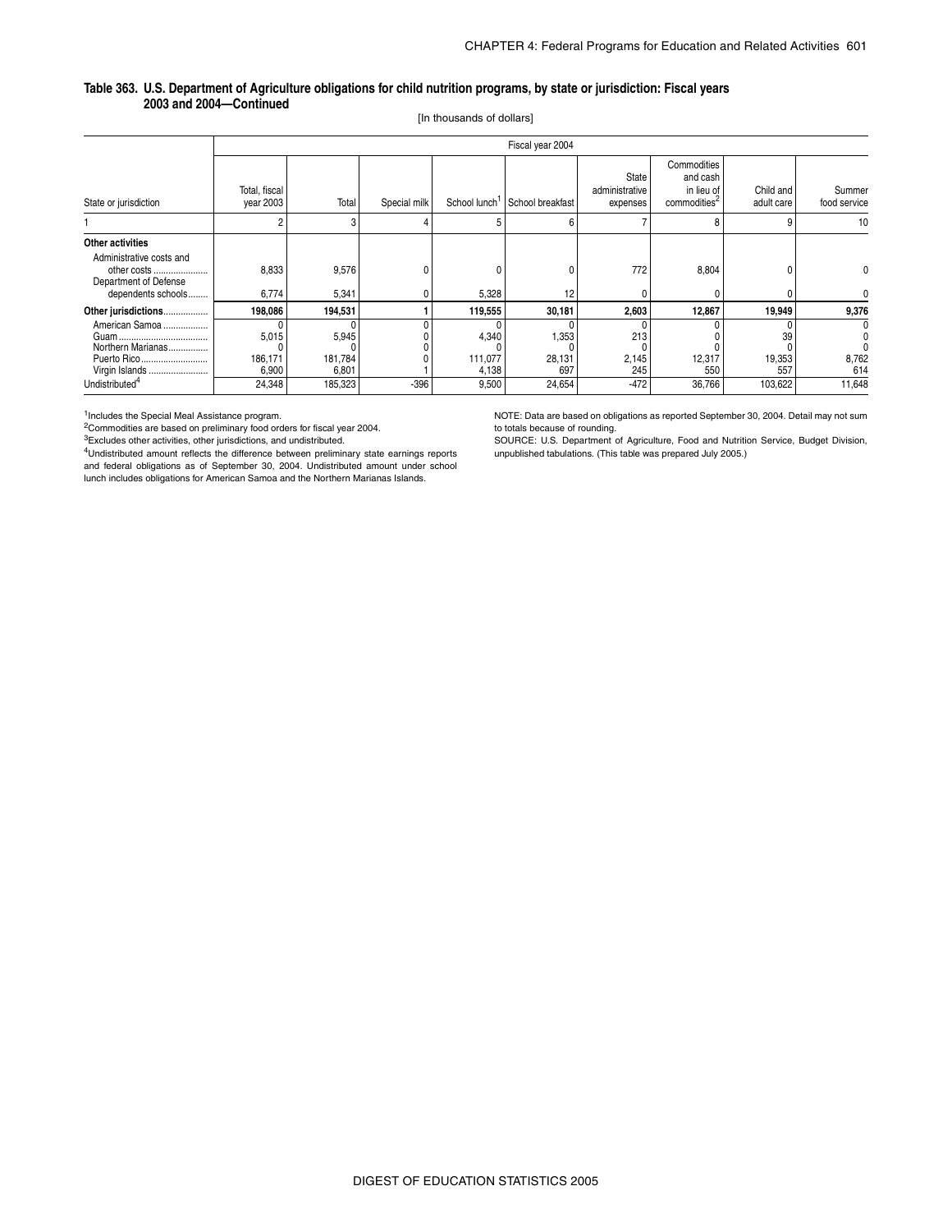**Table 363. U.S. Department of Agriculture obligations for child nutrition programs, by state or jurisdiction: Fiscal years 2003 and 2004—Continued**

[In thousands of dollars]

| State or jurisdiction | Total, fiscal year 2003 | Fiscal year 2004 | | | | | | | |
|---|---|---|---|---|---|---|---|---|---|
| | | Total | Special milk | School lunch[1] | School breakfast | State administrative expenses | Commodities and cash in lieu of commodities[2] | Child and adult care | Summer food service |
| 1 | 2 | 3 | 4 | 5 | 6 | 7 | 8 | 9 | 10 |
| **Other activities** | | | | | | | | | |
| Administrative costs and other costs | 8,833 | 9,576 | 0 | 0 | 0 | 772 | 8,804 | 0 | 0 |
| Department of Defense dependents schools | 6,774 | 5,341 | 0 | 5,328 | 12 | 0 | 0 | 0 | 0 |
| **Other jurisdictions** | **198,086** | **194,531** | **1** | **119,555** | **30,181** | **2,603** | **12,867** | **19,949** | **9,376** |
| American Samoa | 0 | 0 | 0 | 0 | 0 | 0 | 0 | 0 | 0 |
| Guam | 5,015 | 5,945 | 0 | 4,340 | 1,353 | 213 | 0 | 39 | 0 |
| Northern Marianas | 0 | 0 | 0 | 0 | 0 | 0 | 0 | 0 | 0 |
| Puerto Rico | 186,171 | 181,784 | 0 | 111,077 | 28,131 | 2,145 | 12,317 | 19,353 | 8,762 |
| Virgin Islands | 6,900 | 6,801 | 1 | 4,138 | 697 | 245 | 550 | 557 | 614 |
| Undistributed[4] | 24,348 | 185,323 | -396 | 9,500 | 24,654 | -472 | 36,766 | 103,622 | 11,648 |

[1]Includes the Special Meal Assistance program.
[2]Commodities are based on preliminary food orders for fiscal year 2004.
[3]Excludes other activities, other jurisdictions, and undistributed.
[4]Undistributed amount reflects the difference between preliminary state earnings reports and federal obligations as of September 30, 2004. Undistributed amount under school lunch includes obligations for American Samoa and the Northern Marianas Islands.

NOTE: Data are based on obligations as reported September 30, 2004. Detail may not sum to totals because of rounding.

SOURCE: U.S. Department of Agriculture, Food and Nutrition Service, Budget Division, unpublished tabulations. (This table was prepared July 2005.)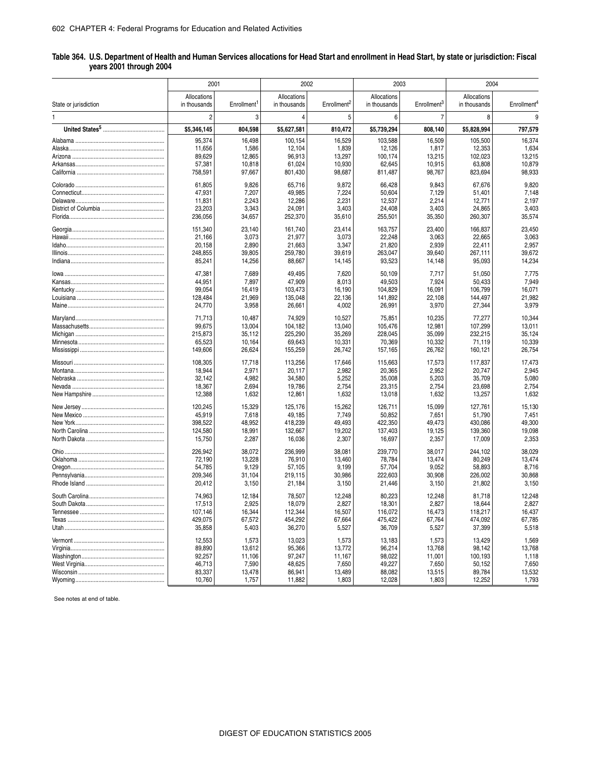**Table 364. U.S. Department of Health and Human Services allocations for Head Start and enrollment in Head Start, by state or jurisdiction: Fiscal years 2001 through 2004**

| State or jurisdiction | 2001 | | 2002 | | 2003 | | 2004 | |
|---|---|---|---|---|---|---|---|---|
| | Allocations in thousands | Enrollment[1] | Allocations in thousands | Enrollment[2] | Allocations in thousands | Enrollment[3] | Allocations in thousands | Enrollment[4] |
| 1 | 2 | 3 | 4 | 5 | 6 | 7 | 8 | 9 |
| **United States[5]** | **$5,346,145** | **804,598** | **$5,627,581** | **810,472** | **$5,739,294** | **808,140** | **$5,828,994** | **797,579** |
| Alabama | 95,374 | 16,498 | 100,154 | 16,529 | 103,588 | 16,509 | 105,500 | 16,374 |
| Alaska | 11,656 | 1,586 | 12,104 | 1,839 | 12,126 | 1,817 | 12,353 | 1,634 |
| Arizona | 89,629 | 12,865 | 96,913 | 13,297 | 100,174 | 13,215 | 102,023 | 13,215 |
| Arkansas | 57,381 | 10,818 | 61,024 | 10,930 | 62,645 | 10,915 | 63,808 | 10,879 |
| California | 758,591 | 97,667 | 801,430 | 98,687 | 811,487 | 98,767 | 823,694 | 98,933 |
| Colorado | 61,805 | 9,826 | 65,716 | 9,872 | 66,428 | 9,843 | 67,676 | 9,820 |
| Connecticut | 47,931 | 7,207 | 49,985 | 7,224 | 50,604 | 7,129 | 51,401 | 7,148 |
| Delaware | 11,831 | 2,243 | 12,286 | 2,231 | 12,537 | 2,214 | 12,771 | 2,197 |
| District of Columbia | 23,203 | 3,343 | 24,091 | 3,403 | 24,408 | 3,403 | 24,865 | 3,403 |
| Florida | 236,056 | 34,657 | 252,370 | 35,610 | 255,501 | 35,350 | 260,307 | 35,574 |
| Georgia | 151,340 | 23,140 | 161,740 | 23,414 | 163,757 | 23,400 | 166,837 | 23,450 |
| Hawaii | 21,166 | 3,073 | 21,977 | 3,073 | 22,248 | 3,063 | 22,665 | 3,063 |
| Idaho | 20,158 | 2,890 | 21,663 | 3,347 | 21,820 | 2,939 | 22,411 | 2,957 |
| Illinois | 248,855 | 39,805 | 259,780 | 39,619 | 263,047 | 39,640 | 267,111 | 39,672 |
| Indiana | 85,241 | 14,256 | 88,667 | 14,145 | 93,523 | 14,148 | 95,093 | 14,234 |
| Iowa | 47,381 | 7,689 | 49,495 | 7,620 | 50,109 | 7,717 | 51,050 | 7,775 |
| Kansas | 44,951 | 7,897 | 47,909 | 8,013 | 49,503 | 7,924 | 50,433 | 7,949 |
| Kentucky | 99,054 | 16,419 | 103,473 | 16,190 | 104,829 | 16,091 | 106,799 | 16,071 |
| Louisiana | 128,484 | 21,969 | 135,048 | 22,136 | 141,892 | 22,108 | 144,497 | 21,982 |
| Maine | 24,770 | 3,958 | 26,661 | 4,002 | 26,991 | 3,970 | 27,344 | 3,979 |
| Maryland | 71,713 | 10,487 | 74,929 | 10,527 | 75,851 | 10,235 | 77,277 | 10,344 |
| Massachusetts | 99,675 | 13,004 | 104,182 | 13,040 | 105,476 | 12,981 | 107,299 | 13,011 |
| Michigan | 215,873 | 35,112 | 225,290 | 35,269 | 228,045 | 35,099 | 232,215 | 35,124 |
| Minnesota | 65,523 | 10,164 | 69,643 | 10,331 | 70,369 | 10,332 | 71,119 | 10,339 |
| Mississippi | 149,606 | 26,624 | 155,259 | 26,742 | 157,165 | 26,762 | 160,121 | 26,754 |
| Missouri | 108,305 | 17,718 | 113,256 | 17,646 | 115,663 | 17,573 | 117,837 | 17,473 |
| Montana | 18,944 | 2,971 | 20,117 | 2,982 | 20,365 | 2,952 | 20,747 | 2,945 |
| Nebraska | 32,142 | 4,982 | 34,580 | 5,252 | 35,008 | 5,203 | 35,709 | 5,080 |
| Nevada | 18,367 | 2,694 | 19,786 | 2,754 | 23,315 | 2,754 | 23,698 | 2,754 |
| New Hampshire | 12,388 | 1,632 | 12,861 | 1,632 | 13,018 | 1,632 | 13,257 | 1,632 |
| New Jersey | 120,245 | 15,329 | 125,176 | 15,262 | 126,711 | 15,099 | 127,761 | 15,130 |
| New Mexico | 45,919 | 7,618 | 49,185 | 7,749 | 50,852 | 7,651 | 51,790 | 7,451 |
| New York | 398,522 | 48,952 | 418,239 | 49,493 | 422,350 | 49,473 | 430,086 | 49,300 |
| North Carolina | 124,580 | 18,991 | 132,667 | 19,202 | 137,403 | 19,125 | 139,360 | 19,098 |
| North Dakota | 15,750 | 2,287 | 16,036 | 2,307 | 16,697 | 2,357 | 17,009 | 2,353 |
| Ohio | 226,942 | 38,072 | 236,999 | 38,081 | 239,770 | 38,017 | 244,102 | 38,029 |
| Oklahoma | 72,190 | 13,228 | 76,910 | 13,460 | 78,784 | 13,474 | 80,249 | 13,474 |
| Oregon | 54,785 | 9,129 | 57,105 | 9,199 | 57,704 | 9,052 | 58,893 | 8,716 |
| Pennsylvania | 209,346 | 31,104 | 219,115 | 30,986 | 222,603 | 30,908 | 226,002 | 30,868 |
| Rhode Island | 20,412 | 3,150 | 21,184 | 3,150 | 21,446 | 3,150 | 21,802 | 3,150 |
| South Carolina | 74,963 | 12,184 | 78,507 | 12,248 | 80,223 | 12,248 | 81,718 | 12,248 |
| South Dakota | 17,513 | 2,925 | 18,079 | 2,827 | 18,301 | 2,827 | 18,644 | 2,827 |
| Tennessee | 107,146 | 16,344 | 112,344 | 16,507 | 116,072 | 16,473 | 118,217 | 16,437 |
| Texas | 429,075 | 67,572 | 454,292 | 67,664 | 475,422 | 67,764 | 474,092 | 67,785 |
| Utah | 35,858 | 5,403 | 36,270 | 5,527 | 36,709 | 5,527 | 37,399 | 5,518 |
| Vermont | 12,553 | 1,573 | 13,023 | 1,573 | 13,183 | 1,573 | 13,429 | 1,569 |
| Virginia | 89,890 | 13,612 | 95,366 | 13,772 | 96,214 | 13,768 | 98,142 | 13,768 |
| Washington | 92,257 | 11,106 | 97,247 | 11,167 | 98,022 | 11,001 | 100,193 | 1,118 |
| West Virginia | 46,713 | 7,590 | 48,625 | 7,650 | 49,227 | 7,650 | 50,152 | 7,650 |
| Wisconsin | 83,337 | 13,478 | 86,941 | 13,489 | 88,082 | 13,515 | 89,784 | 13,532 |
| Wyoming | 10,760 | 1,757 | 11,882 | 1,803 | 12,028 | 1,803 | 12,252 | 1,793 |

See notes at end of table.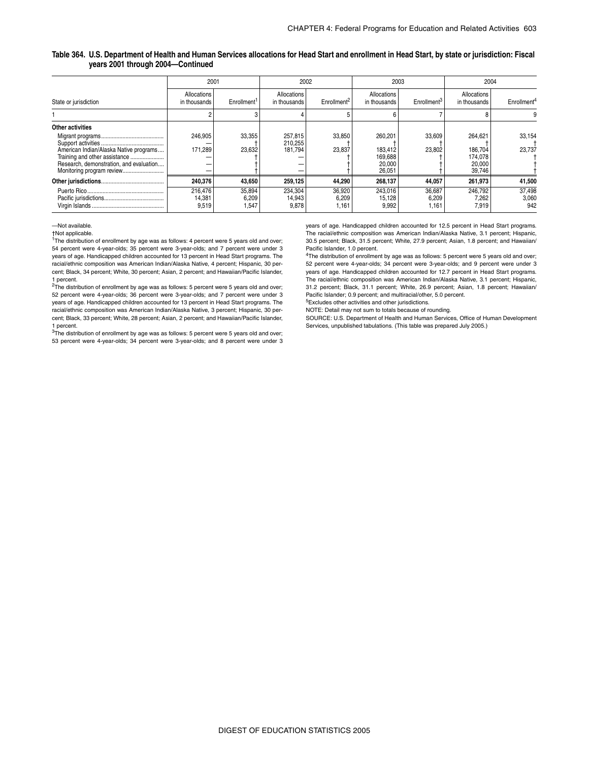**Table 364. U.S. Department of Health and Human Services allocations for Head Start and enrollment in Head Start, by state or jurisdiction: Fiscal years 2001 through 2004—Continued**

| State or jurisdiction | 2001 | | 2002 | | 2003 | | 2004 | |
|---|---|---|---|---|---|---|---|---|
| | Allocations in thousands | Enrollment[1] | Allocations in thousands | Enrollment[2] | Allocations in thousands | Enrollment[3] | Allocations in thousands | Enrollment[4] |
| 1 | 2 | 3 | 4 | 5 | 6 | 7 | 8 | 9 |
| **Other activities** | | | | | | | | |
| Migrant programs | 246,905 | 33,355 | 257,815 | 33,850 | 260,201 | 33,609 | 264,621 | 33,154 |
| Support activities | — | † | 210,255 | † | † | † | † | † |
| American Indian/Alaska Native programs | 171,289 | 23,632 | 181,794 | 23,837 | 183,412 | 23,802 | 186,704 | 23,737 |
| Training and other assistance | — | † | — | † | 169,688 | † | 174,078 | † |
| Research, demonstration, and evaluation | — | † | — | † | 20,000 | † | 20,000 | † |
| Monitoring program review | — | † | — | † | 26,051 | † | 39,746 | † |
| **Other jurisdictions** | **240,376** | **43,650** | **259,125** | **44,290** | **268,137** | **44,057** | **261,973** | **41,500** |
| Puerto Rico | 216,476 | 35,894 | 234,304 | 36,920 | 243,016 | 36,687 | 246,792 | 37,498 |
| Pacific jurisdictions | 14,381 | 6,209 | 14,943 | 6,209 | 15,128 | 6,209 | 7,262 | 3,060 |
| Virgin Islands | 9,519 | 1,547 | 9,878 | 1,161 | 9,992 | 1,161 | 7,919 | 942 |

—Not available.

†Not applicable.

[1]The distribution of enrollment by age was as follows: 4 percent were 5 years old and over; 54 percent were 4-year-olds; 35 percent were 3-year-olds; and 7 percent were under 3 years of age. Handicapped children accounted for 13 percent in Head Start programs. The racial/ethnic composition was American Indian/Alaska Native, 4 percent; Hispanic, 30 percent; Black, 34 percent; White, 30 percent; Asian, 2 percent; and Hawaiian/Pacific Islander, 1 percent.

[2]The distribution of enrollment by age was as follows: 5 percent were 5 years old and over; 52 percent were 4-year-olds; 36 percent were 3-year-olds; and 7 percent were under 3 years of age. Handicapped children accounted for 13 percent in Head Start programs. The racial/ethnic composition was American Indian/Alaska Native, 3 percent; Hispanic, 30 percent; Black, 33 percent; White, 28 percent; Asian, 2 percent; and Hawaiian/Pacific Islander, 1 percent.

[3]The distribution of enrollment by age was as follows: 5 percent were 5 years old and over; 53 percent were 4-year-olds; 34 percent were 3-year-olds; and 8 percent were under 3 years of age. Handicapped children accounted for 12.5 percent in Head Start programs. The racial/ethnic composition was American Indian/Alaska Native, 3.1 percent; Hispanic, 30.5 percent; Black, 31.5 percent; White, 27.9 percent; Asian, 1.8 percent; and Hawaiian/Pacific Islander, 1.0 percent.

[4]The distribution of enrollment by age was as follows: 5 percent were 5 years old and over; 52 percent were 4-year-olds; 34 percent were 3-year-olds; and 9 percent were under 3 years of age. Handicapped children accounted for 12.7 percent in Head Start programs. The racial/ethnic composition was American Indian/Alaska Native, 3.1 percent; Hispanic, 31.2 percent; Black, 31.1 percent; White, 26.9 percent; Asian, 1.8 percent; Hawaiian/Pacific Islander; 0.9 percent; and multiracial/other, 5.0 percent.

[5]Excludes other activities and other jurisdictions.

NOTE: Detail may not sum to totals because of rounding.

SOURCE: U.S. Department of Health and Human Services, Office of Human Development Services, unpublished tabulations. (This table was prepared July 2005.)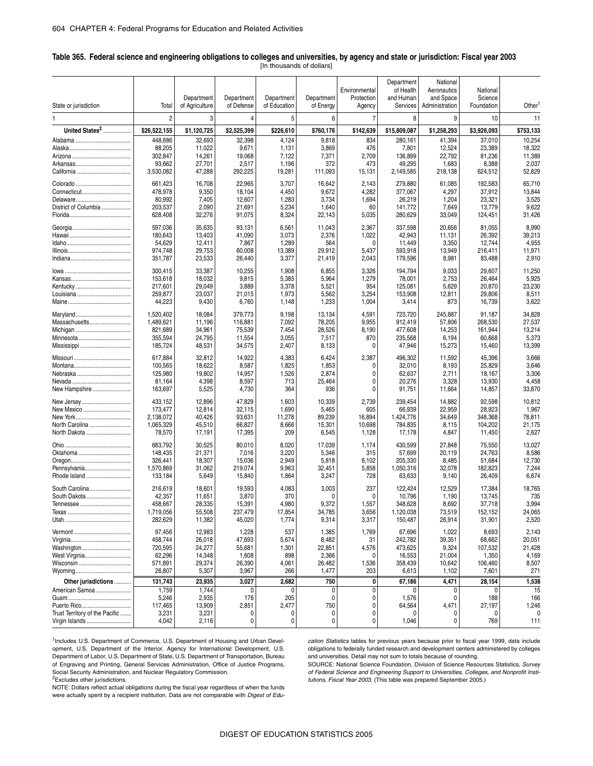**Table 365. Federal science and engineering obligations to colleges and universities, by agency and state or jurisdiction: Fiscal year 2003**
[In thousands of dollars]

| State or jurisdiction | Total | Department of Agriculture | Department of Defense | Department of Education | Department of Energy | Environmental Protection Agency | Department of Health and Human Services | National Aeronautics and Space Administration | National Science Foundation | Other[1] |
|---|---|---|---|---|---|---|---|---|---|---|
| 1 | 2 | 3 | 4 | 5 | 6 | 7 | 8 | 9 | 10 | 11 |
| **United States[2]** | **$26,522,155** | **$1,120,725** | **$2,525,399** | **$226,610** | **$760,176** | **$142,639** | **$15,809,087** | **$1,258,293** | **$3,926,093** | **$753,133** |
| Alabama | 448,686 | 32,693 | 32,398 | 4,124 | 9,818 | 834 | 280,161 | 41,394 | 37,010 | 10,254 |
| Alaska | 88,205 | 11,022 | 9,671 | 1,131 | 3,869 | 476 | 7,801 | 12,524 | 23,389 | 18,322 |
| Arizona | 302,847 | 14,261 | 19,068 | 7,122 | 7,371 | 2,709 | 136,899 | 22,792 | 81,236 | 11,389 |
| Arkansas | 93,662 | 27,701 | 2,517 | 1,196 | 372 | 473 | 49,295 | 1,683 | 8,388 | 2,037 |
| California | 3,530,082 | 47,288 | 292,225 | 19,281 | 111,093 | 15,131 | 2,149,585 | 218,138 | 624,512 | 52,829 |
| Colorado | 661,423 | 16,708 | 22,965 | 3,707 | 16,642 | 2,143 | 279,880 | 61,085 | 192,583 | 65,710 |
| Connecticut | 478,978 | 9,350 | 18,104 | 4,450 | 9,672 | 4,282 | 377,067 | 4,297 | 37,912 | 13,844 |
| Delaware | 80,992 | 7,405 | 12,607 | 1,283 | 3,734 | 1,694 | 26,219 | 1,204 | 23,321 | 3,525 |
| District of Columbia | 203,537 | 2,090 | 21,691 | 5,234 | 1,640 | 60 | 141,772 | 7,649 | 13,779 | 9,622 |
| Florida | 628,408 | 32,276 | 91,075 | 8,324 | 22,143 | 5,035 | 280,629 | 33,049 | 124,451 | 31,426 |
| Georgia | 597,036 | 35,635 | 93,131 | 6,561 | 11,043 | 2,367 | 337,598 | 20,656 | 81,055 | 8,990 |
| Hawaii | 180,643 | 13,403 | 41,090 | 3,073 | 2,376 | 1,022 | 42,943 | 11,131 | 26,392 | 39,213 |
| Idaho | 54,629 | 12,411 | 7,867 | 1,289 | 564 | 0 | 11,449 | 3,350 | 12,744 | 4,955 |
| Illinois | 974,748 | 29,753 | 60,008 | 13,389 | 29,912 | 5,437 | 593,918 | 13,949 | 216,411 | 11,971 |
| Indiana | 351,787 | 23,533 | 26,440 | 3,377 | 21,419 | 2,043 | 179,596 | 8,981 | 83,488 | 2,910 |
| Iowa | 300,415 | 33,387 | 10,255 | 1,908 | 6,855 | 3,326 | 194,794 | 9,033 | 29,607 | 11,250 |
| Kansas | 153,618 | 18,032 | 9,815 | 5,385 | 5,964 | 1,279 | 78,001 | 2,753 | 26,464 | 5,925 |
| Kentucky | 217,601 | 29,049 | 3,889 | 3,378 | 5,521 | 954 | 125,081 | 5,629 | 20,870 | 23,230 |
| Louisiana | 259,877 | 23,037 | 21,015 | 1,973 | 5,562 | 3,254 | 153,908 | 12,811 | 29,806 | 8,511 |
| Maine | 44,223 | 9,430 | 6,760 | 1,148 | 1,233 | 1,004 | 3,414 | 873 | 16,739 | 3,622 |
| Maryland | 1,520,402 | 18,084 | 379,773 | 9,198 | 13,134 | 4,591 | 723,720 | 245,887 | 91,187 | 34,828 |
| Massachusetts | 1,489,621 | 11,196 | 116,881 | 7,092 | 78,205 | 9,955 | 912,419 | 57,806 | 268,530 | 27,537 |
| Michigan | 821,689 | 34,961 | 75,539 | 7,454 | 28,526 | 8,190 | 477,608 | 14,253 | 161,944 | 13,214 |
| Minnesota | 355,594 | 24,795 | 11,554 | 3,055 | 7,517 | 870 | 235,568 | 6,194 | 60,668 | 5,373 |
| Mississippi | 185,724 | 48,531 | 34,575 | 2,407 | 8,133 | 0 | 47,946 | 15,273 | 15,460 | 13,399 |
| Missouri | 617,884 | 32,812 | 14,922 | 4,383 | 6,424 | 2,387 | 496,302 | 11,592 | 45,396 | 3,666 |
| Montana | 100,565 | 18,622 | 8,587 | 1,825 | 1,853 | 0 | 32,010 | 8,193 | 25,829 | 3,646 |
| Nebraska | 125,980 | 19,802 | 14,957 | 1,526 | 2,874 | 0 | 62,637 | 2,711 | 18,167 | 3,306 |
| Nevada | 81,164 | 4,398 | 8,597 | 713 | 25,464 | 0 | 20,276 | 3,328 | 13,930 | 4,458 |
| New Hampshire | 163,697 | 5,525 | 4,730 | 364 | 936 | 0 | 91,751 | 11,664 | 14,857 | 33,870 |
| New Jersey | 433,152 | 12,896 | 47,829 | 1,603 | 10,339 | 2,739 | 239,454 | 14,882 | 92,598 | 10,812 |
| New Mexico | 173,477 | 12,814 | 32,115 | 1,690 | 5,465 | 605 | 66,939 | 22,959 | 28,923 | 1,967 |
| New York | 2,138,072 | 40,426 | 93,631 | 11,278 | 89,239 | 16,894 | 1,424,776 | 34,649 | 348,368 | 78,811 |
| North Carolina | 1,065,329 | 45,510 | 66,827 | 8,666 | 15,301 | 10,698 | 784,835 | 8,115 | 104,202 | 21,175 |
| North Dakota | 78,570 | 17,191 | 17,395 | 209 | 6,545 | 1,128 | 17,178 | 4,847 | 11,450 | 2,627 |
| Ohio | 683,792 | 30,525 | 80,010 | 8,020 | 17,039 | 1,174 | 430,599 | 27,848 | 75,550 | 13,027 |
| Oklahoma | 148,435 | 21,371 | 7,016 | 3,220 | 5,346 | 315 | 57,699 | 20,119 | 24,763 | 8,586 |
| Oregon | 326,441 | 18,307 | 15,036 | 2,949 | 5,818 | 6,102 | 205,330 | 8,485 | 51,684 | 12,730 |
| Pennsylvania | 1,570,869 | 31,062 | 219,074 | 9,963 | 32,451 | 5,858 | 1,050,316 | 32,078 | 182,823 | 7,244 |
| Rhode Island | 133,184 | 5,649 | 15,840 | 1,864 | 3,247 | 728 | 63,633 | 9,140 | 26,409 | 6,674 |
| South Carolina | 216,619 | 18,601 | 19,593 | 4,083 | 3,003 | 237 | 122,424 | 12,529 | 17,384 | 18,765 |
| South Dakota | 42,357 | 11,651 | 3,870 | 370 | 0 | 0 | 10,796 | 1,190 | 13,745 | 735 |
| Tennessee | 458,667 | 28,335 | 15,391 | 4,980 | 9,372 | 1,557 | 348,628 | 8,692 | 37,718 | 3,994 |
| Texas | 1,719,056 | 55,508 | 237,479 | 17,854 | 34,785 | 3,656 | 1,120,038 | 73,519 | 152,152 | 24,065 |
| Utah | 282,629 | 11,382 | 45,020 | 1,774 | 9,314 | 3,317 | 150,487 | 26,914 | 31,901 | 2,520 |
| Vermont | 97,456 | 12,983 | 1,228 | 537 | 1,385 | 1,769 | 67,696 | 1,022 | 8,693 | 2,143 |
| Virginia | 458,744 | 26,018 | 47,693 | 5,674 | 8,482 | 31 | 242,782 | 39,351 | 68,662 | 20,051 |
| Washington | 720,595 | 24,277 | 55,681 | 1,301 | 22,851 | 4,576 | 473,625 | 9,324 | 107,532 | 21,428 |
| West Virginia | 62,296 | 14,348 | 1,608 | 898 | 2,366 | 0 | 16,553 | 21,004 | 1,350 | 4,169 |
| Wisconsin | 571,891 | 29,374 | 26,390 | 4,061 | 26,482 | 1,536 | 358,439 | 10,642 | 106,460 | 8,507 |
| Wyoming | 26,807 | 5,307 | 3,967 | 266 | 1,477 | 203 | 6,613 | 1,102 | 7,601 | 271 |
| **Other jurisdictions** | **131,743** | **23,935** | **3,027** | **2,682** | **750** | **0** | **67,186** | **4,471** | **28,154** | **1,538** |
| American Samoa | 1,759 | 1,744 | 0 | 0 | 0 | 0 | 0 | 0 | 0 | 15 |
| Guam | 5,246 | 2,935 | 176 | 205 | 0 | 0 | 1,576 | 0 | 188 | 166 |
| Puerto Rico | 117,465 | 13,909 | 2,851 | 2,477 | 750 | 0 | 64,564 | 4,471 | 27,197 | 1,246 |
| Trust Territory of the Pacific | 3,231 | 3,231 | 0 | 0 | 0 | 0 | 0 | 0 | 0 | 0 |
| Virgin Islands | 4,042 | 2,116 | 0 | 0 | 0 | 0 | 1,046 | 0 | 769 | 111 |

[1]Includes U.S. Department of Commerce, U.S. Department of Housing and Urban Development, U.S. Department of the Interior, Agency for International Development, U.S. Department of Labor, U.S. Department of State, U.S. Department of Transportation, Bureau of Engraving and Printing, General Services Administration, Office of Justice Programs, Social Security Administration, and Nuclear Regulatory Commission.

[2]Excludes other jurisdictions.

NOTE: Dollars reflect actual obligations during the fiscal year regardless of when the funds were actually spent by a recipient institution. Data are not comparable with *Digest of Education Statistics* tables for previous years because prior to fiscal year 1999, data include obligations to federally funded research and development centers administered by colleges and universities. Detail may not sum to totals because of rounding.

SOURCE: National Science Foundation, Division of Science Resources Statistics, *Survey of Federal Science and Engineering Support to Universities, Colleges, and Nonprofit Institutions, Fiscal Year 2003.* (This table was prepared September 2005.)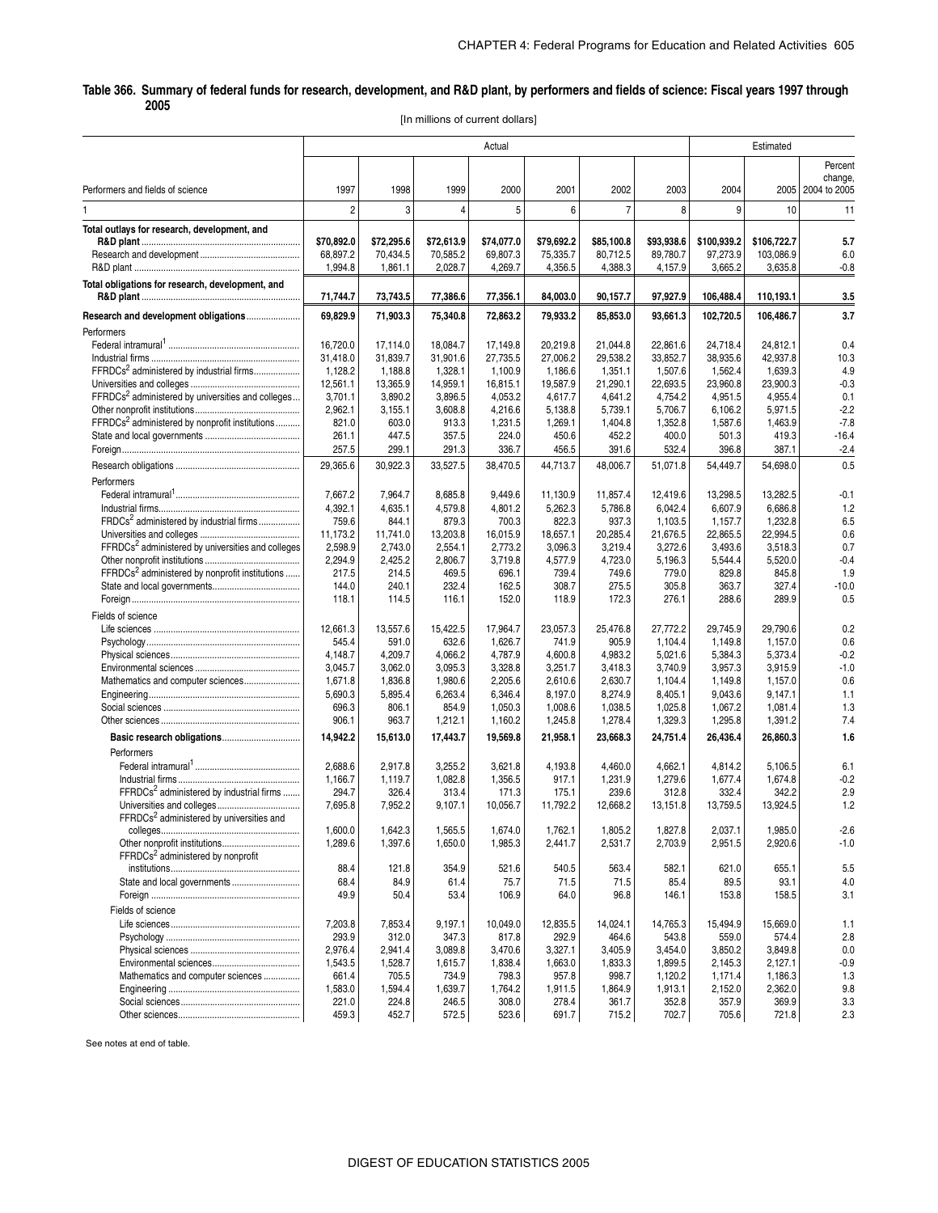**Table 366. Summary of federal funds for research, development, and R&D plant, by performers and fields of science: Fiscal years 1997 through 2005**

[In millions of current dollars]

| Performers and fields of science | Actual | | | | | | | Estimated | | |
|---|---|---|---|---|---|---|---|---|---|---|
| | 1997 | 1998 | 1999 | 2000 | 2001 | 2002 | 2003 | 2004 | 2005 | Percent change, 2004 to 2005 |
| 1 | 2 | 3 | 4 | 5 | 6 | 7 | 8 | 9 | 10 | 11 |
| **Total outlays for research, development, and R&D plant** | **$70,892.0** | **$72,295.6** | **$72,613.9** | **$74,077.0** | **$79,692.2** | **$85,100.8** | **$93,938.6** | **$100,939.2** | **$106,722.7** | **5.7** |
| Research and development | 68,897.2 | 70,434.5 | 70,585.2 | 69,807.3 | 75,335.7 | 80,712.5 | 89,780.7 | 97,273.9 | 103,086.9 | 6.0 |
| R&D plant | 1,994.8 | 1,861.1 | 2,028.7 | 4,269.7 | 4,356.5 | 4,388.3 | 4,157.9 | 3,665.2 | 3,635.8 | -0.8 |
| **Total obligations for research, development, and R&D plant** | **71,744.7** | **73,743.5** | **77,386.6** | **77,356.1** | **84,003.0** | **90,157.7** | **97,927.9** | **106,488.4** | **110,193.1** | **3.5** |
| **Research and development obligations** | **69,829.9** | **71,903.3** | **75,340.8** | **72,863.2** | **79,933.2** | **85,853.0** | **93,661.3** | **102,720.5** | **106,486.7** | **3.7** |
| Performers | | | | | | | | | | |
| Federal intramural[1] | 16,720.0 | 17,114.0 | 18,084.7 | 17,149.8 | 20,219.8 | 21,044.8 | 22,861.6 | 24,718.4 | 24,812.1 | 0.4 |
| Industrial firms | 31,418.0 | 31,839.7 | 31,901.6 | 27,735.5 | 27,006.2 | 29,538.2 | 33,852.7 | 38,935.6 | 42,937.8 | 10.3 |
| FFRDCs[2] administered by industrial firms | 1,128.2 | 1,188.8 | 1,328.1 | 1,100.9 | 1,186.6 | 1,351.1 | 1,507.6 | 1,562.4 | 1,639.3 | 4.9 |
| Universities and colleges | 12,561.1 | 13,365.9 | 14,959.1 | 16,815.1 | 19,587.9 | 21,290.1 | 22,693.5 | 23,960.8 | 23,900.3 | -0.3 |
| FFRDCs[2] administered by universities and colleges | 3,701.1 | 3,890.2 | 3,896.5 | 4,053.2 | 4,617.7 | 4,641.2 | 4,754.2 | 4,951.5 | 4,955.4 | 0.1 |
| Other nonprofit institutions | 2,962.1 | 3,155.1 | 3,608.8 | 4,216.6 | 5,138.8 | 5,739.1 | 5,706.7 | 6,106.2 | 5,971.5 | -2.2 |
| FFRDCs[2] administered by nonprofit institutions | 821.0 | 603.0 | 913.3 | 1,231.5 | 1,269.1 | 1,404.8 | 1,352.8 | 1,587.6 | 1,463.9 | -7.8 |
| State and local governments | 261.1 | 447.5 | 357.5 | 224.0 | 450.6 | 452.2 | 400.0 | 501.3 | 419.3 | -16.4 |
| Foreign | 257.5 | 299.1 | 291.3 | 336.7 | 456.5 | 391.6 | 532.4 | 396.8 | 387.1 | -2.4 |
| Research obligations | 29,365.6 | 30,922.3 | 33,527.5 | 38,470.5 | 44,713.7 | 48,006.7 | 51,071.8 | 54,449.7 | 54,698.0 | 0.5 |
| Performers | | | | | | | | | | |
| Federal intramural[1] | 7,667.2 | 7,964.7 | 8,685.8 | 9,449.6 | 11,130.9 | 11,857.4 | 12,419.6 | 13,298.5 | 13,282.5 | -0.1 |
| Industrial firms | 4,392.1 | 4,635.1 | 4,579.8 | 4,801.2 | 5,262.3 | 5,786.8 | 6,042.4 | 6,607.9 | 6,686.8 | 1.2 |
| FRDCs[2] administered by industrial firms | 759.6 | 844.1 | 879.3 | 700.3 | 822.3 | 937.3 | 1,103.5 | 1,157.7 | 1,232.8 | 6.5 |
| Universities and colleges | 11,173.2 | 11,741.0 | 13,203.8 | 16,015.9 | 18,657.1 | 20,285.4 | 21,676.5 | 22,865.5 | 22,994.5 | 0.6 |
| FFRDCs[2] administered by universities and colleges | 2,598.9 | 2,743.0 | 2,554.1 | 2,773.2 | 3,096.3 | 3,219.4 | 3,272.6 | 3,493.6 | 3,518.3 | 0.7 |
| Other nonprofit institutions | 2,294.9 | 2,425.2 | 2,806.7 | 3,719.8 | 4,577.9 | 4,723.0 | 5,196.3 | 5,544.4 | 5,520.0 | -0.4 |
| FFRDCs[2] administered by nonprofit institutions | 217.5 | 214.5 | 469.5 | 696.1 | 739.4 | 749.6 | 779.0 | 829.8 | 845.8 | 1.9 |
| State and local governments | 144.0 | 240.1 | 232.4 | 162.5 | 308.7 | 275.5 | 305.8 | 363.7 | 327.4 | -10.0 |
| Foreign | 118.1 | 114.5 | 116.1 | 152.0 | 118.9 | 172.3 | 276.1 | 288.6 | 289.9 | 0.5 |
| Fields of science | | | | | | | | | | |
| Life sciences | 12,661.3 | 13,557.6 | 15,422.5 | 17,964.7 | 23,057.3 | 25,476.8 | 27,772.2 | 29,745.9 | 29,790.6 | 0.2 |
| Psychology | 545.4 | 591.0 | 632.6 | 1,626.7 | 741.9 | 905.9 | 1,104.4 | 1,149.8 | 1,157.0 | 0.6 |
| Physical sciences | 4,148.7 | 4,209.7 | 4,066.2 | 4,787.9 | 4,600.8 | 4,983.2 | 5,021.6 | 5,384.3 | 5,373.4 | -0.2 |
| Environmental sciences | 3,045.7 | 3,062.0 | 3,095.3 | 3,328.8 | 3,251.7 | 3,418.3 | 3,740.9 | 3,957.3 | 3,915.9 | -1.0 |
| Mathematics and computer sciences | 1,671.8 | 1,836.8 | 1,980.6 | 2,205.6 | 2,610.6 | 2,630.7 | 1,104.4 | 1,149.8 | 1,157.0 | 0.6 |
| Engineering | 5,690.3 | 5,895.4 | 6,263.4 | 6,346.4 | 8,197.0 | 8,274.9 | 8,405.1 | 9,043.6 | 9,147.1 | 1.1 |
| Social sciences | 696.3 | 806.1 | 854.9 | 1,050.3 | 1,008.6 | 1,038.5 | 1,025.8 | 1,067.2 | 1,081.4 | 1.3 |
| Other sciences | 906.1 | 963.7 | 1,212.1 | 1,160.2 | 1,245.8 | 1,278.4 | 1,329.3 | 1,295.8 | 1,391.2 | 7.4 |
| **Basic research obligations** | **14,942.2** | **15,613.0** | **17,443.7** | **19,569.8** | **21,958.1** | **23,668.3** | **24,751.4** | **26,436.4** | **26,860.3** | **1.6** |
| Performers | | | | | | | | | | |
| Federal intramural[1] | 2,688.6 | 2,917.8 | 3,255.2 | 3,621.8 | 4,193.8 | 4,460.0 | 4,662.1 | 4,814.2 | 5,106.5 | 6.1 |
| Industrial firms | 1,166.7 | 1,119.7 | 1,082.8 | 1,356.5 | 917.1 | 1,231.9 | 1,279.6 | 1,677.4 | 1,674.8 | -0.2 |
| FFRDCs[2] administered by industrial firms | 294.7 | 326.4 | 313.4 | 171.3 | 175.1 | 239.6 | 312.8 | 332.4 | 342.2 | 2.9 |
| Universities and colleges | 7,695.8 | 7,952.2 | 9,107.1 | 10,056.7 | 11,792.2 | 12,668.2 | 13,151.8 | 13,759.5 | 13,924.5 | 1.2 |
| FFRDCs[2] administered by universities and colleges | 1,600.0 | 1,642.3 | 1,565.5 | 1,674.0 | 1,762.1 | 1,805.2 | 1,827.8 | 2,037.1 | 1,985.0 | -2.6 |
| Other nonprofit institutions | 1,289.6 | 1,397.6 | 1,650.0 | 1,985.3 | 2,441.7 | 2,531.7 | 2,703.9 | 2,951.5 | 2,920.6 | -1.0 |
| FFRDCs[2] administered by nonprofit institutions | 88.4 | 121.8 | 354.9 | 521.6 | 540.5 | 563.4 | 582.1 | 621.0 | 655.1 | 5.5 |
| State and local governments | 68.4 | 84.9 | 61.4 | 75.7 | 71.5 | 71.5 | 85.4 | 89.5 | 93.1 | 4.0 |
| Foreign | 49.9 | 50.4 | 53.4 | 106.9 | 64.0 | 96.8 | 146.1 | 153.8 | 158.5 | 3.1 |
| Fields of science | | | | | | | | | | |
| Life sciences | 7,203.8 | 7,853.4 | 9,197.1 | 10,049.0 | 12,835.5 | 14,024.1 | 14,765.3 | 15,494.9 | 15,669.0 | 1.1 |
| Psychology | 293.9 | 312.0 | 347.3 | 817.8 | 292.9 | 464.6 | 543.8 | 559.0 | 574.4 | 2.8 |
| Physical sciences | 2,976.4 | 2,941.4 | 3,089.8 | 3,470.6 | 3,327.1 | 3,405.9 | 3,454.0 | 3,850.2 | 3,849.8 | 0.0 |
| Environmental sciences | 1,543.5 | 1,528.7 | 1,615.7 | 1,838.4 | 1,663.0 | 1,833.3 | 1,899.5 | 2,145.3 | 2,127.1 | -0.9 |
| Mathematics and computer sciences | 661.4 | 705.5 | 734.9 | 798.3 | 957.8 | 998.7 | 1,120.2 | 1,171.4 | 1,186.3 | 1.3 |
| Engineering | 1,583.0 | 1,594.4 | 1,639.7 | 1,764.2 | 1,911.5 | 1,864.9 | 1,913.1 | 2,152.0 | 2,362.0 | 9.8 |
| Social sciences | 221.0 | 224.8 | 246.5 | 308.0 | 278.4 | 361.7 | 352.8 | 357.9 | 369.9 | 3.3 |
| Other sciences | 459.3 | 452.7 | 572.5 | 523.6 | 691.7 | 715.2 | 702.7 | 705.6 | 721.8 | 2.3 |

See notes at end of table.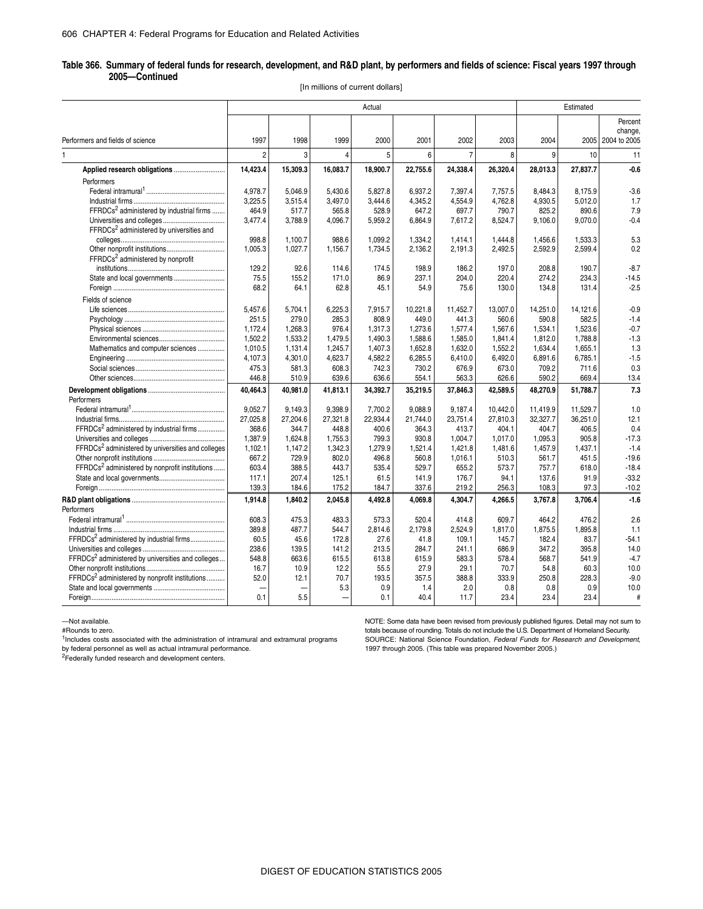**Table 366. Summary of federal funds for research, development, and R&D plant, by performers and fields of science: Fiscal years 1997 through 2005—Continued**

[In millions of current dollars]

| Performers and fields of science | Actual | | | | | | | Estimated | | |
|---|---|---|---|---|---|---|---|---|---|---|
| | 1997 | 1998 | 1999 | 2000 | 2001 | 2002 | 2003 | 2004 | 2005 | Percent change, 2004 to 2005 |
| 1 | 2 | 3 | 4 | 5 | 6 | 7 | 8 | 9 | 10 | 11 |
| **Applied research obligations** | **14,423.4** | **15,309.3** | **16,083.7** | **18,900.7** | **22,755.6** | **24,338.4** | **26,320.4** | **28,013.3** | **27,837.7** | **-0.6** |
| Performers | | | | | | | | | | |
| Federal intramural[1] | 4,978.7 | 5,046.9 | 5,430.6 | 5,827.8 | 6,937.2 | 7,397.4 | 7,757.5 | 8,484.3 | 8,175.9 | -3.6 |
| Industrial firms | 3,225.5 | 3,515.4 | 3,497.0 | 3,444.6 | 4,345.2 | 4,554.9 | 4,762.8 | 4,930.5 | 5,012.0 | 1.7 |
| FFRDCs[2] administered by industrial firms | 464.9 | 517.7 | 565.8 | 528.9 | 647.2 | 697.7 | 790.7 | 825.2 | 890.6 | 7.9 |
| Universities and colleges | 3,477.4 | 3,788.9 | 4,096.7 | 5,959.2 | 6,864.9 | 7,617.2 | 8,524.7 | 9,106.0 | 9,070.0 | -0.4 |
| FFRDCs[2] administered by universities and colleges | 998.8 | 1,100.7 | 988.6 | 1,099.2 | 1,334.2 | 1,414.1 | 1,444.8 | 1,456.6 | 1,533.3 | 5.3 |
| Other nonprofit institutions | 1,005.3 | 1,027.7 | 1,156.7 | 1,734.5 | 2,136.2 | 2,191.3 | 2,492.5 | 2,592.9 | 2,599.4 | 0.2 |
| FFRDCs[2] administered by nonprofit institutions | 129.2 | 92.6 | 114.6 | 174.5 | 198.9 | 186.2 | 197.0 | 208.8 | 190.7 | -8.7 |
| State and local governments | 75.5 | 155.2 | 171.0 | 86.9 | 237.1 | 204.0 | 220.4 | 274.2 | 234.3 | -14.5 |
| Foreign | 68.2 | 64.1 | 62.8 | 45.1 | 54.9 | 75.6 | 130.0 | 134.8 | 131.4 | -2.5 |
| Fields of science | | | | | | | | | | |
| Life sciences | 5,457.6 | 5,704.1 | 6,225.3 | 7,915.7 | 10,221.8 | 11,452.7 | 13,007.0 | 14,251.0 | 14,121.6 | -0.9 |
| Psychology | 251.5 | 279.0 | 285.3 | 808.9 | 449.0 | 441.3 | 560.6 | 590.8 | 582.5 | -1.4 |
| Physical sciences | 1,172.4 | 1,268.3 | 976.4 | 1,317.3 | 1,273.6 | 1,577.4 | 1,567.6 | 1,534.1 | 1,523.6 | -0.7 |
| Environmental sciences | 1,502.2 | 1,533.2 | 1,479.5 | 1,490.3 | 1,588.6 | 1,585.0 | 1,841.4 | 1,812.0 | 1,788.8 | -1.3 |
| Mathematics and computer sciences | 1,010.5 | 1,131.4 | 1,245.7 | 1,407.3 | 1,652.8 | 1,632.0 | 1,552.2 | 1,634.4 | 1,655.1 | 1.3 |
| Engineering | 4,107.3 | 4,301.0 | 4,623.7 | 4,582.2 | 6,285.5 | 6,410.0 | 6,492.0 | 6,891.6 | 6,785.1 | -1.5 |
| Social sciences | 475.3 | 581.3 | 608.3 | 742.3 | 730.2 | 676.9 | 673.0 | 709.2 | 711.6 | 0.3 |
| Other sciences | 446.8 | 510.9 | 639.6 | 636.6 | 554.1 | 563.3 | 626.6 | 590.2 | 669.4 | 13.4 |
| **Development obligations** | **40,464.3** | **40,981.0** | **41,813.1** | **34,392.7** | **35,219.5** | **37,846.3** | **42,589.5** | **48,270.9** | **51,788.7** | **7.3** |
| Performers | | | | | | | | | | |
| Federal intramural[1] | 9,052.7 | 9,149.3 | 9,398.9 | 7,700.2 | 9,088.9 | 9,187.4 | 10,442.0 | 11,419.9 | 11,529.7 | 1.0 |
| Industrial firms | 27,025.8 | 27,204.6 | 27,321.8 | 22,934.4 | 21,744.0 | 23,751.4 | 27,810.3 | 32,327.7 | 36,251.0 | 12.1 |
| FFRDCs[2] administered by industrial firms | 368.6 | 344.7 | 448.8 | 400.6 | 364.3 | 413.7 | 404.1 | 404.7 | 406.5 | 0.4 |
| Universities and colleges | 1,387.9 | 1,624.8 | 1,755.3 | 799.3 | 930.8 | 1,004.7 | 1,017.0 | 1,095.3 | 905.8 | -17.3 |
| FFRDCs[2] administered by universities and colleges | 1,102.1 | 1,147.2 | 1,342.3 | 1,279.9 | 1,521.4 | 1,421.8 | 1,481.6 | 1,457.9 | 1,437.1 | -1.4 |
| Other nonprofit institutions | 667.2 | 729.9 | 802.0 | 496.8 | 560.8 | 1,016.1 | 510.3 | 561.7 | 451.5 | -19.6 |
| FFRDCs[2] administered by nonprofit institutions | 603.4 | 388.5 | 443.7 | 535.4 | 529.7 | 655.2 | 573.7 | 757.7 | 618.0 | -18.4 |
| State and local governments | 117.1 | 207.4 | 125.1 | 61.5 | 141.9 | 176.7 | 94.1 | 137.6 | 91.9 | -33.2 |
| Foreign | 139.3 | 184.6 | 175.2 | 184.7 | 337.6 | 219.2 | 256.3 | 108.3 | 97.3 | -10.2 |
| **R&D plant obligations** | **1,914.8** | **1,840.2** | **2,045.8** | **4,492.8** | **4,069.8** | **4,304.7** | **4,266.5** | **3,767.8** | **3,706.4** | **-1.6** |
| Performers | | | | | | | | | | |
| Federal intramural[1] | 608.3 | 475.3 | 483.3 | 573.3 | 520.4 | 414.8 | 609.7 | 464.2 | 476.2 | 2.6 |
| Industrial firms | 389.8 | 487.7 | 544.7 | 2,814.6 | 2,179.8 | 2,524.9 | 1,817.0 | 1,875.5 | 1,895.8 | 1.1 |
| FFRDCs[2] administered by industrial firms | 60.5 | 45.6 | 172.8 | 27.6 | 41.8 | 109.1 | 145.7 | 182.4 | 83.7 | -54.1 |
| Universities and colleges | 238.6 | 139.5 | 141.2 | 213.5 | 284.7 | 241.1 | 686.9 | 347.2 | 395.8 | 14.0 |
| FFRDCs[2] administered by universities and colleges | 548.8 | 663.6 | 615.5 | 613.8 | 615.9 | 583.3 | 578.4 | 568.7 | 541.9 | -4.7 |
| Other nonprofit institutions | 16.7 | 10.9 | 12.2 | 55.5 | 27.9 | 29.1 | 70.7 | 54.8 | 60.3 | 10.0 |
| FFRDCs[2] administered by nonprofit institutions | 52.0 | 12.1 | 70.7 | 193.5 | 357.5 | 388.8 | 333.9 | 250.8 | 228.3 | -9.0 |
| State and local governments | — | — | 5.3 | 0.9 | 1.4 | 2.0 | 0.8 | 0.8 | 0.9 | 10.0 |
| Foreign | 0.1 | 5.5 | — | 0.1 | 40.4 | 11.7 | 23.4 | 23.4 | 23.4 | # |

—Not available.
#Rounds to zero.
[1]Includes costs associated with the administration of intramural and extramural programs by federal personnel as well as actual intramural performance.
[2]Federally funded research and development centers.

NOTE: Some data have been revised from previously published figures. Detail may not sum to totals because of rounding. Totals do not include the U.S. Department of Homeland Security.
SOURCE: National Science Foundation, *Federal Funds for Research and Development*, 1997 through 2005. (This table was prepared November 2005.)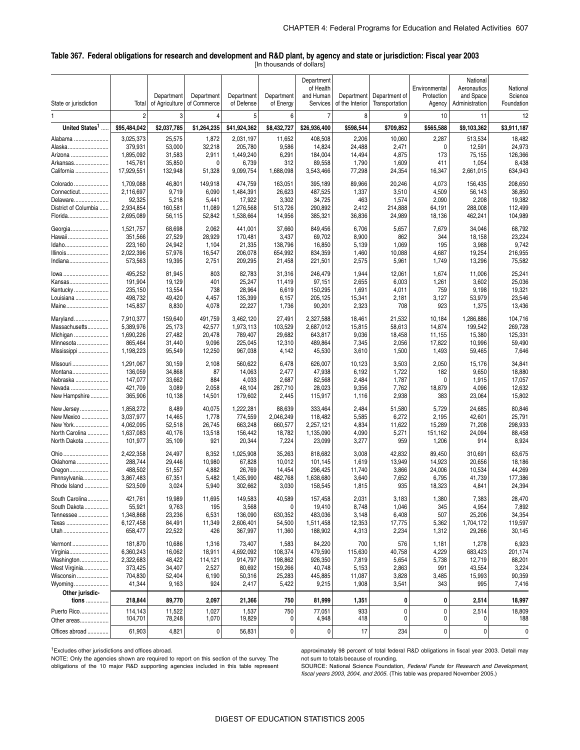## Table 367. Federal obligations for research and development and R&D plant, by agency and state or jurisdiction: Fiscal year 2003

[In thousands of dollars]

| State or jurisdiction | Total | Department of Agriculture | Department of Commerce | Department of Defense | Department of Energy | Department of Health and Human Services | Department of the Interior | Department of Transportation | Environmental Protection Agency | National Aeronautics and Space Administration | National Science Foundation |
|---|---|---|---|---|---|---|---|---|---|---|---|
| 1 | 2 | 3 | 4 | 5 | 6 | 7 | 8 | 9 | 10 | 11 | 12 |
| **United States[1]** | **$95,484,042** | **$2,037,785** | **$1,264,235** | **$41,924,362** | **$8,432,727** | **$26,936,400** | **$598,544** | **$709,852** | **$565,588** | **$9,103,362** | **$3,911,187** |
| Alabama | 3,025,373 | 25,575 | 1,872 | 2,031,197 | 11,652 | 408,508 | 2,206 | 10,060 | 2,287 | 513,534 | 18,482 |
| Alaska | 379,931 | 53,000 | 32,218 | 205,780 | 9,586 | 14,824 | 24,488 | 2,471 | 0 | 12,591 | 24,973 |
| Arizona | 1,895,092 | 31,583 | 2,911 | 1,449,240 | 6,291 | 184,004 | 14,494 | 4,875 | 173 | 75,155 | 126,366 |
| Arkansas | 145,761 | 35,850 | 0 | 6,739 | 312 | 89,558 | 1,790 | 1,609 | 411 | 1,054 | 8,438 |
| California | 17,929,551 | 132,948 | 51,328 | 9,099,754 | 1,688,098 | 3,543,466 | 77,298 | 24,354 | 16,347 | 2,661,015 | 634,943 |
| Colorado | 1,709,088 | 46,801 | 149,918 | 474,759 | 163,051 | 395,189 | 89,966 | 20,246 | 4,073 | 156,435 | 208,650 |
| Connecticut | 2,116,697 | 9,719 | 6,090 | 1,484,391 | 26,623 | 487,525 | 1,337 | 3,510 | 4,509 | 56,143 | 36,850 |
| Delaware | 92,325 | 5,218 | 5,441 | 17,922 | 3,302 | 34,725 | 463 | 1,574 | 2,090 | 2,208 | 19,382 |
| District of Columbia | 2,934,854 | 160,581 | 11,089 | 1,276,568 | 513,726 | 290,892 | 2,412 | 214,888 | 64,191 | 288,008 | 112,499 |
| Florida | 2,695,089 | 56,115 | 52,842 | 1,538,664 | 14,956 | 385,321 | 36,836 | 24,989 | 18,136 | 462,241 | 104,989 |
| Georgia | 1,521,757 | 68,698 | 2,062 | 441,001 | 37,660 | 849,456 | 6,706 | 5,657 | 7,679 | 34,046 | 68,792 |
| Hawaii | 351,566 | 27,529 | 28,929 | 170,481 | 3,437 | 69,702 | 8,900 | 862 | 344 | 18,158 | 23,224 |
| Idaho | 223,160 | 24,942 | 1,104 | 21,335 | 138,796 | 16,850 | 5,139 | 1,069 | 195 | 3,988 | 9,742 |
| Illinois | 2,022,396 | 57,976 | 16,547 | 206,078 | 654,992 | 834,359 | 1,460 | 10,088 | 4,687 | 19,254 | 216,955 |
| Indiana | 573,563 | 19,395 | 2,751 | 209,295 | 21,458 | 221,501 | 2,575 | 5,961 | 1,749 | 13,296 | 75,582 |
| Iowa | 495,252 | 81,945 | 803 | 82,783 | 31,316 | 246,479 | 1,944 | 12,061 | 1,674 | 11,006 | 25,241 |
| Kansas | 191,904 | 19,129 | 401 | 25,247 | 11,419 | 97,151 | 2,655 | 6,003 | 1,261 | 3,602 | 25,036 |
| Kentucky | 235,150 | 13,554 | 738 | 28,964 | 6,619 | 150,295 | 1,691 | 4,011 | 759 | 9,198 | 19,321 |
| Louisiana | 498,732 | 49,420 | 4,457 | 135,399 | 6,157 | 205,125 | 15,341 | 2,181 | 3,127 | 53,979 | 23,546 |
| Maine | 145,837 | 8,830 | 4,078 | 22,227 | 1,736 | 90,201 | 2,323 | 708 | 923 | 1,375 | 13,436 |
| Maryland | 7,910,377 | 159,640 | 491,759 | 3,462,120 | 27,491 | 2,327,588 | 18,461 | 21,532 | 10,184 | 1,286,886 | 104,716 |
| Massachusetts | 5,389,976 | 25,173 | 42,577 | 1,973,113 | 103,529 | 2,687,012 | 15,815 | 58,613 | 14,874 | 199,542 | 269,728 |
| Michigan | 1,690,226 | 27,482 | 20,478 | 789,407 | 29,682 | 643,817 | 9,036 | 18,458 | 11,155 | 15,380 | 125,331 |
| Minnesota | 865,464 | 31,440 | 9,096 | 225,045 | 12,310 | 489,864 | 7,345 | 2,056 | 17,822 | 10,996 | 59,490 |
| Mississippi | 1,198,223 | 95,549 | 12,250 | 967,038 | 4,142 | 45,530 | 3,610 | 1,500 | 1,493 | 59,465 | 7,646 |
| Missouri | 1,291,067 | 30,159 | 2,108 | 560,622 | 6,478 | 626,007 | 10,123 | 3,503 | 2,050 | 15,176 | 34,841 |
| Montana | 136,059 | 34,868 | 87 | 14,063 | 2,477 | 47,938 | 6,192 | 1,722 | 182 | 9,650 | 18,880 |
| Nebraska | 147,077 | 33,662 | 884 | 4,033 | 2,687 | 82,568 | 2,484 | 1,787 | 0 | 1,915 | 17,057 |
| Nevada | 421,709 | 3,089 | 2,058 | 48,104 | 287,710 | 28,023 | 9,356 | 7,762 | 18,879 | 4,096 | 12,632 |
| New Hampshire | 365,906 | 10,138 | 14,501 | 179,602 | 2,445 | 115,917 | 1,116 | 2,938 | 383 | 23,064 | 15,802 |
| New Jersey | 1,858,272 | 8,489 | 40,075 | 1,222,281 | 88,639 | 333,464 | 2,484 | 51,580 | 5,729 | 24,685 | 80,846 |
| New Mexico | 3,037,977 | 14,465 | 1,778 | 774,559 | 2,046,249 | 118,482 | 5,585 | 6,272 | 2,195 | 42,601 | 25,791 |
| New York | 4,062,095 | 52,518 | 26,745 | 663,248 | 660,577 | 2,257,121 | 4,834 | 11,622 | 15,289 | 71,208 | 298,933 |
| North Carolina | 1,637,083 | 40,176 | 13,518 | 156,442 | 18,782 | 1,135,090 | 4,090 | 5,271 | 151,162 | 24,094 | 88,458 |
| North Dakota | 101,977 | 35,109 | 921 | 20,344 | 7,224 | 23,099 | 3,277 | 959 | 1,206 | 914 | 8,924 |
| Ohio | 2,422,358 | 24,497 | 8,352 | 1,025,908 | 35,263 | 818,682 | 3,008 | 42,832 | 89,450 | 310,691 | 63,675 |
| Oklahoma | 288,744 | 29,446 | 10,980 | 67,828 | 10,012 | 101,145 | 1,619 | 13,949 | 14,923 | 20,656 | 18,186 |
| Oregon | 488,502 | 51,557 | 4,882 | 26,769 | 14,454 | 296,425 | 11,740 | 3,866 | 24,006 | 10,534 | 44,269 |
| Pennsylvania | 3,867,483 | 67,351 | 5,482 | 1,435,990 | 482,768 | 1,638,680 | 3,640 | 7,652 | 6,795 | 41,739 | 177,386 |
| Rhode Island | 523,509 | 3,024 | 5,940 | 302,662 | 3,030 | 158,545 | 1,815 | 935 | 18,323 | 4,841 | 24,394 |
| South Carolina | 421,761 | 19,989 | 11,695 | 149,583 | 40,589 | 157,458 | 2,031 | 3,183 | 1,380 | 7,383 | 28,470 |
| South Dakota | 55,921 | 9,763 | 195 | 3,568 | 0 | 19,410 | 8,748 | 1,046 | 345 | 4,954 | 7,892 |
| Tennessee | 1,348,868 | 23,236 | 6,531 | 136,090 | 630,352 | 483,036 | 3,148 | 6,408 | 507 | 25,206 | 34,354 |
| Texas | 6,127,458 | 84,491 | 11,349 | 2,606,401 | 54,500 | 1,511,458 | 12,353 | 17,775 | 5,362 | 1,704,172 | 119,597 |
| Utah | 658,477 | 22,522 | 426 | 367,997 | 11,360 | 188,902 | 4,313 | 2,234 | 1,312 | 29,266 | 30,145 |
| Vermont | 181,870 | 10,686 | 1,316 | 73,407 | 1,583 | 84,220 | 700 | 576 | 1,181 | 1,278 | 6,923 |
| Virginia | 6,360,243 | 16,062 | 18,911 | 4,692,092 | 108,374 | 479,590 | 115,630 | 40,758 | 4,229 | 683,423 | 201,174 |
| Washington | 2,322,683 | 48,422 | 114,121 | 914,797 | 198,862 | 926,350 | 7,819 | 5,654 | 5,738 | 12,719 | 88,201 |
| West Virginia | 373,425 | 34,407 | 2,527 | 80,692 | 159,266 | 40,748 | 5,153 | 2,863 | 991 | 43,554 | 3,224 |
| Wisconsin | 704,830 | 52,404 | 6,190 | 50,316 | 25,283 | 445,885 | 11,087 | 3,828 | 3,485 | 15,993 | 90,359 |
| Wyoming | 41,344 | 9,163 | 924 | 2,417 | 5,422 | 9,215 | 1,908 | 3,541 | 343 | 995 | 7,416 |
| **Other jurisdictions** | **218,844** | **89,770** | **2,097** | **21,366** | **750** | **81,999** | **1,351** | **0** | **0** | **2,514** | **18,997** |
| Puerto Rico | 114,143 | 11,522 | 1,027 | 1,537 | 750 | 77,051 | 933 | 0 | 0 | 2,514 | 18,809 |
| Other areas | 104,701 | 78,248 | 1,070 | 19,829 | 0 | 4,948 | 418 | 0 | 0 | 0 | 188 |
| Offices abroad | 61,903 | 4,821 | 0 | 56,831 | 0 | 0 | 17 | 234 | 0 | 0 | 0 |

[1]Excludes other jurisdictions and offices abroad.

NOTE: Only the agencies shown are required to report on this section of the survey. The obligations of the 10 major R&D supporting agencies included in this table represent approximately 98 percent of total federal R&D obligations in fiscal year 2003. Detail may not sum to totals because of rounding.

SOURCE: National Science Foundation, *Federal Funds for Research and Development, fiscal years 2003, 2004, and 2005.* (This table was prepared November 2005.)